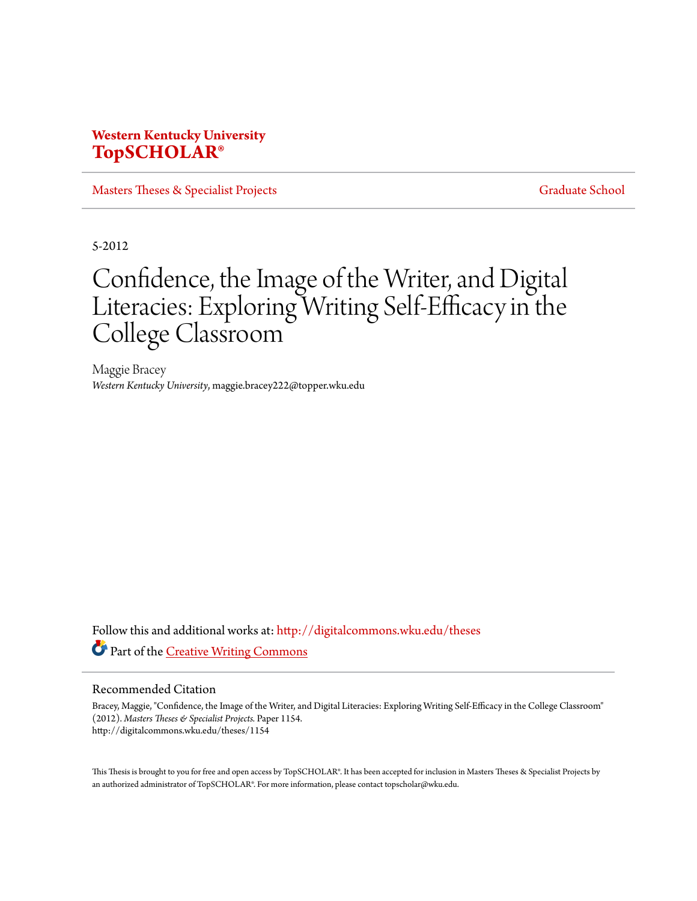**Western Kentucky University**
**TopSCHOLAR®**

Masters Theses & Specialist Projects | Graduate School

5-2012

# Confidence, the Image of the Writer, and Digital Literacies: Exploring Writing Self-Efficacy in the College Classroom

Maggie Bracey
*Western Kentucky University*, maggie.bracey222@topper.wku.edu

Follow this and additional works at: http://digitalcommons.wku.edu/theses

Part of the Creative Writing Commons

## Recommended Citation

Bracey, Maggie, "Confidence, the Image of the Writer, and Digital Literacies: Exploring Writing Self-Efficacy in the College Classroom" (2012). *Masters Theses & Specialist Projects.* Paper 1154.
http://digitalcommons.wku.edu/theses/1154

This Thesis is brought to you for free and open access by TopSCHOLAR®. It has been accepted for inclusion in Masters Theses & Specialist Projects by an authorized administrator of TopSCHOLAR®. For more information, please contact topscholar@wku.edu.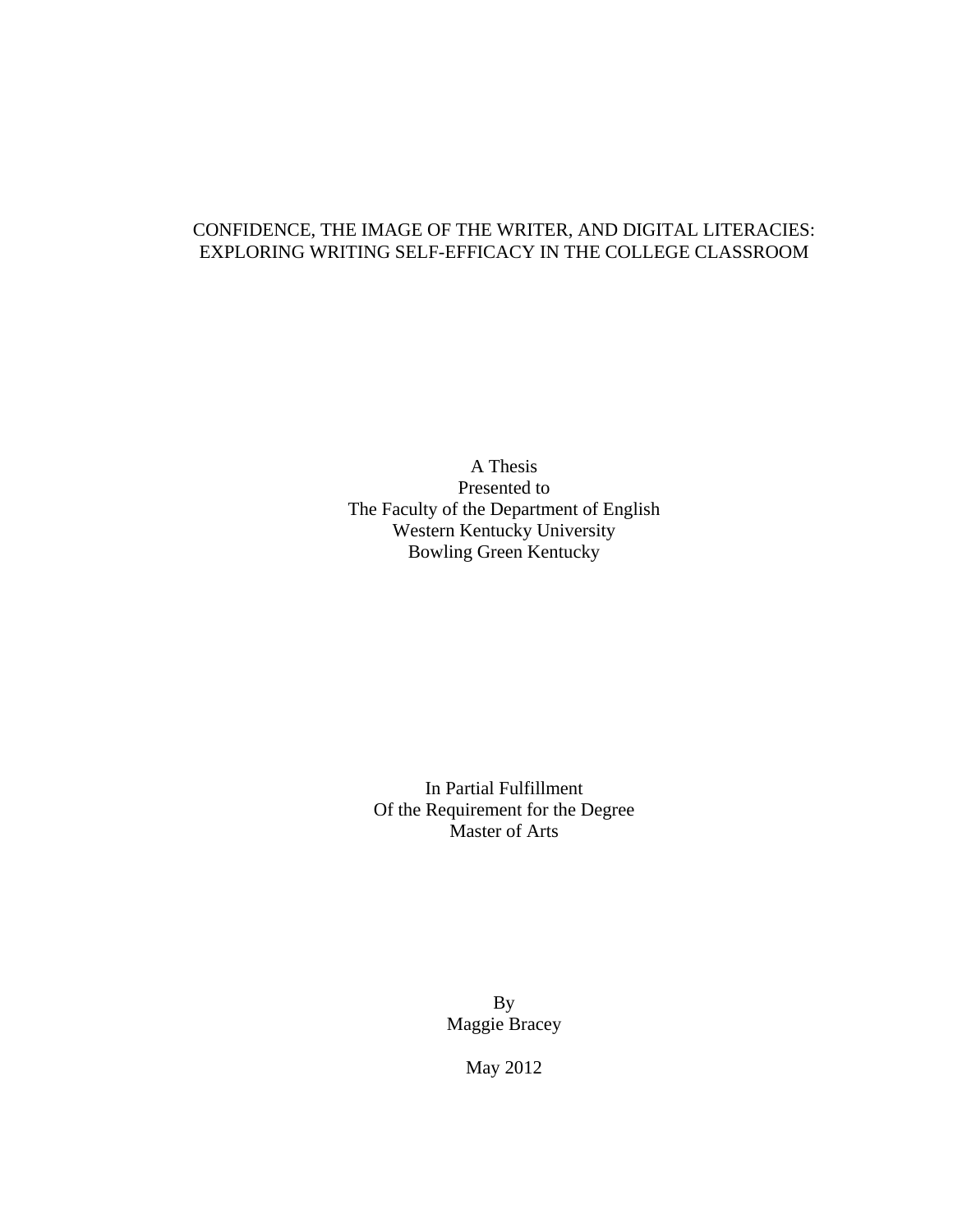# CONFIDENCE, THE IMAGE OF THE WRITER, AND DIGITAL LITERACIES: EXPLORING WRITING SELF-EFFICACY IN THE COLLEGE CLASSROOM

A Thesis
Presented to
The Faculty of the Department of English
Western Kentucky University
Bowling Green Kentucky

In Partial Fulfillment
Of the Requirement for the Degree
Master of Arts

By
Maggie Bracey

May 2012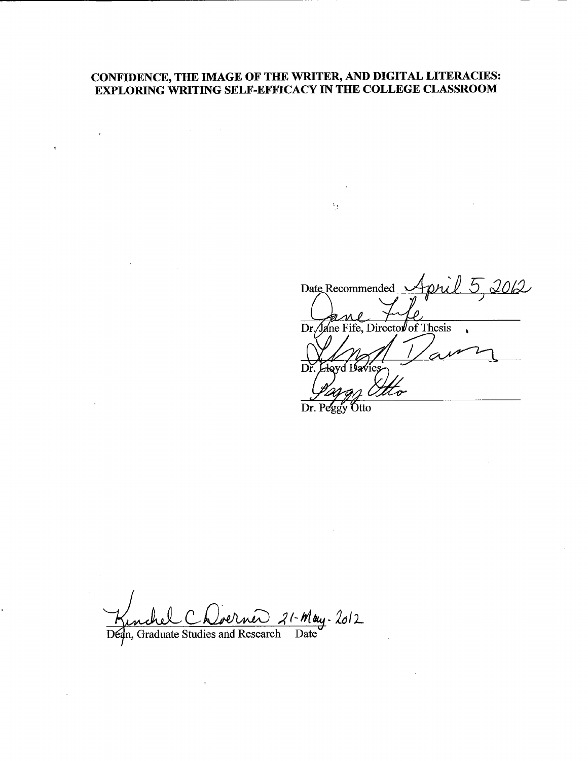**CONFIDENCE, THE IMAGE OF THE WRITER, AND DIGITAL LITERACIES: EXPLORING WRITING SELF-EFFICACY IN THE COLLEGE CLASSROOM**

Date Recommended April 5, 2012

Jane Fife

Dr. Jane Fife, Director of Thesis

Lloyd Davies

Dr. Lloyd Davies

Peggy Otto

Dr. Peggy Otto

Kinchel C. Doerner 21-May-2012

Dean, Graduate Studies and Research Date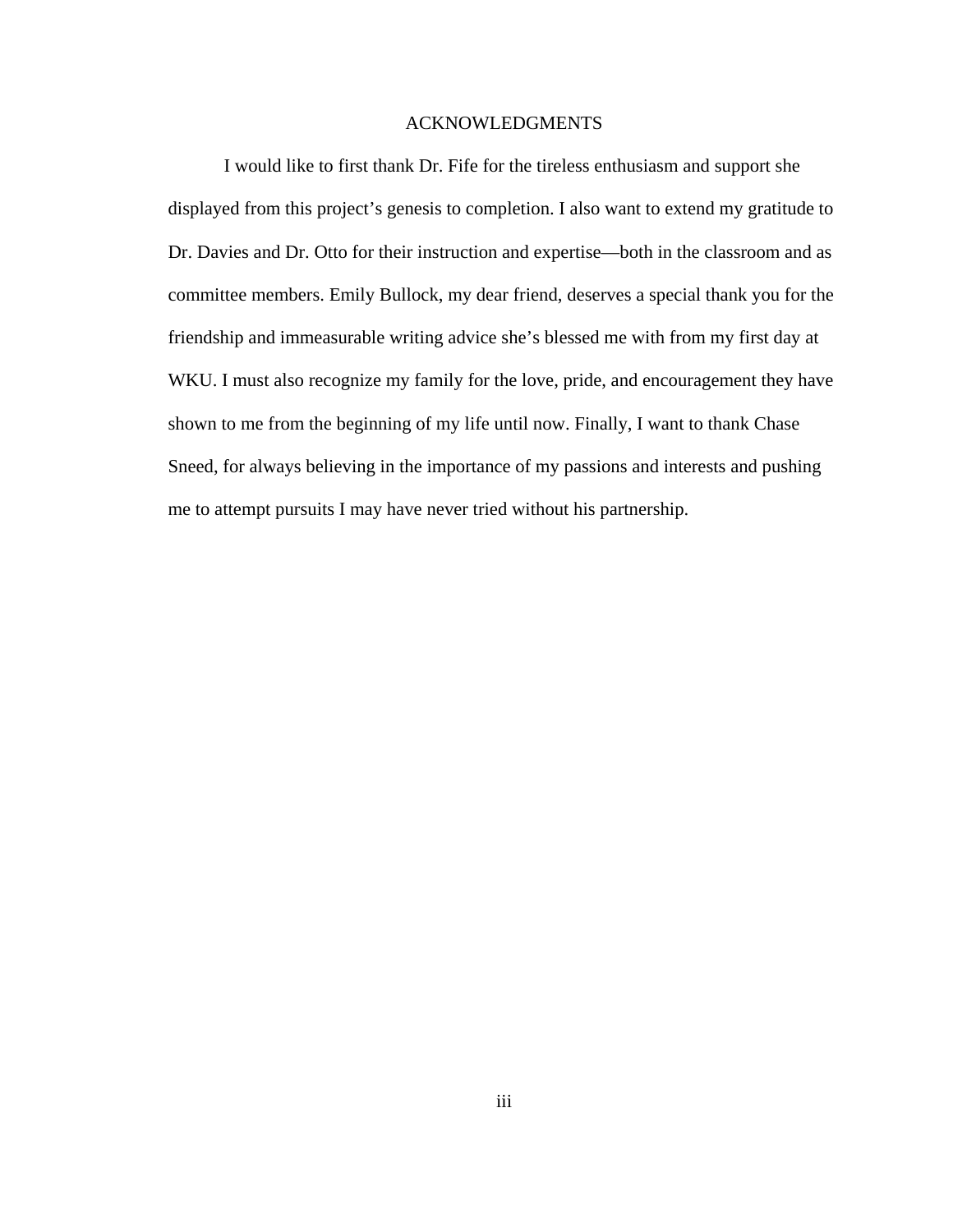# ACKNOWLEDGMENTS

I would like to first thank Dr. Fife for the tireless enthusiasm and support she displayed from this project's genesis to completion. I also want to extend my gratitude to Dr. Davies and Dr. Otto for their instruction and expertise—both in the classroom and as committee members. Emily Bullock, my dear friend, deserves a special thank you for the friendship and immeasurable writing advice she's blessed me with from my first day at WKU. I must also recognize my family for the love, pride, and encouragement they have shown to me from the beginning of my life until now. Finally, I want to thank Chase Sneed, for always believing in the importance of my passions and interests and pushing me to attempt pursuits I may have never tried without his partnership.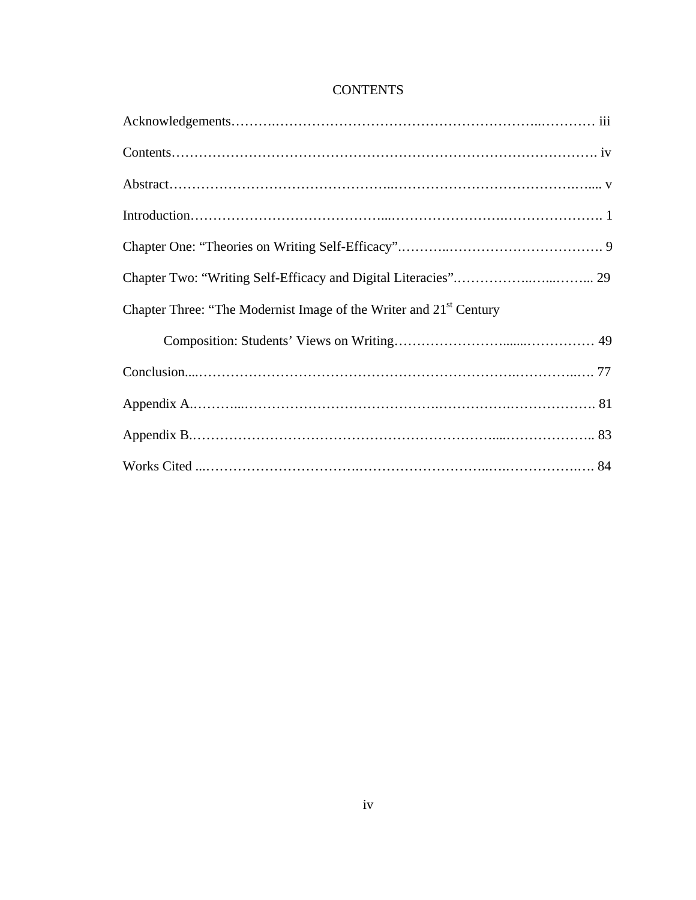# CONTENTS

Acknowledgements………………………………………………………………………… iii

Contents………………………………………………………………………………… iv

Abstract………………………………………………………………………………… v

Introduction……………………………………………………………………………… 1

Chapter One: “Theories on Writing Self-Efficacy”…………………………………… 9

Chapter Two: “Writing Self-Efficacy and Digital Literacies”…………………………… 29

Chapter Three: “The Modernist Image of the Writer and 21st Century

Composition: Students’ Views on Writing………………………………… 49

Conclusion……………………………………………………………………………… 77

Appendix A……………………………………………………………………………… 81

Appendix B……………………………………………………………………………… 83

Works Cited …………………………………………………………………………… 84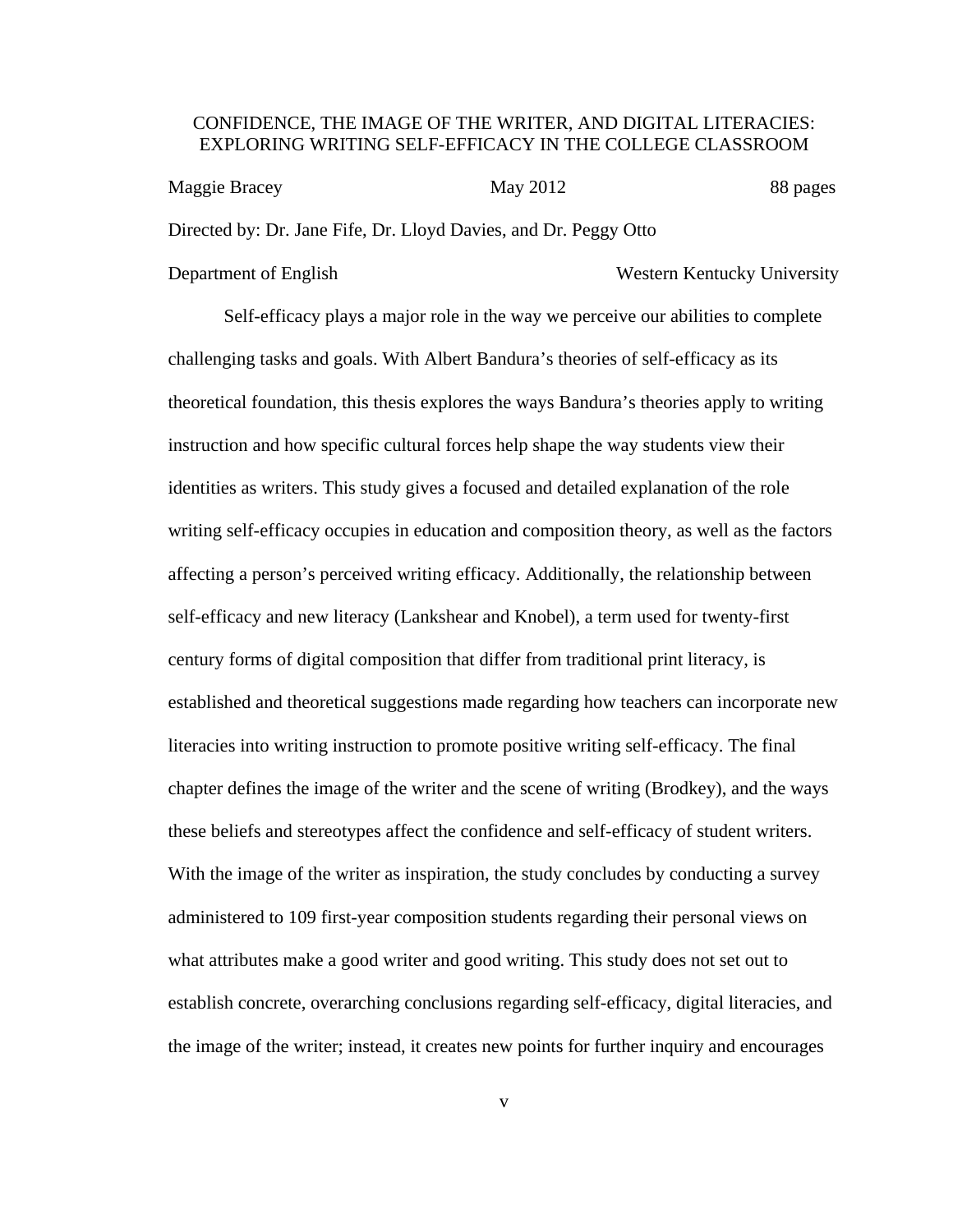CONFIDENCE, THE IMAGE OF THE WRITER, AND DIGITAL LITERACIES: EXPLORING WRITING SELF-EFFICACY IN THE COLLEGE CLASSROOM

Maggie Bracey May 2012 88 pages

Directed by: Dr. Jane Fife, Dr. Lloyd Davies, and Dr. Peggy Otto

Department of English Western Kentucky University

Self-efficacy plays a major role in the way we perceive our abilities to complete challenging tasks and goals. With Albert Bandura's theories of self-efficacy as its theoretical foundation, this thesis explores the ways Bandura's theories apply to writing instruction and how specific cultural forces help shape the way students view their identities as writers. This study gives a focused and detailed explanation of the role writing self-efficacy occupies in education and composition theory, as well as the factors affecting a person's perceived writing efficacy. Additionally, the relationship between self-efficacy and new literacy (Lankshear and Knobel), a term used for twenty-first century forms of digital composition that differ from traditional print literacy, is established and theoretical suggestions made regarding how teachers can incorporate new literacies into writing instruction to promote positive writing self-efficacy. The final chapter defines the image of the writer and the scene of writing (Brodkey), and the ways these beliefs and stereotypes affect the confidence and self-efficacy of student writers. With the image of the writer as inspiration, the study concludes by conducting a survey administered to 109 first-year composition students regarding their personal views on what attributes make a good writer and good writing. This study does not set out to establish concrete, overarching conclusions regarding self-efficacy, digital literacies, and the image of the writer; instead, it creates new points for further inquiry and encourages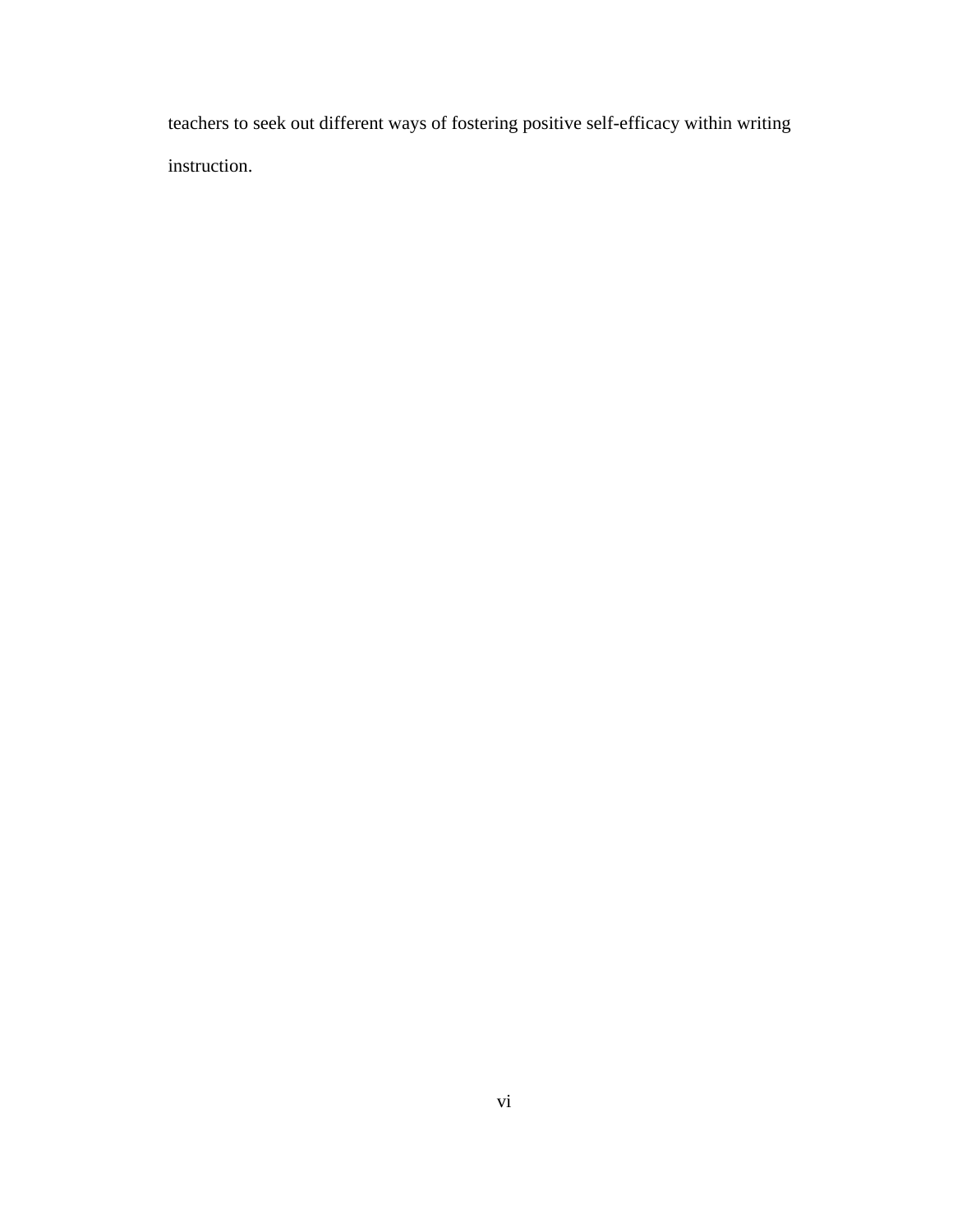teachers to seek out different ways of fostering positive self-efficacy within writing instruction.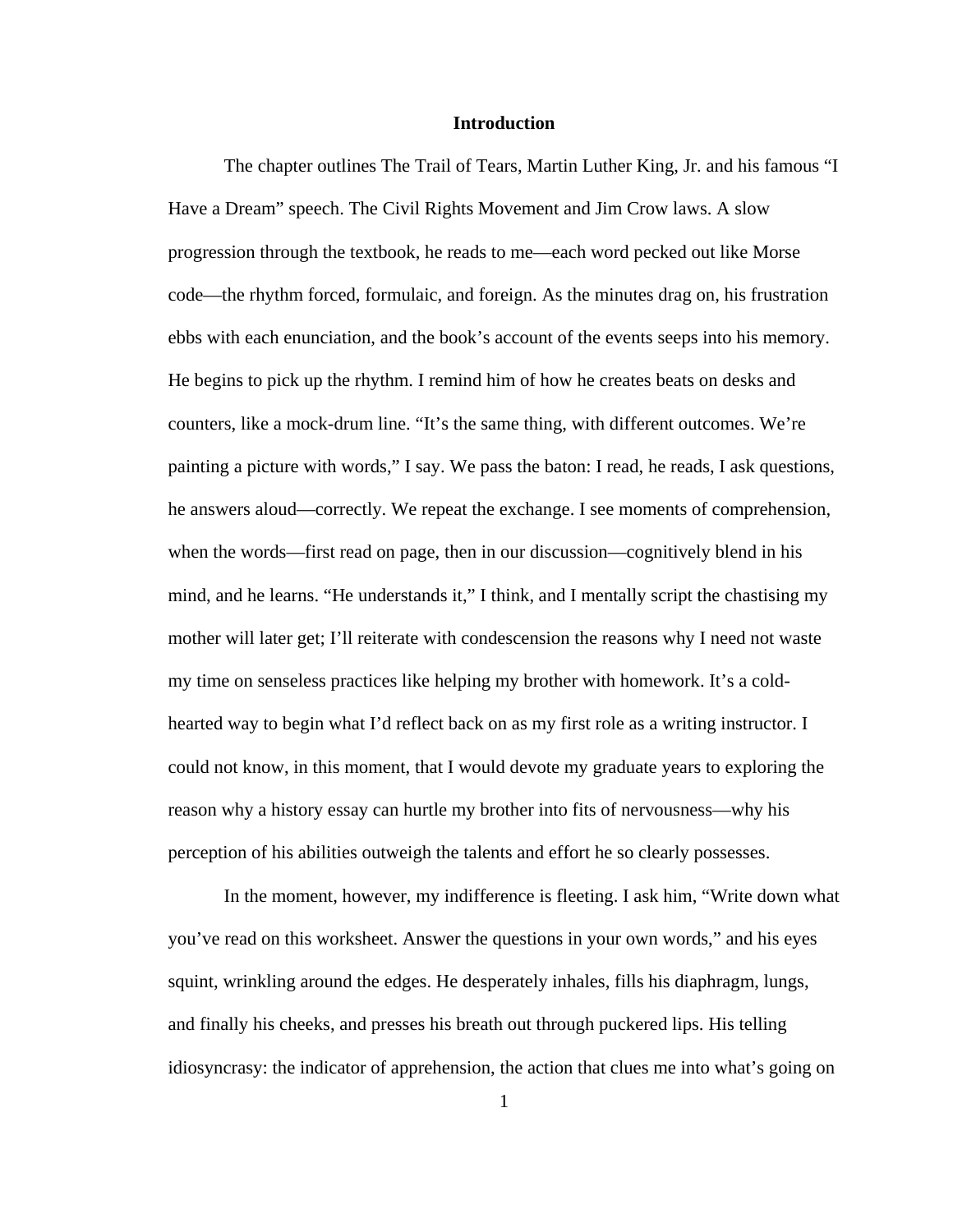# Introduction

The chapter outlines The Trail of Tears, Martin Luther King, Jr. and his famous "I Have a Dream" speech. The Civil Rights Movement and Jim Crow laws. A slow progression through the textbook, he reads to me—each word pecked out like Morse code—the rhythm forced, formulaic, and foreign. As the minutes drag on, his frustration ebbs with each enunciation, and the book's account of the events seeps into his memory. He begins to pick up the rhythm. I remind him of how he creates beats on desks and counters, like a mock-drum line. "It's the same thing, with different outcomes. We're painting a picture with words," I say. We pass the baton: I read, he reads, I ask questions, he answers aloud—correctly. We repeat the exchange. I see moments of comprehension, when the words—first read on page, then in our discussion—cognitively blend in his mind, and he learns. "He understands it," I think, and I mentally script the chastising my mother will later get; I'll reiterate with condescension the reasons why I need not waste my time on senseless practices like helping my brother with homework. It's a cold-hearted way to begin what I'd reflect back on as my first role as a writing instructor. I could not know, in this moment, that I would devote my graduate years to exploring the reason why a history essay can hurtle my brother into fits of nervousness—why his perception of his abilities outweigh the talents and effort he so clearly possesses.

In the moment, however, my indifference is fleeting. I ask him, "Write down what you've read on this worksheet. Answer the questions in your own words," and his eyes squint, wrinkling around the edges. He desperately inhales, fills his diaphragm, lungs, and finally his cheeks, and presses his breath out through puckered lips. His telling idiosyncrasy: the indicator of apprehension, the action that clues me into what's going on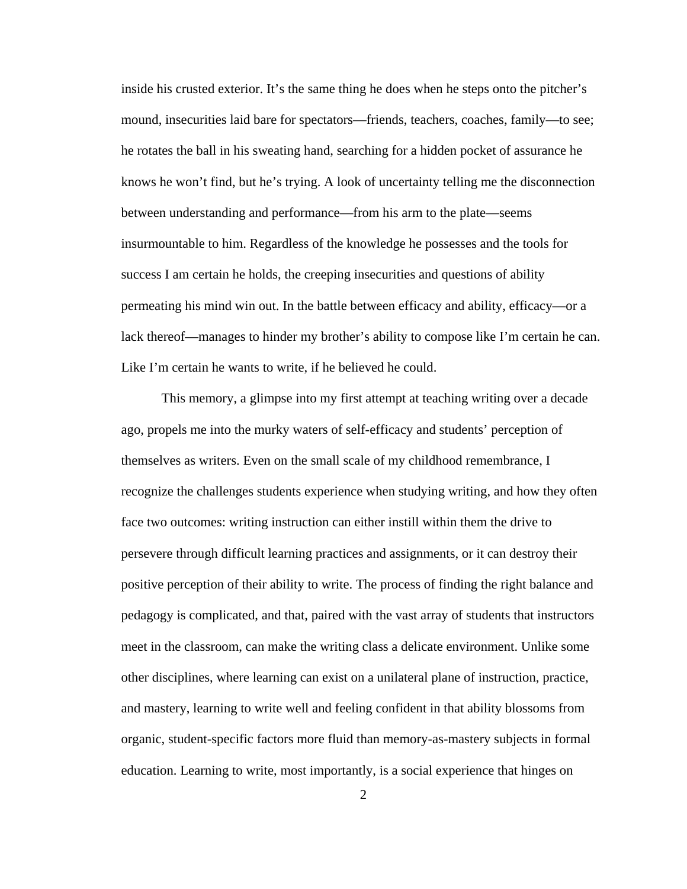inside his crusted exterior. It's the same thing he does when he steps onto the pitcher's mound, insecurities laid bare for spectators—friends, teachers, coaches, family—to see; he rotates the ball in his sweating hand, searching for a hidden pocket of assurance he knows he won't find, but he's trying. A look of uncertainty telling me the disconnection between understanding and performance—from his arm to the plate—seems insurmountable to him. Regardless of the knowledge he possesses and the tools for success I am certain he holds, the creeping insecurities and questions of ability permeating his mind win out. In the battle between efficacy and ability, efficacy—or a lack thereof—manages to hinder my brother's ability to compose like I'm certain he can. Like I'm certain he wants to write, if he believed he could.

This memory, a glimpse into my first attempt at teaching writing over a decade ago, propels me into the murky waters of self-efficacy and students' perception of themselves as writers. Even on the small scale of my childhood remembrance, I recognize the challenges students experience when studying writing, and how they often face two outcomes: writing instruction can either instill within them the drive to persevere through difficult learning practices and assignments, or it can destroy their positive perception of their ability to write. The process of finding the right balance and pedagogy is complicated, and that, paired with the vast array of students that instructors meet in the classroom, can make the writing class a delicate environment. Unlike some other disciplines, where learning can exist on a unilateral plane of instruction, practice, and mastery, learning to write well and feeling confident in that ability blossoms from organic, student-specific factors more fluid than memory-as-mastery subjects in formal education. Learning to write, most importantly, is a social experience that hinges on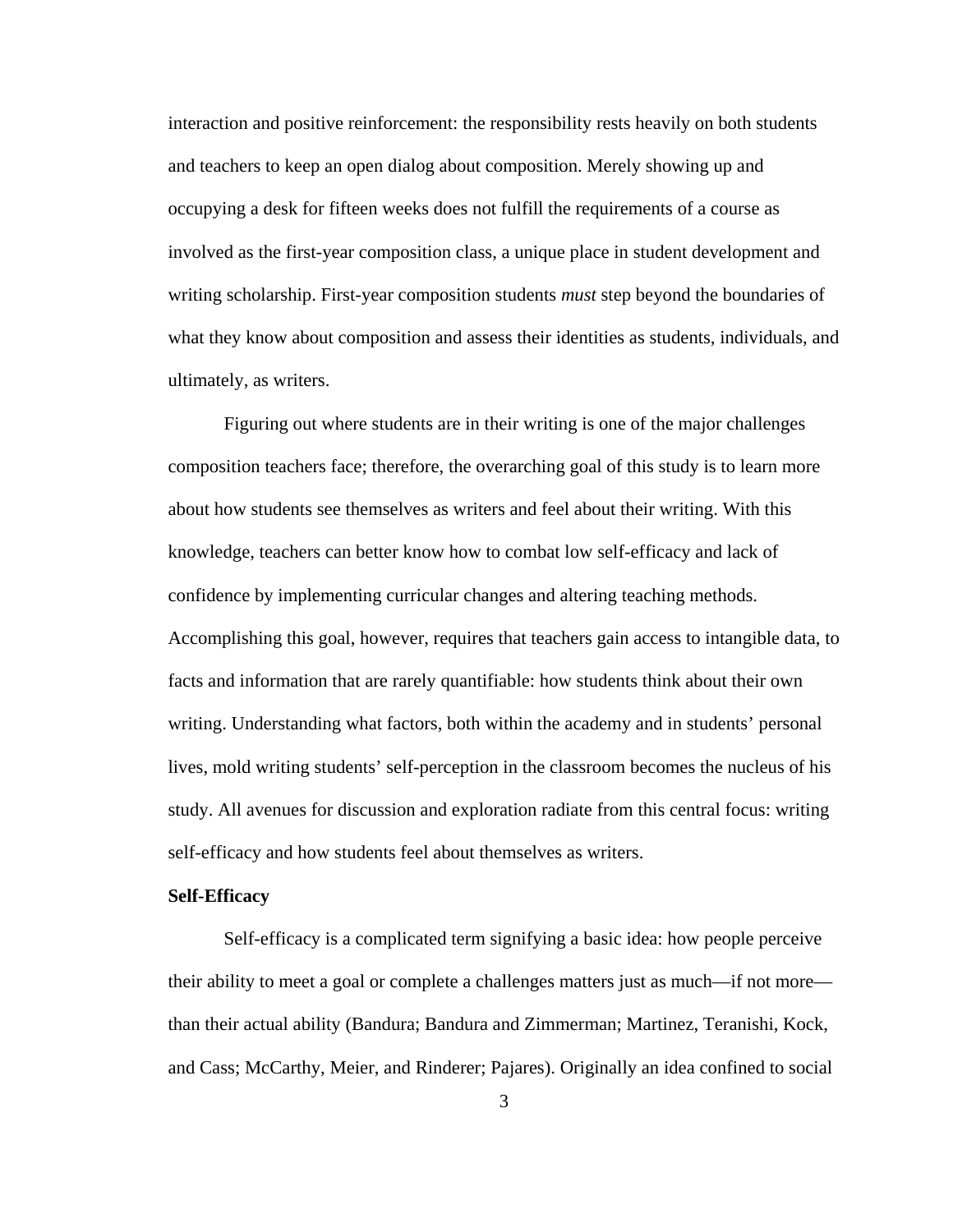interaction and positive reinforcement: the responsibility rests heavily on both students and teachers to keep an open dialog about composition. Merely showing up and occupying a desk for fifteen weeks does not fulfill the requirements of a course as involved as the first-year composition class, a unique place in student development and writing scholarship. First-year composition students *must* step beyond the boundaries of what they know about composition and assess their identities as students, individuals, and ultimately, as writers.

Figuring out where students are in their writing is one of the major challenges composition teachers face; therefore, the overarching goal of this study is to learn more about how students see themselves as writers and feel about their writing. With this knowledge, teachers can better know how to combat low self-efficacy and lack of confidence by implementing curricular changes and altering teaching methods. Accomplishing this goal, however, requires that teachers gain access to intangible data, to facts and information that are rarely quantifiable: how students think about their own writing. Understanding what factors, both within the academy and in students' personal lives, mold writing students' self-perception in the classroom becomes the nucleus of his study. All avenues for discussion and exploration radiate from this central focus: writing self-efficacy and how students feel about themselves as writers.

**Self-Efficacy**

Self-efficacy is a complicated term signifying a basic idea: how people perceive their ability to meet a goal or complete a challenges matters just as much—if not more—than their actual ability (Bandura; Bandura and Zimmerman; Martinez, Teranishi, Kock, and Cass; McCarthy, Meier, and Rinderer; Pajares). Originally an idea confined to social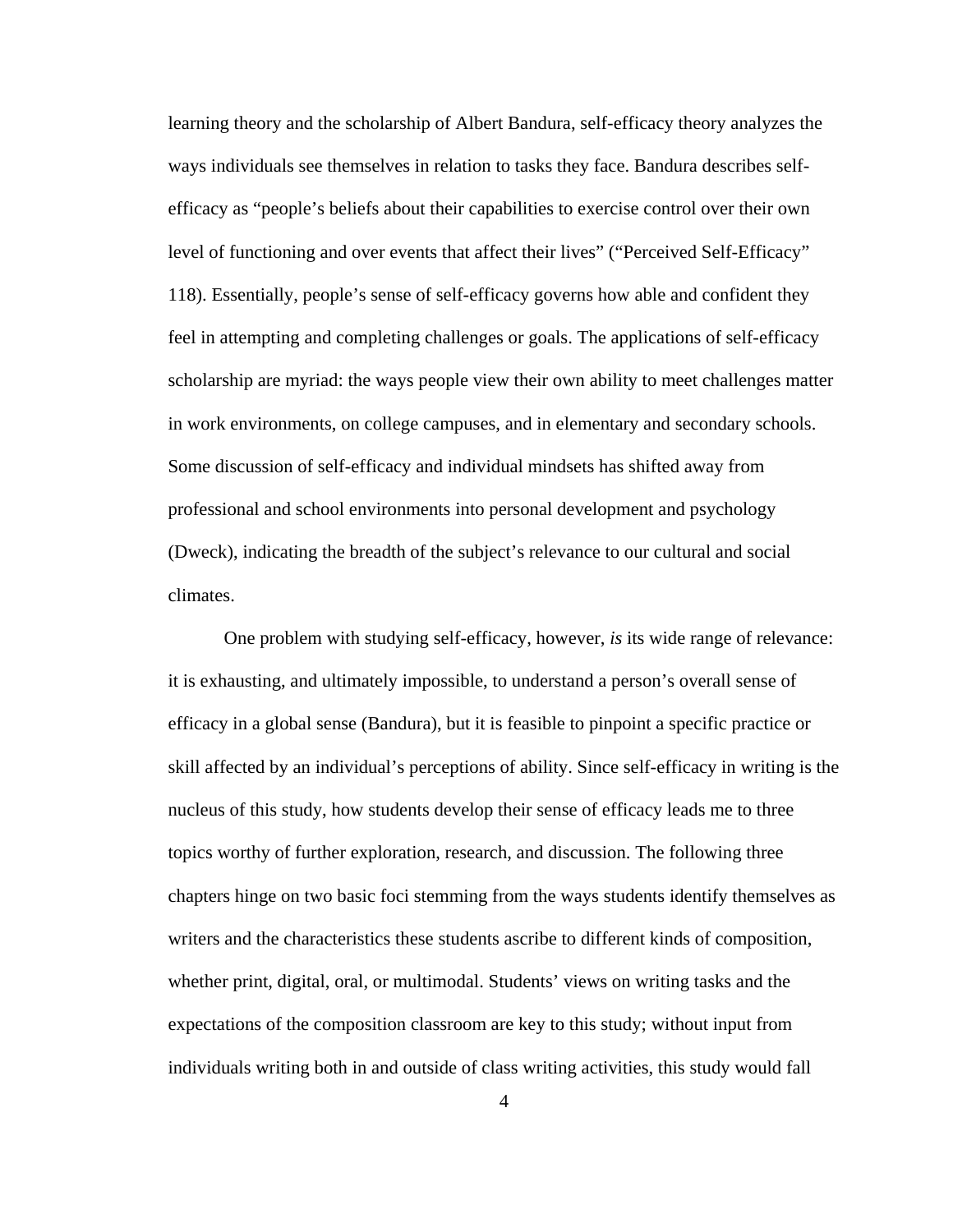learning theory and the scholarship of Albert Bandura, self-efficacy theory analyzes the ways individuals see themselves in relation to tasks they face. Bandura describes self-efficacy as "people's beliefs about their capabilities to exercise control over their own level of functioning and over events that affect their lives" ("Perceived Self-Efficacy" 118). Essentially, people's sense of self-efficacy governs how able and confident they feel in attempting and completing challenges or goals. The applications of self-efficacy scholarship are myriad: the ways people view their own ability to meet challenges matter in work environments, on college campuses, and in elementary and secondary schools. Some discussion of self-efficacy and individual mindsets has shifted away from professional and school environments into personal development and psychology (Dweck), indicating the breadth of the subject's relevance to our cultural and social climates.

One problem with studying self-efficacy, however, *is* its wide range of relevance: it is exhausting, and ultimately impossible, to understand a person's overall sense of efficacy in a global sense (Bandura), but it is feasible to pinpoint a specific practice or skill affected by an individual's perceptions of ability. Since self-efficacy in writing is the nucleus of this study, how students develop their sense of efficacy leads me to three topics worthy of further exploration, research, and discussion. The following three chapters hinge on two basic foci stemming from the ways students identify themselves as writers and the characteristics these students ascribe to different kinds of composition, whether print, digital, oral, or multimodal. Students' views on writing tasks and the expectations of the composition classroom are key to this study; without input from individuals writing both in and outside of class writing activities, this study would fall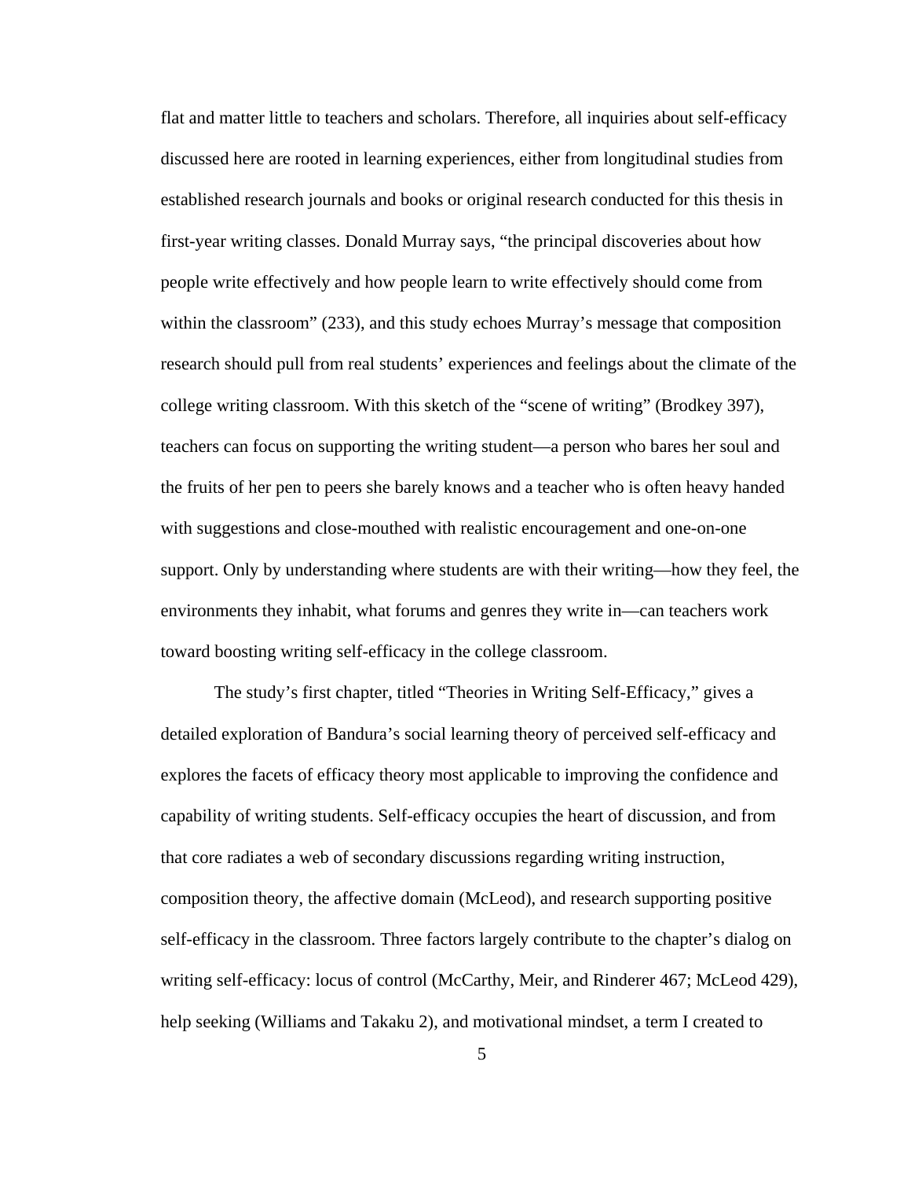flat and matter little to teachers and scholars. Therefore, all inquiries about self-efficacy discussed here are rooted in learning experiences, either from longitudinal studies from established research journals and books or original research conducted for this thesis in first-year writing classes. Donald Murray says, "the principal discoveries about how people write effectively and how people learn to write effectively should come from within the classroom" (233), and this study echoes Murray's message that composition research should pull from real students' experiences and feelings about the climate of the college writing classroom. With this sketch of the "scene of writing" (Brodkey 397), teachers can focus on supporting the writing student—a person who bares her soul and the fruits of her pen to peers she barely knows and a teacher who is often heavy handed with suggestions and close-mouthed with realistic encouragement and one-on-one support. Only by understanding where students are with their writing—how they feel, the environments they inhabit, what forums and genres they write in—can teachers work toward boosting writing self-efficacy in the college classroom.

The study's first chapter, titled "Theories in Writing Self-Efficacy," gives a detailed exploration of Bandura's social learning theory of perceived self-efficacy and explores the facets of efficacy theory most applicable to improving the confidence and capability of writing students. Self-efficacy occupies the heart of discussion, and from that core radiates a web of secondary discussions regarding writing instruction, composition theory, the affective domain (McLeod), and research supporting positive self-efficacy in the classroom. Three factors largely contribute to the chapter's dialog on writing self-efficacy: locus of control (McCarthy, Meir, and Rinderer 467; McLeod 429), help seeking (Williams and Takaku 2), and motivational mindset, a term I created to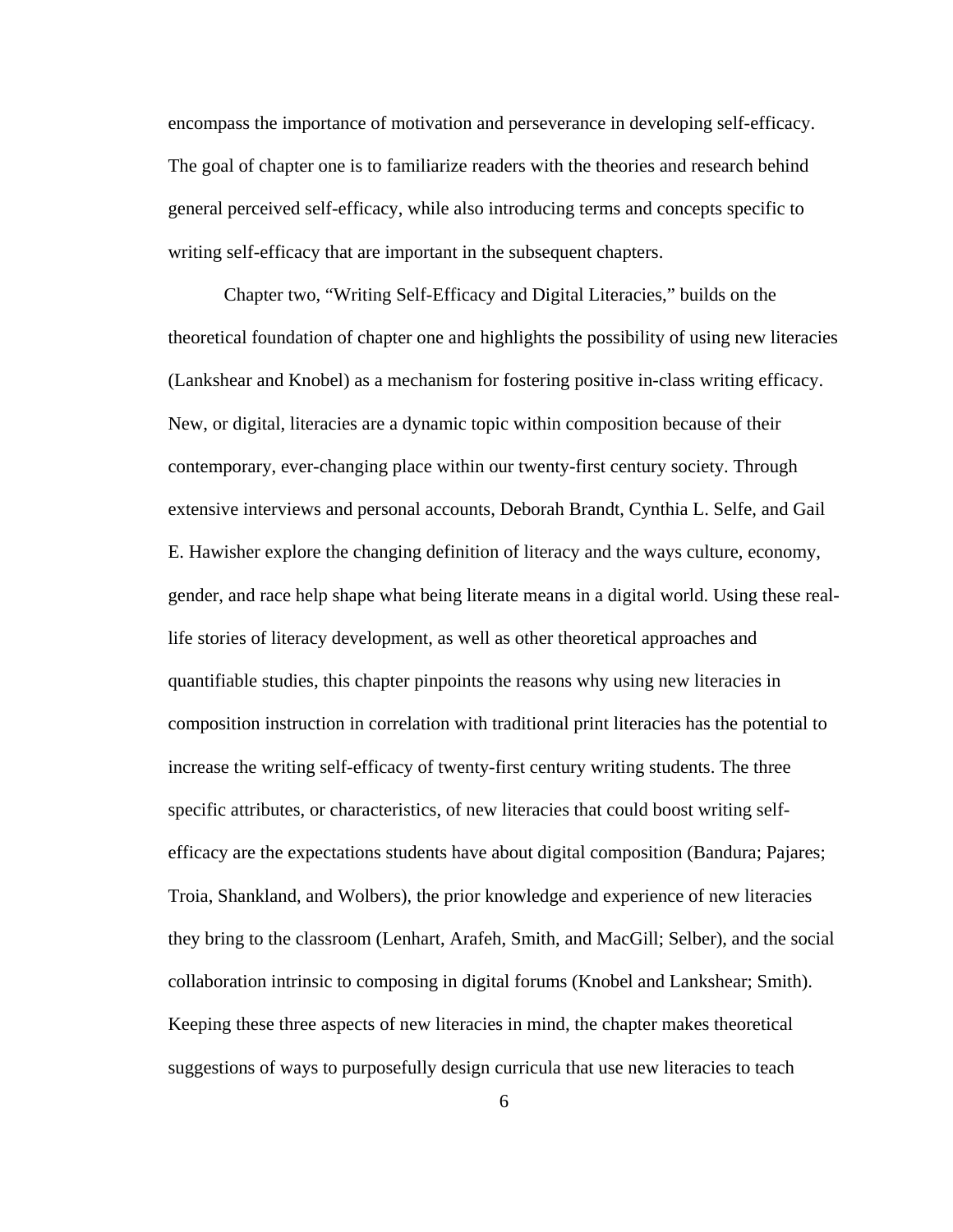encompass the importance of motivation and perseverance in developing self-efficacy. The goal of chapter one is to familiarize readers with the theories and research behind general perceived self-efficacy, while also introducing terms and concepts specific to writing self-efficacy that are important in the subsequent chapters.

Chapter two, "Writing Self-Efficacy and Digital Literacies," builds on the theoretical foundation of chapter one and highlights the possibility of using new literacies (Lankshear and Knobel) as a mechanism for fostering positive in-class writing efficacy. New, or digital, literacies are a dynamic topic within composition because of their contemporary, ever-changing place within our twenty-first century society. Through extensive interviews and personal accounts, Deborah Brandt, Cynthia L. Selfe, and Gail E. Hawisher explore the changing definition of literacy and the ways culture, economy, gender, and race help shape what being literate means in a digital world. Using these real-life stories of literacy development, as well as other theoretical approaches and quantifiable studies, this chapter pinpoints the reasons why using new literacies in composition instruction in correlation with traditional print literacies has the potential to increase the writing self-efficacy of twenty-first century writing students. The three specific attributes, or characteristics, of new literacies that could boost writing self-efficacy are the expectations students have about digital composition (Bandura; Pajares; Troia, Shankland, and Wolbers), the prior knowledge and experience of new literacies they bring to the classroom (Lenhart, Arafeh, Smith, and MacGill; Selber), and the social collaboration intrinsic to composing in digital forums (Knobel and Lankshear; Smith). Keeping these three aspects of new literacies in mind, the chapter makes theoretical suggestions of ways to purposefully design curricula that use new literacies to teach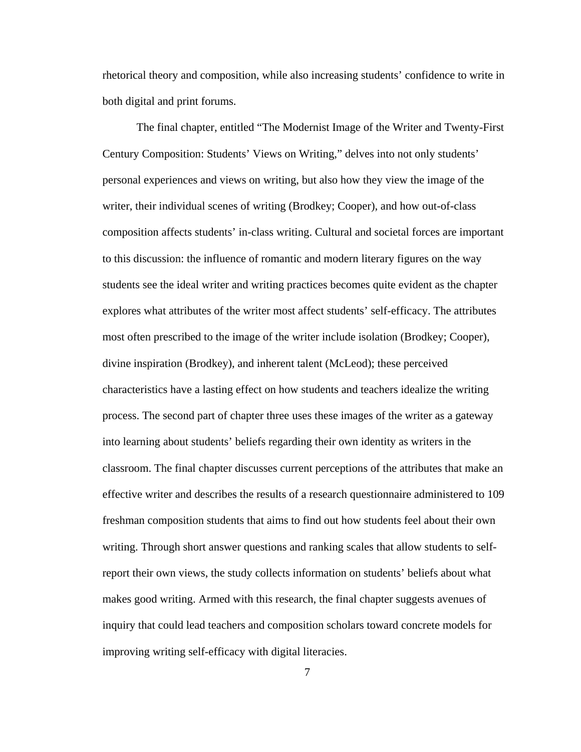rhetorical theory and composition, while also increasing students' confidence to write in both digital and print forums.

The final chapter, entitled "The Modernist Image of the Writer and Twenty-First Century Composition: Students' Views on Writing," delves into not only students' personal experiences and views on writing, but also how they view the image of the writer, their individual scenes of writing (Brodkey; Cooper), and how out-of-class composition affects students' in-class writing. Cultural and societal forces are important to this discussion: the influence of romantic and modern literary figures on the way students see the ideal writer and writing practices becomes quite evident as the chapter explores what attributes of the writer most affect students' self-efficacy. The attributes most often prescribed to the image of the writer include isolation (Brodkey; Cooper), divine inspiration (Brodkey), and inherent talent (McLeod); these perceived characteristics have a lasting effect on how students and teachers idealize the writing process. The second part of chapter three uses these images of the writer as a gateway into learning about students' beliefs regarding their own identity as writers in the classroom. The final chapter discusses current perceptions of the attributes that make an effective writer and describes the results of a research questionnaire administered to 109 freshman composition students that aims to find out how students feel about their own writing. Through short answer questions and ranking scales that allow students to self-report their own views, the study collects information on students' beliefs about what makes good writing. Armed with this research, the final chapter suggests avenues of inquiry that could lead teachers and composition scholars toward concrete models for improving writing self-efficacy with digital literacies.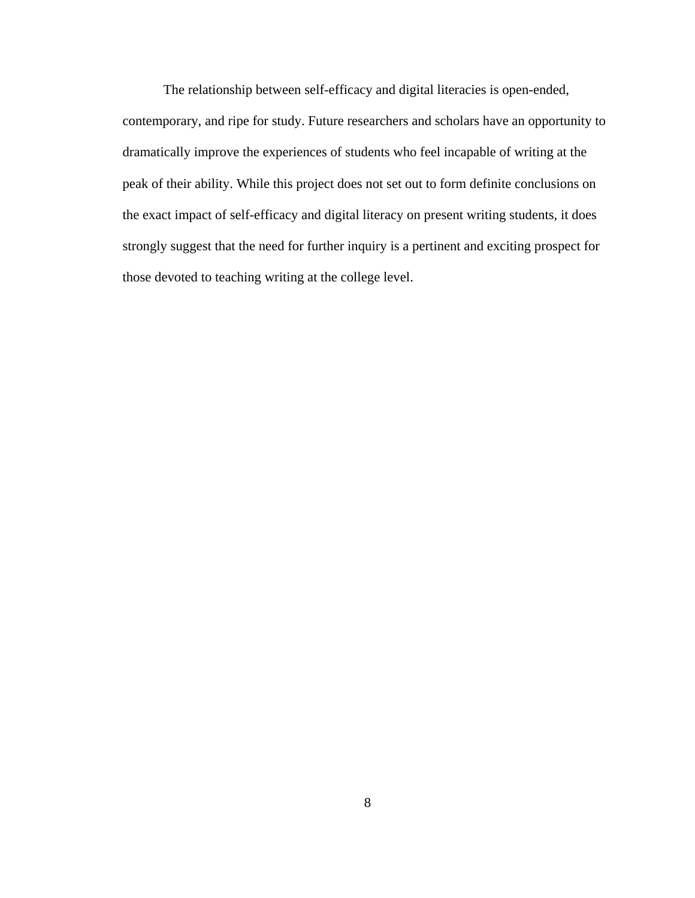The relationship between self-efficacy and digital literacies is open-ended, contemporary, and ripe for study. Future researchers and scholars have an opportunity to dramatically improve the experiences of students who feel incapable of writing at the peak of their ability. While this project does not set out to form definite conclusions on the exact impact of self-efficacy and digital literacy on present writing students, it does strongly suggest that the need for further inquiry is a pertinent and exciting prospect for those devoted to teaching writing at the college level.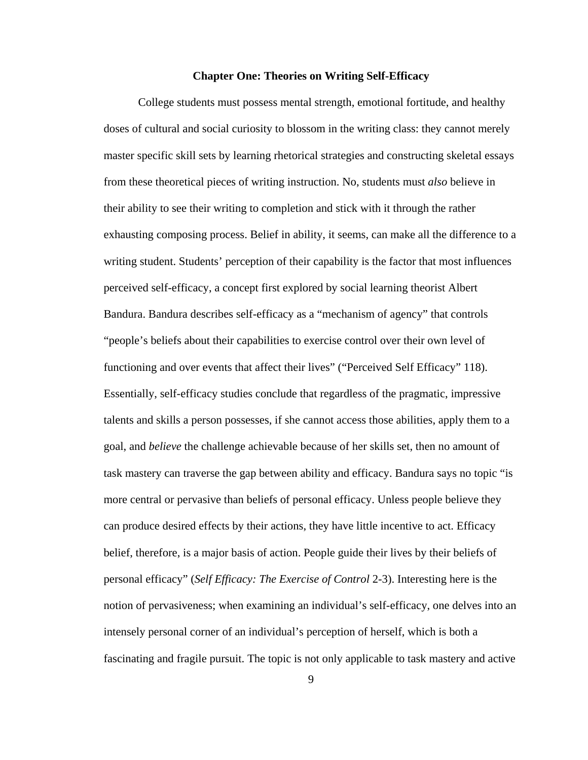# Chapter One: Theories on Writing Self-Efficacy

College students must possess mental strength, emotional fortitude, and healthy doses of cultural and social curiosity to blossom in the writing class: they cannot merely master specific skill sets by learning rhetorical strategies and constructing skeletal essays from these theoretical pieces of writing instruction. No, students must *also* believe in their ability to see their writing to completion and stick with it through the rather exhausting composing process. Belief in ability, it seems, can make all the difference to a writing student. Students' perception of their capability is the factor that most influences perceived self-efficacy, a concept first explored by social learning theorist Albert Bandura. Bandura describes self-efficacy as a "mechanism of agency" that controls "people's beliefs about their capabilities to exercise control over their own level of functioning and over events that affect their lives" ("Perceived Self Efficacy" 118). Essentially, self-efficacy studies conclude that regardless of the pragmatic, impressive talents and skills a person possesses, if she cannot access those abilities, apply them to a goal, and *believe* the challenge achievable because of her skills set, then no amount of task mastery can traverse the gap between ability and efficacy. Bandura says no topic "is more central or pervasive than beliefs of personal efficacy. Unless people believe they can produce desired effects by their actions, they have little incentive to act. Efficacy belief, therefore, is a major basis of action. People guide their lives by their beliefs of personal efficacy" (*Self Efficacy: The Exercise of Control* 2-3). Interesting here is the notion of pervasiveness; when examining an individual's self-efficacy, one delves into an intensely personal corner of an individual's perception of herself, which is both a fascinating and fragile pursuit. The topic is not only applicable to task mastery and active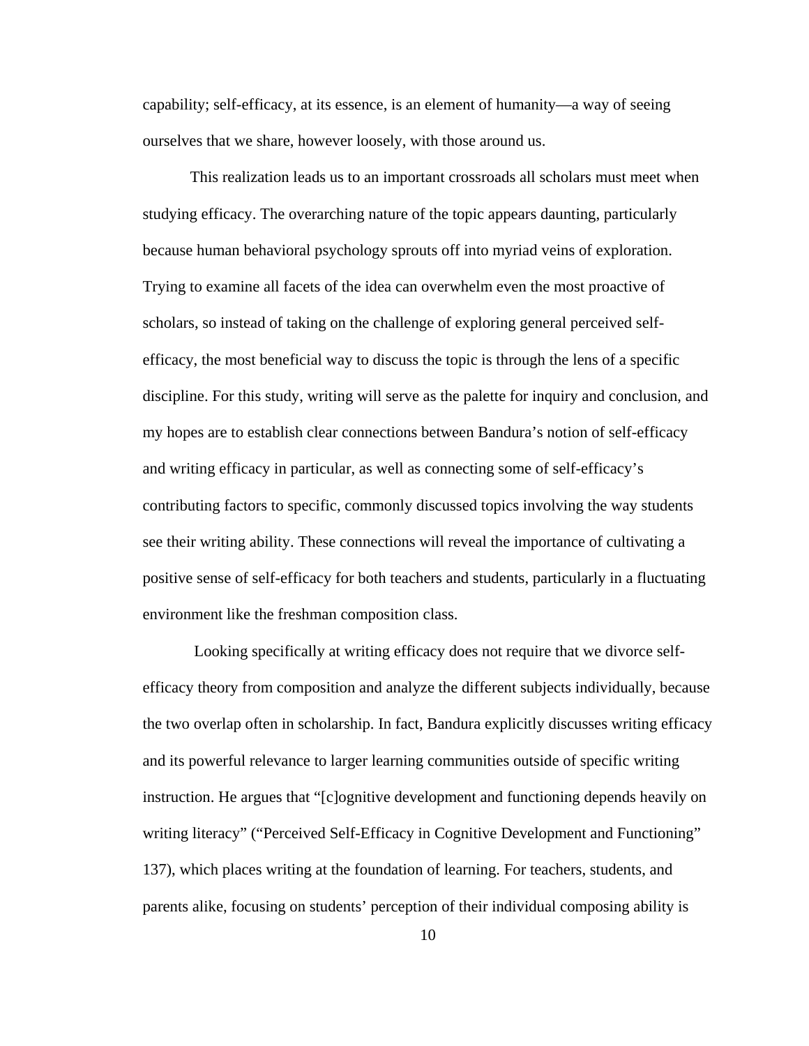capability; self-efficacy, at its essence, is an element of humanity—a way of seeing ourselves that we share, however loosely, with those around us.

This realization leads us to an important crossroads all scholars must meet when studying efficacy. The overarching nature of the topic appears daunting, particularly because human behavioral psychology sprouts off into myriad veins of exploration. Trying to examine all facets of the idea can overwhelm even the most proactive of scholars, so instead of taking on the challenge of exploring general perceived self-efficacy, the most beneficial way to discuss the topic is through the lens of a specific discipline. For this study, writing will serve as the palette for inquiry and conclusion, and my hopes are to establish clear connections between Bandura's notion of self-efficacy and writing efficacy in particular, as well as connecting some of self-efficacy's contributing factors to specific, commonly discussed topics involving the way students see their writing ability. These connections will reveal the importance of cultivating a positive sense of self-efficacy for both teachers and students, particularly in a fluctuating environment like the freshman composition class.

Looking specifically at writing efficacy does not require that we divorce self-efficacy theory from composition and analyze the different subjects individually, because the two overlap often in scholarship. In fact, Bandura explicitly discusses writing efficacy and its powerful relevance to larger learning communities outside of specific writing instruction. He argues that "[c]ognitive development and functioning depends heavily on writing literacy" ("Perceived Self-Efficacy in Cognitive Development and Functioning" 137), which places writing at the foundation of learning. For teachers, students, and parents alike, focusing on students' perception of their individual composing ability is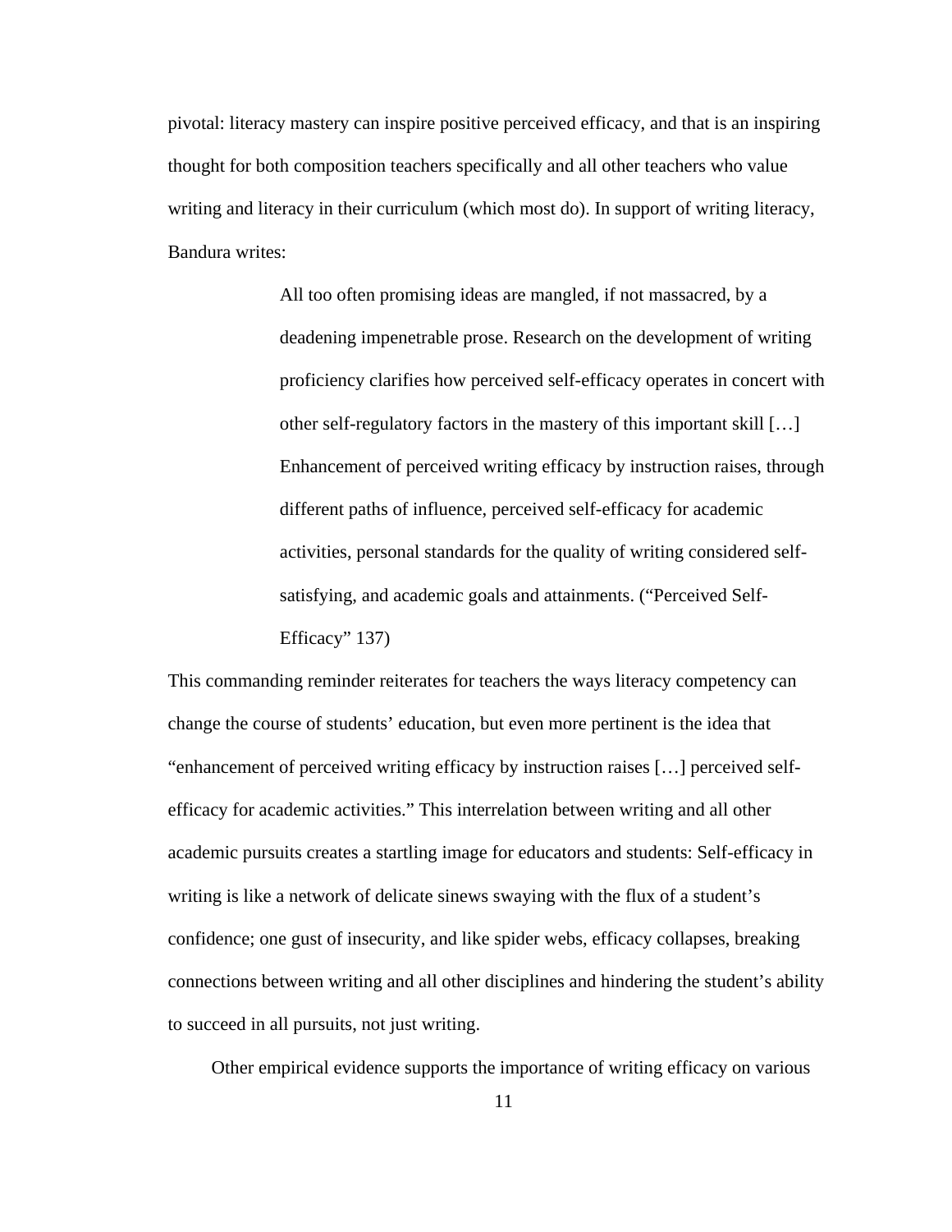pivotal: literacy mastery can inspire positive perceived efficacy, and that is an inspiring thought for both composition teachers specifically and all other teachers who value writing and literacy in their curriculum (which most do). In support of writing literacy, Bandura writes:

> All too often promising ideas are mangled, if not massacred, by a deadening impenetrable prose. Research on the development of writing proficiency clarifies how perceived self-efficacy operates in concert with other self-regulatory factors in the mastery of this important skill […] Enhancement of perceived writing efficacy by instruction raises, through different paths of influence, perceived self-efficacy for academic activities, personal standards for the quality of writing considered self-satisfying, and academic goals and attainments. ("Perceived Self-Efficacy" 137)

This commanding reminder reiterates for teachers the ways literacy competency can change the course of students' education, but even more pertinent is the idea that "enhancement of perceived writing efficacy by instruction raises […] perceived self-efficacy for academic activities." This interrelation between writing and all other academic pursuits creates a startling image for educators and students: Self-efficacy in writing is like a network of delicate sinews swaying with the flux of a student's confidence; one gust of insecurity, and like spider webs, efficacy collapses, breaking connections between writing and all other disciplines and hindering the student's ability to succeed in all pursuits, not just writing.

Other empirical evidence supports the importance of writing efficacy on various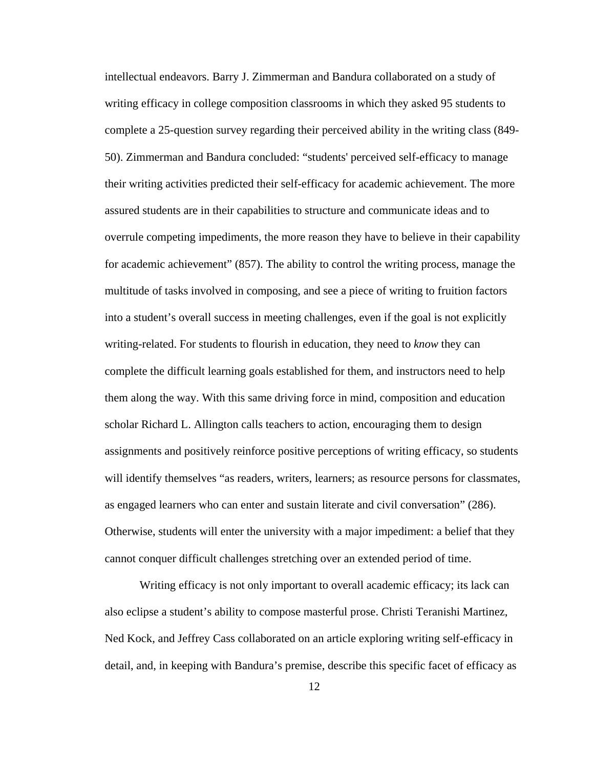intellectual endeavors. Barry J. Zimmerman and Bandura collaborated on a study of writing efficacy in college composition classrooms in which they asked 95 students to complete a 25-question survey regarding their perceived ability in the writing class (849-50). Zimmerman and Bandura concluded: "students' perceived self-efficacy to manage their writing activities predicted their self-efficacy for academic achievement. The more assured students are in their capabilities to structure and communicate ideas and to overrule competing impediments, the more reason they have to believe in their capability for academic achievement" (857). The ability to control the writing process, manage the multitude of tasks involved in composing, and see a piece of writing to fruition factors into a student's overall success in meeting challenges, even if the goal is not explicitly writing-related. For students to flourish in education, they need to *know* they can complete the difficult learning goals established for them, and instructors need to help them along the way. With this same driving force in mind, composition and education scholar Richard L. Allington calls teachers to action, encouraging them to design assignments and positively reinforce positive perceptions of writing efficacy, so students will identify themselves "as readers, writers, learners; as resource persons for classmates, as engaged learners who can enter and sustain literate and civil conversation" (286). Otherwise, students will enter the university with a major impediment: a belief that they cannot conquer difficult challenges stretching over an extended period of time.

Writing efficacy is not only important to overall academic efficacy; its lack can also eclipse a student's ability to compose masterful prose. Christi Teranishi Martinez, Ned Kock, and Jeffrey Cass collaborated on an article exploring writing self-efficacy in detail, and, in keeping with Bandura's premise, describe this specific facet of efficacy as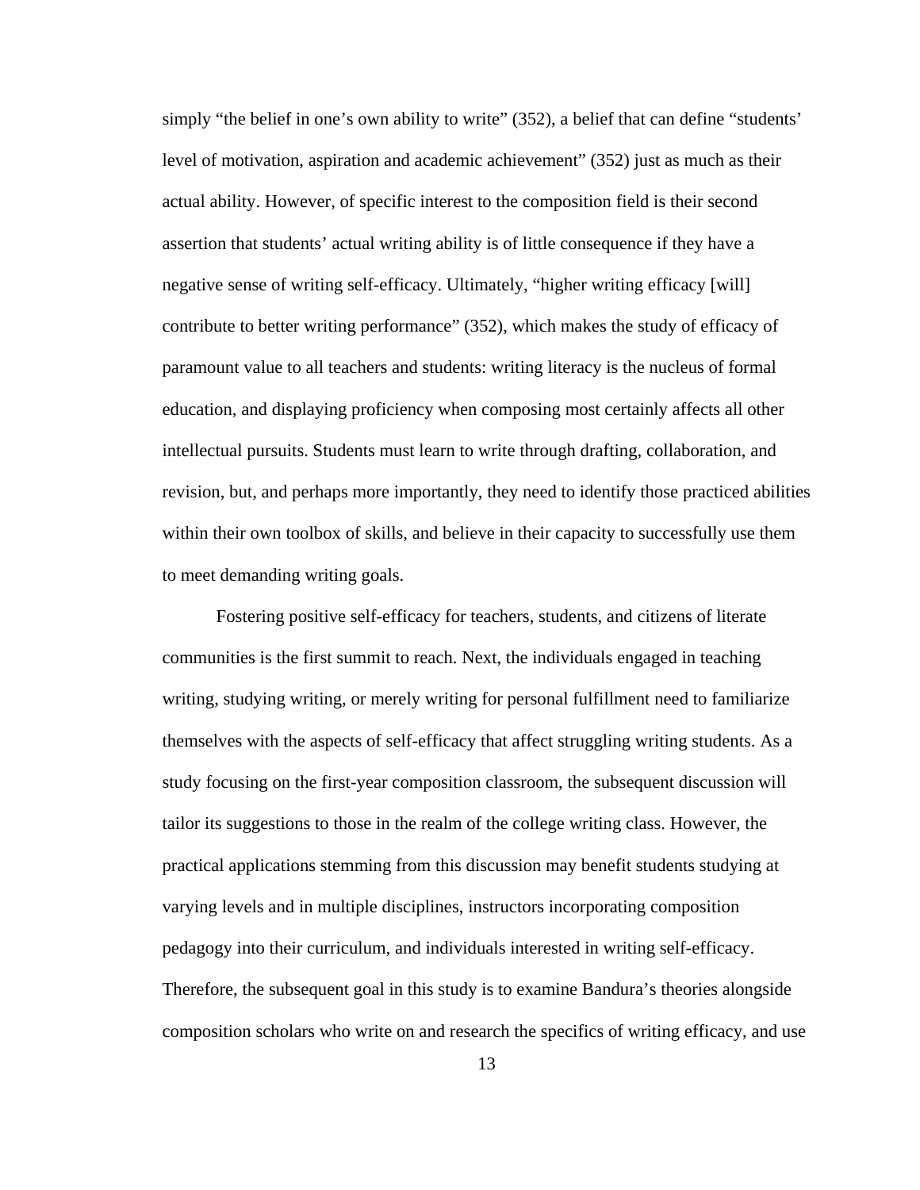simply "the belief in one's own ability to write" (352), a belief that can define "students' level of motivation, aspiration and academic achievement" (352) just as much as their actual ability. However, of specific interest to the composition field is their second assertion that students' actual writing ability is of little consequence if they have a negative sense of writing self-efficacy. Ultimately, "higher writing efficacy [will] contribute to better writing performance" (352), which makes the study of efficacy of paramount value to all teachers and students: writing literacy is the nucleus of formal education, and displaying proficiency when composing most certainly affects all other intellectual pursuits. Students must learn to write through drafting, collaboration, and revision, but, and perhaps more importantly, they need to identify those practiced abilities within their own toolbox of skills, and believe in their capacity to successfully use them to meet demanding writing goals.

Fostering positive self-efficacy for teachers, students, and citizens of literate communities is the first summit to reach. Next, the individuals engaged in teaching writing, studying writing, or merely writing for personal fulfillment need to familiarize themselves with the aspects of self-efficacy that affect struggling writing students. As a study focusing on the first-year composition classroom, the subsequent discussion will tailor its suggestions to those in the realm of the college writing class. However, the practical applications stemming from this discussion may benefit students studying at varying levels and in multiple disciplines, instructors incorporating composition pedagogy into their curriculum, and individuals interested in writing self-efficacy. Therefore, the subsequent goal in this study is to examine Bandura's theories alongside composition scholars who write on and research the specifics of writing efficacy, and use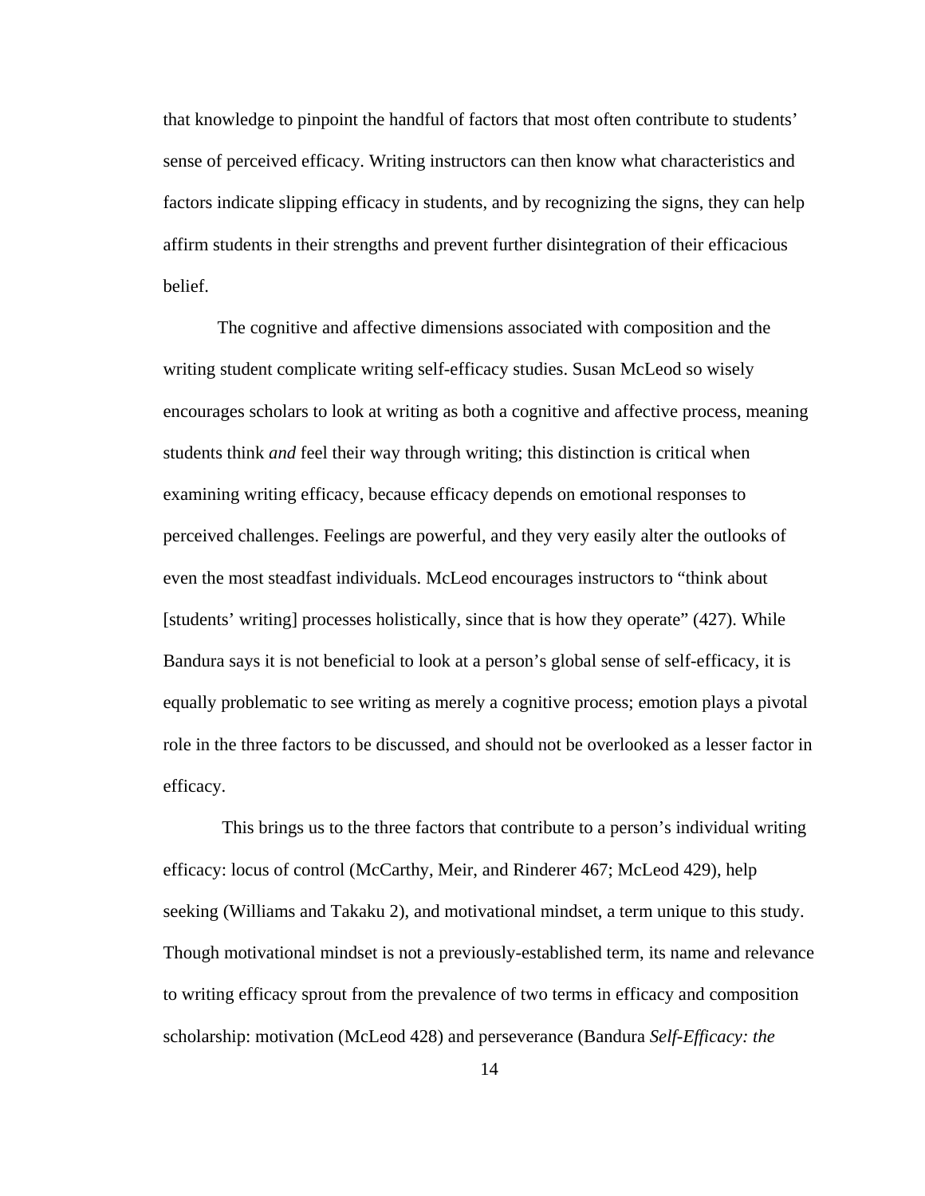that knowledge to pinpoint the handful of factors that most often contribute to students' sense of perceived efficacy. Writing instructors can then know what characteristics and factors indicate slipping efficacy in students, and by recognizing the signs, they can help affirm students in their strengths and prevent further disintegration of their efficacious belief.

The cognitive and affective dimensions associated with composition and the writing student complicate writing self-efficacy studies. Susan McLeod so wisely encourages scholars to look at writing as both a cognitive and affective process, meaning students think *and* feel their way through writing; this distinction is critical when examining writing efficacy, because efficacy depends on emotional responses to perceived challenges. Feelings are powerful, and they very easily alter the outlooks of even the most steadfast individuals. McLeod encourages instructors to "think about [students' writing] processes holistically, since that is how they operate" (427). While Bandura says it is not beneficial to look at a person's global sense of self-efficacy, it is equally problematic to see writing as merely a cognitive process; emotion plays a pivotal role in the three factors to be discussed, and should not be overlooked as a lesser factor in efficacy.

This brings us to the three factors that contribute to a person's individual writing efficacy: locus of control (McCarthy, Meir, and Rinderer 467; McLeod 429), help seeking (Williams and Takaku 2), and motivational mindset, a term unique to this study. Though motivational mindset is not a previously-established term, its name and relevance to writing efficacy sprout from the prevalence of two terms in efficacy and composition scholarship: motivation (McLeod 428) and perseverance (Bandura *Self-Efficacy: the*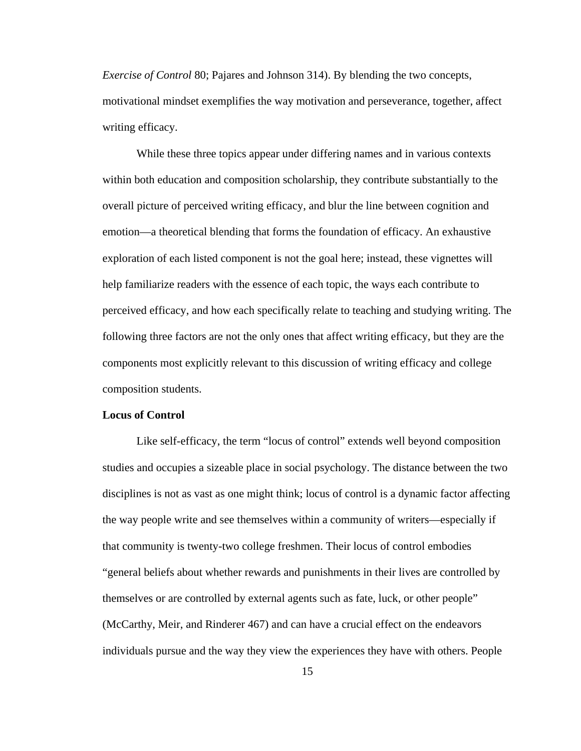*Exercise of Control* 80; Pajares and Johnson 314). By blending the two concepts, motivational mindset exemplifies the way motivation and perseverance, together, affect writing efficacy.

While these three topics appear under differing names and in various contexts within both education and composition scholarship, they contribute substantially to the overall picture of perceived writing efficacy, and blur the line between cognition and emotion—a theoretical blending that forms the foundation of efficacy. An exhaustive exploration of each listed component is not the goal here; instead, these vignettes will help familiarize readers with the essence of each topic, the ways each contribute to perceived efficacy, and how each specifically relate to teaching and studying writing. The following three factors are not the only ones that affect writing efficacy, but they are the components most explicitly relevant to this discussion of writing efficacy and college composition students.

**Locus of Control**

Like self-efficacy, the term "locus of control" extends well beyond composition studies and occupies a sizeable place in social psychology. The distance between the two disciplines is not as vast as one might think; locus of control is a dynamic factor affecting the way people write and see themselves within a community of writers—especially if that community is twenty-two college freshmen. Their locus of control embodies "general beliefs about whether rewards and punishments in their lives are controlled by themselves or are controlled by external agents such as fate, luck, or other people" (McCarthy, Meir, and Rinderer 467) and can have a crucial effect on the endeavors individuals pursue and the way they view the experiences they have with others. People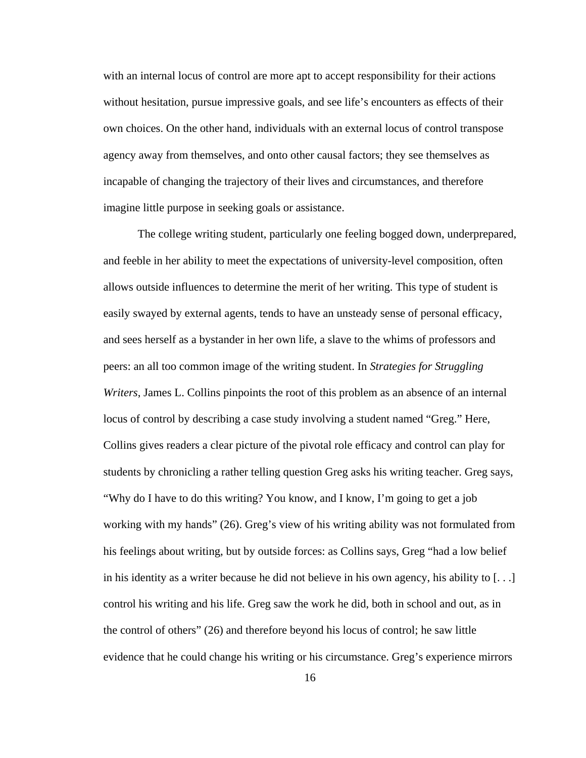with an internal locus of control are more apt to accept responsibility for their actions without hesitation, pursue impressive goals, and see life's encounters as effects of their own choices. On the other hand, individuals with an external locus of control transpose agency away from themselves, and onto other causal factors; they see themselves as incapable of changing the trajectory of their lives and circumstances, and therefore imagine little purpose in seeking goals or assistance.

The college writing student, particularly one feeling bogged down, underprepared, and feeble in her ability to meet the expectations of university-level composition, often allows outside influences to determine the merit of her writing. This type of student is easily swayed by external agents, tends to have an unsteady sense of personal efficacy, and sees herself as a bystander in her own life, a slave to the whims of professors and peers: an all too common image of the writing student. In *Strategies for Struggling Writers*, James L. Collins pinpoints the root of this problem as an absence of an internal locus of control by describing a case study involving a student named "Greg." Here, Collins gives readers a clear picture of the pivotal role efficacy and control can play for students by chronicling a rather telling question Greg asks his writing teacher. Greg says, "Why do I have to do this writing? You know, and I know, I'm going to get a job working with my hands" (26). Greg's view of his writing ability was not formulated from his feelings about writing, but by outside forces: as Collins says, Greg "had a low belief in his identity as a writer because he did not believe in his own agency, his ability to [. . .] control his writing and his life. Greg saw the work he did, both in school and out, as in the control of others" (26) and therefore beyond his locus of control; he saw little evidence that he could change his writing or his circumstance. Greg's experience mirrors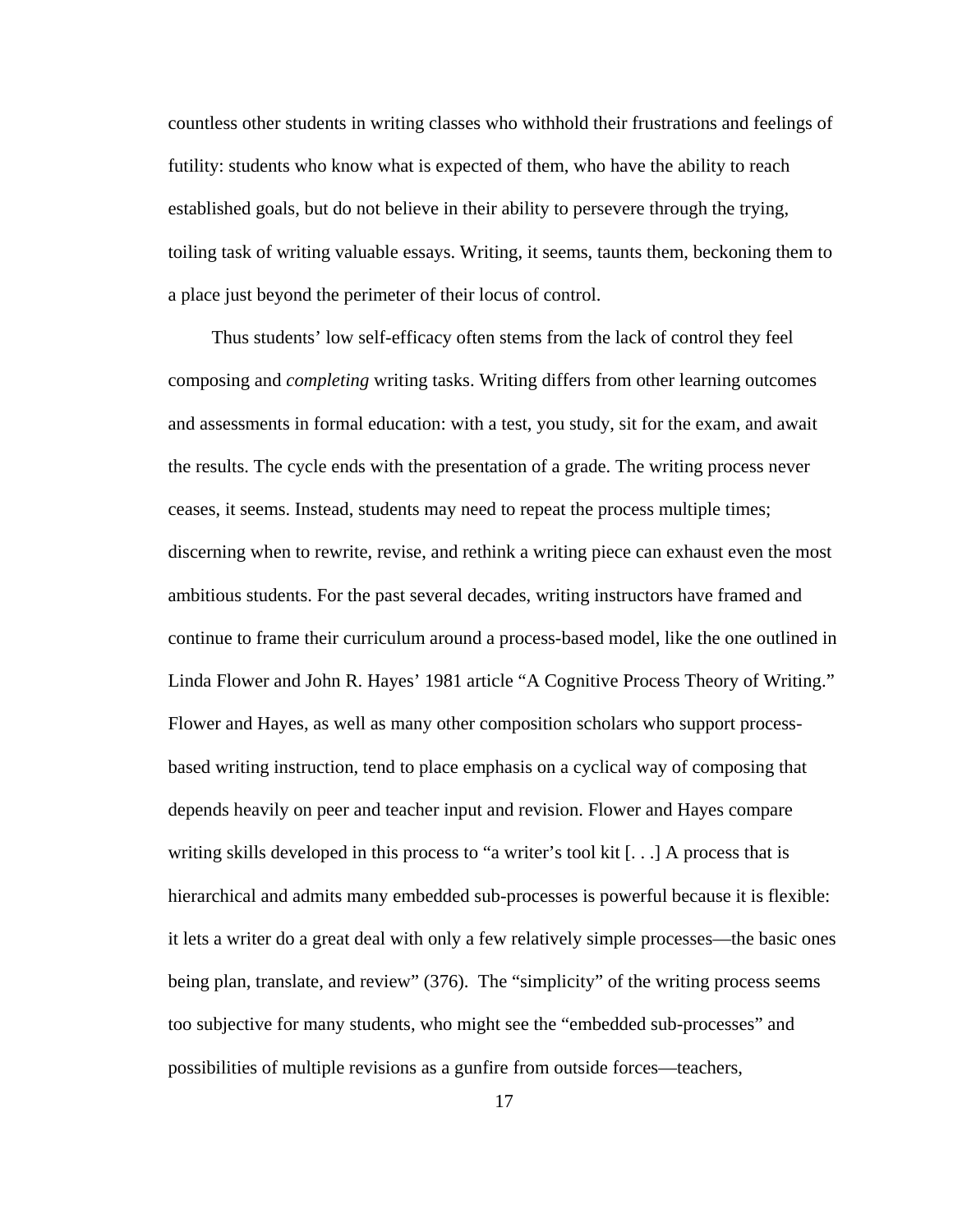countless other students in writing classes who withhold their frustrations and feelings of futility: students who know what is expected of them, who have the ability to reach established goals, but do not believe in their ability to persevere through the trying, toiling task of writing valuable essays. Writing, it seems, taunts them, beckoning them to a place just beyond the perimeter of their locus of control.

Thus students' low self-efficacy often stems from the lack of control they feel composing and *completing* writing tasks. Writing differs from other learning outcomes and assessments in formal education: with a test, you study, sit for the exam, and await the results. The cycle ends with the presentation of a grade. The writing process never ceases, it seems. Instead, students may need to repeat the process multiple times; discerning when to rewrite, revise, and rethink a writing piece can exhaust even the most ambitious students. For the past several decades, writing instructors have framed and continue to frame their curriculum around a process-based model, like the one outlined in Linda Flower and John R. Hayes' 1981 article "A Cognitive Process Theory of Writing." Flower and Hayes, as well as many other composition scholars who support process-based writing instruction, tend to place emphasis on a cyclical way of composing that depends heavily on peer and teacher input and revision. Flower and Hayes compare writing skills developed in this process to "a writer's tool kit [. . .] A process that is hierarchical and admits many embedded sub-processes is powerful because it is flexible: it lets a writer do a great deal with only a few relatively simple processes—the basic ones being plan, translate, and review" (376). The "simplicity" of the writing process seems too subjective for many students, who might see the "embedded sub-processes" and possibilities of multiple revisions as a gunfire from outside forces—teachers,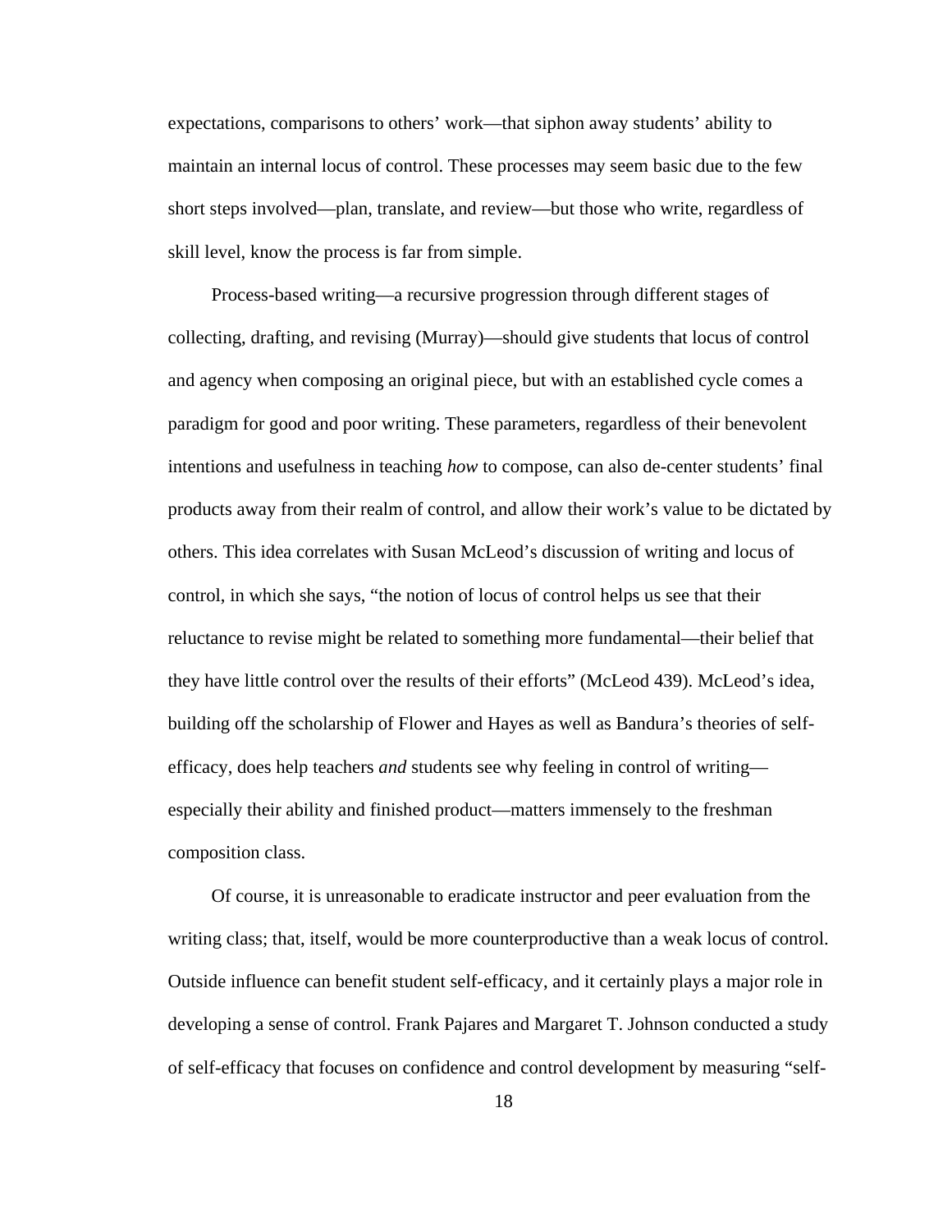expectations, comparisons to others' work—that siphon away students' ability to maintain an internal locus of control. These processes may seem basic due to the few short steps involved—plan, translate, and review—but those who write, regardless of skill level, know the process is far from simple.

Process-based writing—a recursive progression through different stages of collecting, drafting, and revising (Murray)—should give students that locus of control and agency when composing an original piece, but with an established cycle comes a paradigm for good and poor writing. These parameters, regardless of their benevolent intentions and usefulness in teaching *how* to compose, can also de-center students' final products away from their realm of control, and allow their work's value to be dictated by others. This idea correlates with Susan McLeod's discussion of writing and locus of control, in which she says, "the notion of locus of control helps us see that their reluctance to revise might be related to something more fundamental—their belief that they have little control over the results of their efforts" (McLeod 439). McLeod's idea, building off the scholarship of Flower and Hayes as well as Bandura's theories of self-efficacy, does help teachers *and* students see why feeling in control of writing—especially their ability and finished product—matters immensely to the freshman composition class.

Of course, it is unreasonable to eradicate instructor and peer evaluation from the writing class; that, itself, would be more counterproductive than a weak locus of control. Outside influence can benefit student self-efficacy, and it certainly plays a major role in developing a sense of control. Frank Pajares and Margaret T. Johnson conducted a study of self-efficacy that focuses on confidence and control development by measuring "self-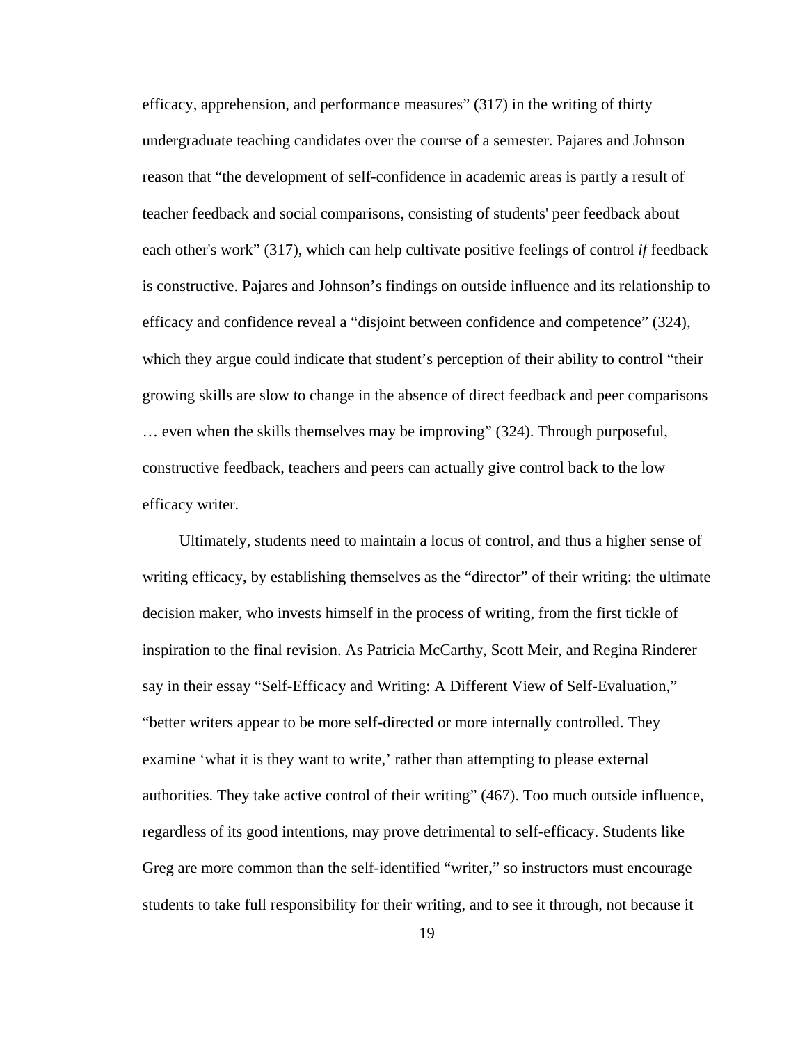efficacy, apprehension, and performance measures" (317) in the writing of thirty undergraduate teaching candidates over the course of a semester. Pajares and Johnson reason that "the development of self-confidence in academic areas is partly a result of teacher feedback and social comparisons, consisting of students' peer feedback about each other's work" (317), which can help cultivate positive feelings of control *if* feedback is constructive. Pajares and Johnson's findings on outside influence and its relationship to efficacy and confidence reveal a "disjoint between confidence and competence" (324), which they argue could indicate that student's perception of their ability to control "their growing skills are slow to change in the absence of direct feedback and peer comparisons … even when the skills themselves may be improving" (324). Through purposeful, constructive feedback, teachers and peers can actually give control back to the low efficacy writer.

Ultimately, students need to maintain a locus of control, and thus a higher sense of writing efficacy, by establishing themselves as the "director" of their writing: the ultimate decision maker, who invests himself in the process of writing, from the first tickle of inspiration to the final revision. As Patricia McCarthy, Scott Meir, and Regina Rinderer say in their essay "Self-Efficacy and Writing: A Different View of Self-Evaluation," "better writers appear to be more self-directed or more internally controlled. They examine 'what it is they want to write,' rather than attempting to please external authorities. They take active control of their writing" (467). Too much outside influence, regardless of its good intentions, may prove detrimental to self-efficacy. Students like Greg are more common than the self-identified "writer," so instructors must encourage students to take full responsibility for their writing, and to see it through, not because it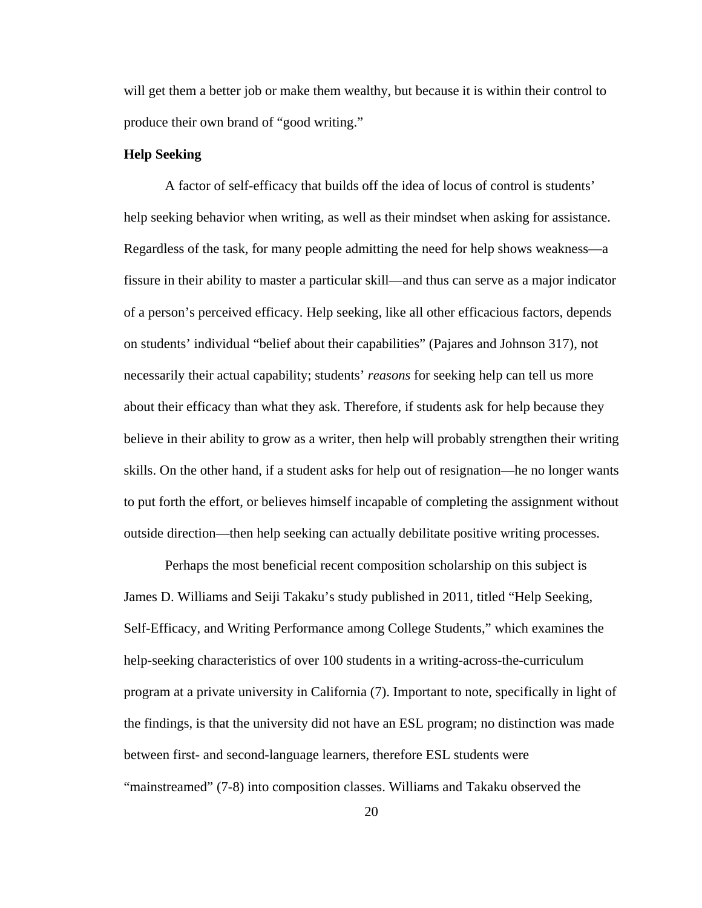will get them a better job or make them wealthy, but because it is within their control to produce their own brand of "good writing."

**Help Seeking**

A factor of self-efficacy that builds off the idea of locus of control is students' help seeking behavior when writing, as well as their mindset when asking for assistance. Regardless of the task, for many people admitting the need for help shows weakness—a fissure in their ability to master a particular skill—and thus can serve as a major indicator of a person's perceived efficacy. Help seeking, like all other efficacious factors, depends on students' individual "belief about their capabilities" (Pajares and Johnson 317), not necessarily their actual capability; students' *reasons* for seeking help can tell us more about their efficacy than what they ask. Therefore, if students ask for help because they believe in their ability to grow as a writer, then help will probably strengthen their writing skills. On the other hand, if a student asks for help out of resignation—he no longer wants to put forth the effort, or believes himself incapable of completing the assignment without outside direction—then help seeking can actually debilitate positive writing processes.

Perhaps the most beneficial recent composition scholarship on this subject is James D. Williams and Seiji Takaku's study published in 2011, titled "Help Seeking, Self-Efficacy, and Writing Performance among College Students," which examines the help-seeking characteristics of over 100 students in a writing-across-the-curriculum program at a private university in California (7). Important to note, specifically in light of the findings, is that the university did not have an ESL program; no distinction was made between first- and second-language learners, therefore ESL students were "mainstreamed" (7-8) into composition classes. Williams and Takaku observed the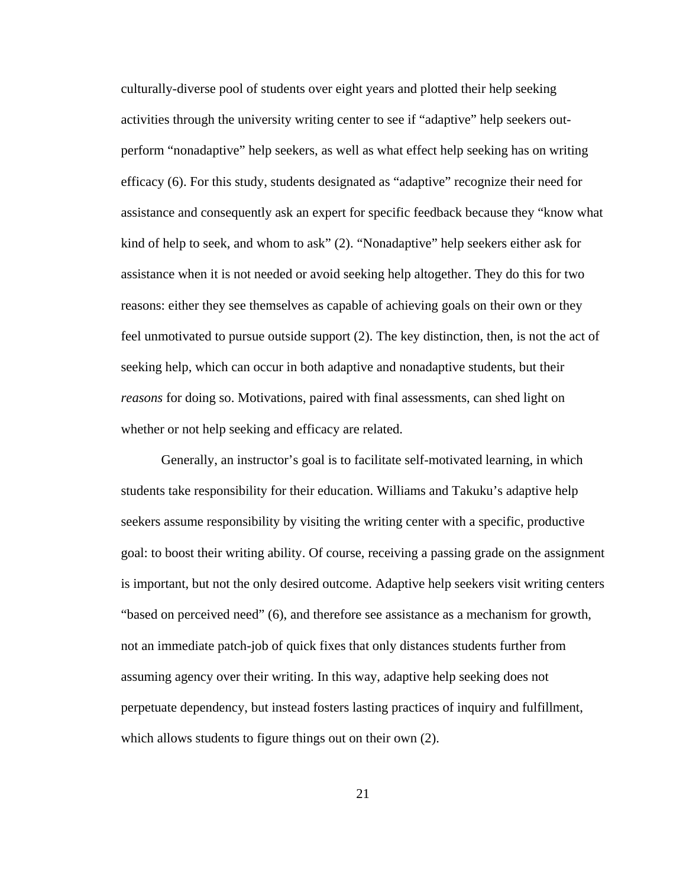culturally-diverse pool of students over eight years and plotted their help seeking activities through the university writing center to see if "adaptive" help seekers out-perform "nonadaptive" help seekers, as well as what effect help seeking has on writing efficacy (6). For this study, students designated as "adaptive" recognize their need for assistance and consequently ask an expert for specific feedback because they "know what kind of help to seek, and whom to ask" (2). "Nonadaptive" help seekers either ask for assistance when it is not needed or avoid seeking help altogether. They do this for two reasons: either they see themselves as capable of achieving goals on their own or they feel unmotivated to pursue outside support (2). The key distinction, then, is not the act of seeking help, which can occur in both adaptive and nonadaptive students, but their *reasons* for doing so. Motivations, paired with final assessments, can shed light on whether or not help seeking and efficacy are related.

Generally, an instructor's goal is to facilitate self-motivated learning, in which students take responsibility for their education. Williams and Takuku's adaptive help seekers assume responsibility by visiting the writing center with a specific, productive goal: to boost their writing ability. Of course, receiving a passing grade on the assignment is important, but not the only desired outcome. Adaptive help seekers visit writing centers "based on perceived need" (6), and therefore see assistance as a mechanism for growth, not an immediate patch-job of quick fixes that only distances students further from assuming agency over their writing. In this way, adaptive help seeking does not perpetuate dependency, but instead fosters lasting practices of inquiry and fulfillment, which allows students to figure things out on their own (2).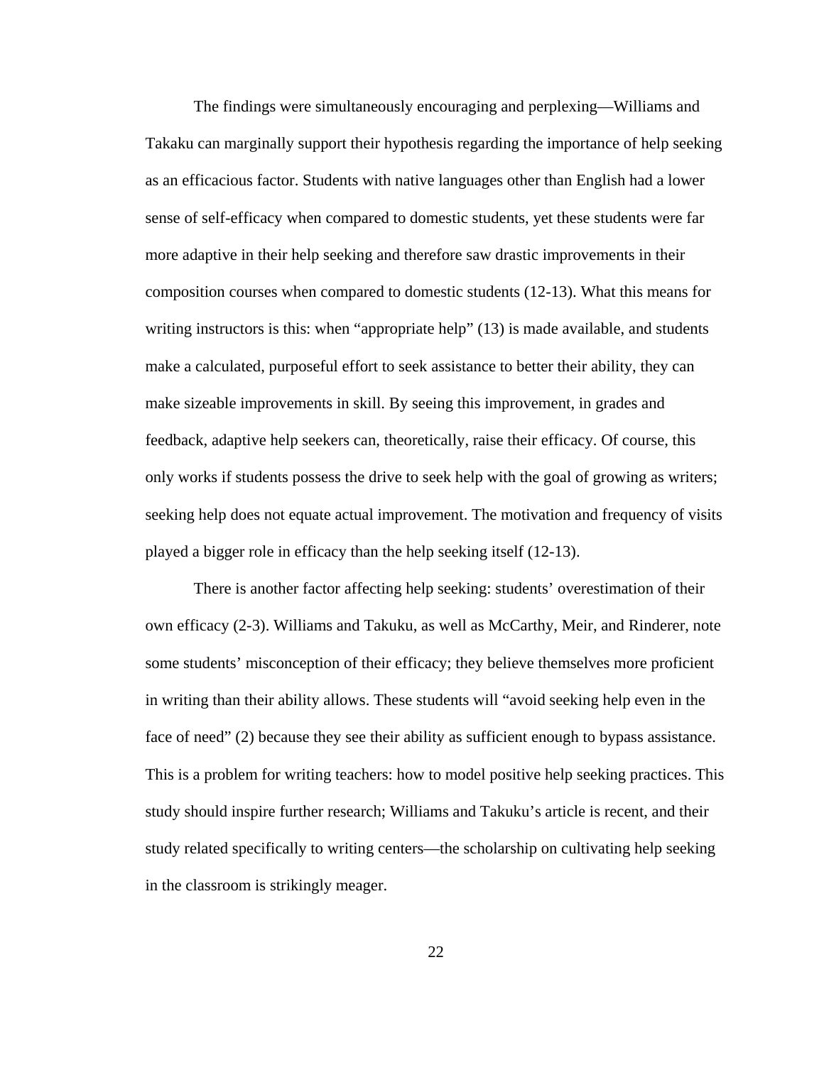The findings were simultaneously encouraging and perplexing—Williams and Takaku can marginally support their hypothesis regarding the importance of help seeking as an efficacious factor. Students with native languages other than English had a lower sense of self-efficacy when compared to domestic students, yet these students were far more adaptive in their help seeking and therefore saw drastic improvements in their composition courses when compared to domestic students (12-13). What this means for writing instructors is this: when "appropriate help" (13) is made available, and students make a calculated, purposeful effort to seek assistance to better their ability, they can make sizeable improvements in skill. By seeing this improvement, in grades and feedback, adaptive help seekers can, theoretically, raise their efficacy. Of course, this only works if students possess the drive to seek help with the goal of growing as writers; seeking help does not equate actual improvement. The motivation and frequency of visits played a bigger role in efficacy than the help seeking itself (12-13).

There is another factor affecting help seeking: students' overestimation of their own efficacy (2-3). Williams and Takuku, as well as McCarthy, Meir, and Rinderer, note some students' misconception of their efficacy; they believe themselves more proficient in writing than their ability allows. These students will "avoid seeking help even in the face of need" (2) because they see their ability as sufficient enough to bypass assistance. This is a problem for writing teachers: how to model positive help seeking practices. This study should inspire further research; Williams and Takuku's article is recent, and their study related specifically to writing centers—the scholarship on cultivating help seeking in the classroom is strikingly meager.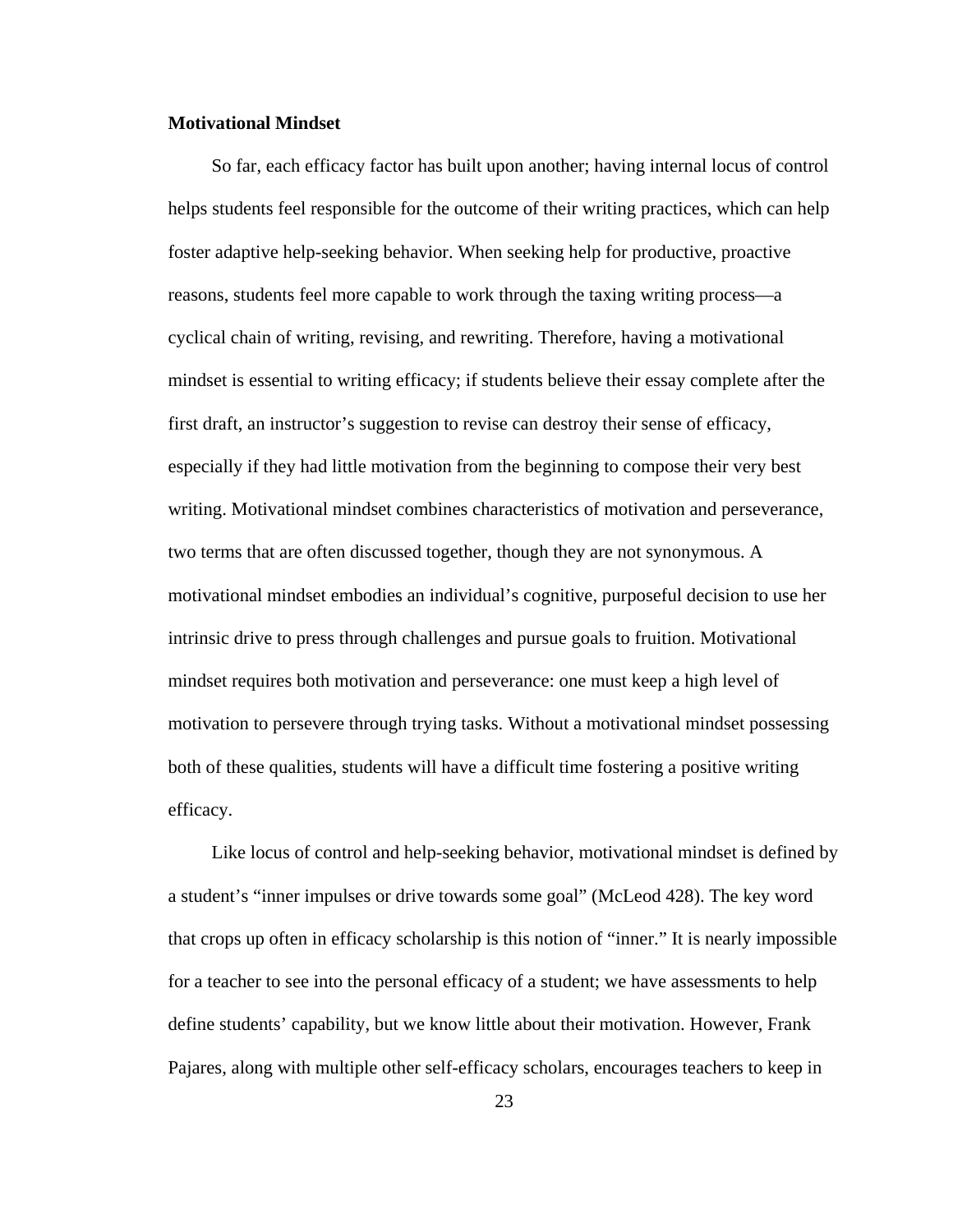**Motivational Mindset**

So far, each efficacy factor has built upon another; having internal locus of control helps students feel responsible for the outcome of their writing practices, which can help foster adaptive help-seeking behavior. When seeking help for productive, proactive reasons, students feel more capable to work through the taxing writing process—a cyclical chain of writing, revising, and rewriting. Therefore, having a motivational mindset is essential to writing efficacy; if students believe their essay complete after the first draft, an instructor's suggestion to revise can destroy their sense of efficacy, especially if they had little motivation from the beginning to compose their very best writing. Motivational mindset combines characteristics of motivation and perseverance, two terms that are often discussed together, though they are not synonymous. A motivational mindset embodies an individual's cognitive, purposeful decision to use her intrinsic drive to press through challenges and pursue goals to fruition. Motivational mindset requires both motivation and perseverance: one must keep a high level of motivation to persevere through trying tasks. Without a motivational mindset possessing both of these qualities, students will have a difficult time fostering a positive writing efficacy.

Like locus of control and help-seeking behavior, motivational mindset is defined by a student's "inner impulses or drive towards some goal" (McLeod 428). The key word that crops up often in efficacy scholarship is this notion of "inner." It is nearly impossible for a teacher to see into the personal efficacy of a student; we have assessments to help define students' capability, but we know little about their motivation. However, Frank Pajares, along with multiple other self-efficacy scholars, encourages teachers to keep in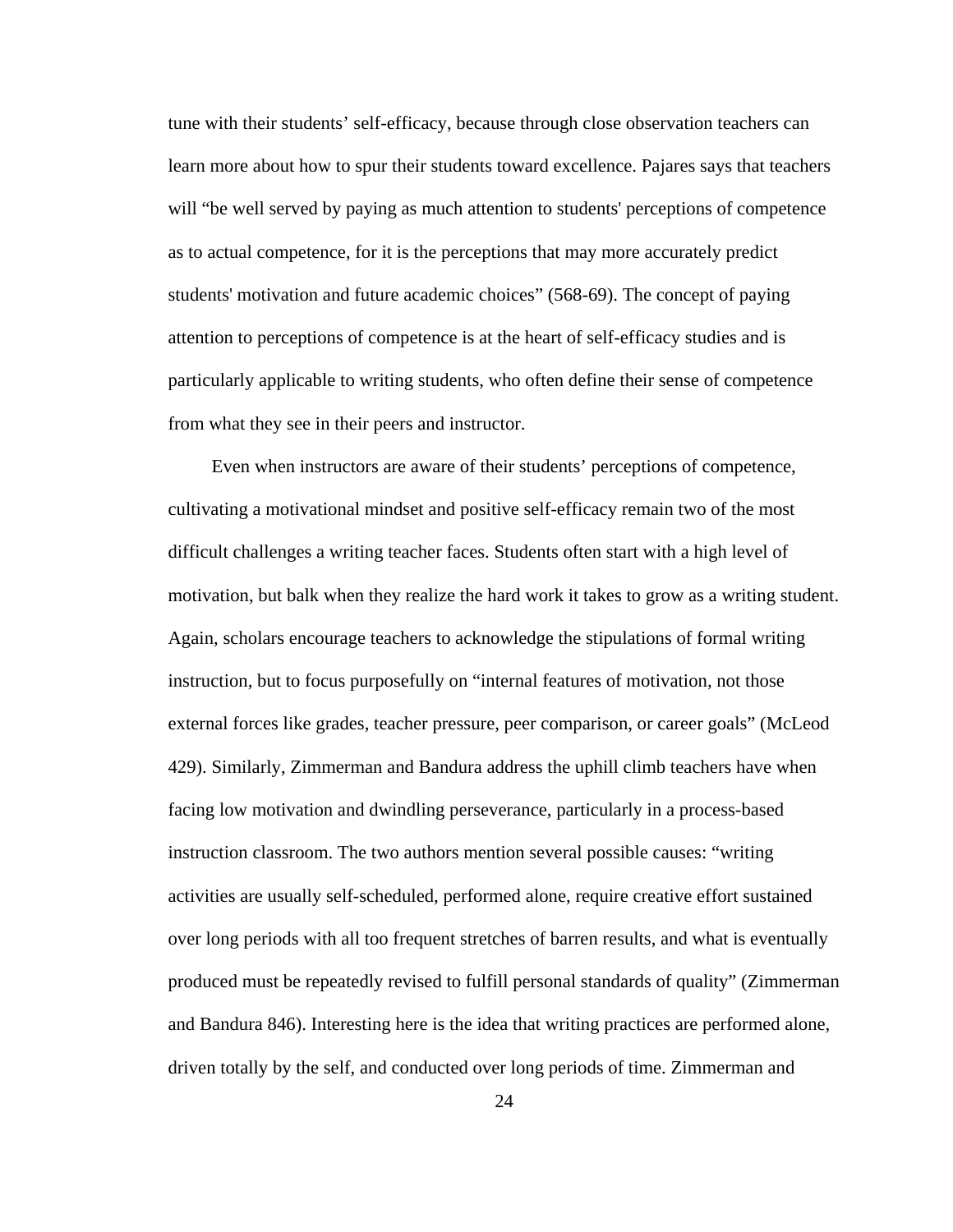tune with their students' self-efficacy, because through close observation teachers can learn more about how to spur their students toward excellence. Pajares says that teachers will "be well served by paying as much attention to students' perceptions of competence as to actual competence, for it is the perceptions that may more accurately predict students' motivation and future academic choices" (568-69). The concept of paying attention to perceptions of competence is at the heart of self-efficacy studies and is particularly applicable to writing students, who often define their sense of competence from what they see in their peers and instructor.

Even when instructors are aware of their students' perceptions of competence, cultivating a motivational mindset and positive self-efficacy remain two of the most difficult challenges a writing teacher faces. Students often start with a high level of motivation, but balk when they realize the hard work it takes to grow as a writing student. Again, scholars encourage teachers to acknowledge the stipulations of formal writing instruction, but to focus purposefully on "internal features of motivation, not those external forces like grades, teacher pressure, peer comparison, or career goals" (McLeod 429). Similarly, Zimmerman and Bandura address the uphill climb teachers have when facing low motivation and dwindling perseverance, particularly in a process-based instruction classroom. The two authors mention several possible causes: "writing activities are usually self-scheduled, performed alone, require creative effort sustained over long periods with all too frequent stretches of barren results, and what is eventually produced must be repeatedly revised to fulfill personal standards of quality" (Zimmerman and Bandura 846). Interesting here is the idea that writing practices are performed alone, driven totally by the self, and conducted over long periods of time. Zimmerman and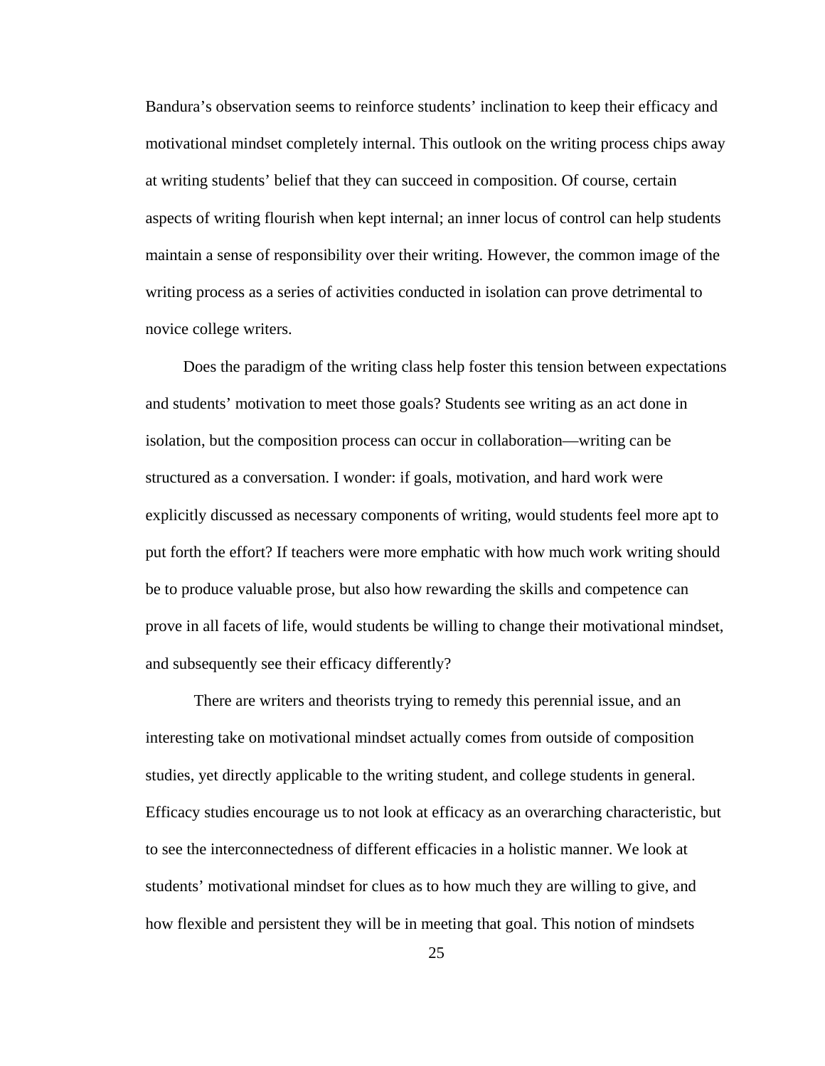Bandura's observation seems to reinforce students' inclination to keep their efficacy and motivational mindset completely internal. This outlook on the writing process chips away at writing students' belief that they can succeed in composition. Of course, certain aspects of writing flourish when kept internal; an inner locus of control can help students maintain a sense of responsibility over their writing. However, the common image of the writing process as a series of activities conducted in isolation can prove detrimental to novice college writers.

Does the paradigm of the writing class help foster this tension between expectations and students' motivation to meet those goals? Students see writing as an act done in isolation, but the composition process can occur in collaboration—writing can be structured as a conversation. I wonder: if goals, motivation, and hard work were explicitly discussed as necessary components of writing, would students feel more apt to put forth the effort? If teachers were more emphatic with how much work writing should be to produce valuable prose, but also how rewarding the skills and competence can prove in all facets of life, would students be willing to change their motivational mindset, and subsequently see their efficacy differently?

There are writers and theorists trying to remedy this perennial issue, and an interesting take on motivational mindset actually comes from outside of composition studies, yet directly applicable to the writing student, and college students in general. Efficacy studies encourage us to not look at efficacy as an overarching characteristic, but to see the interconnectedness of different efficacies in a holistic manner. We look at students' motivational mindset for clues as to how much they are willing to give, and how flexible and persistent they will be in meeting that goal. This notion of mindsets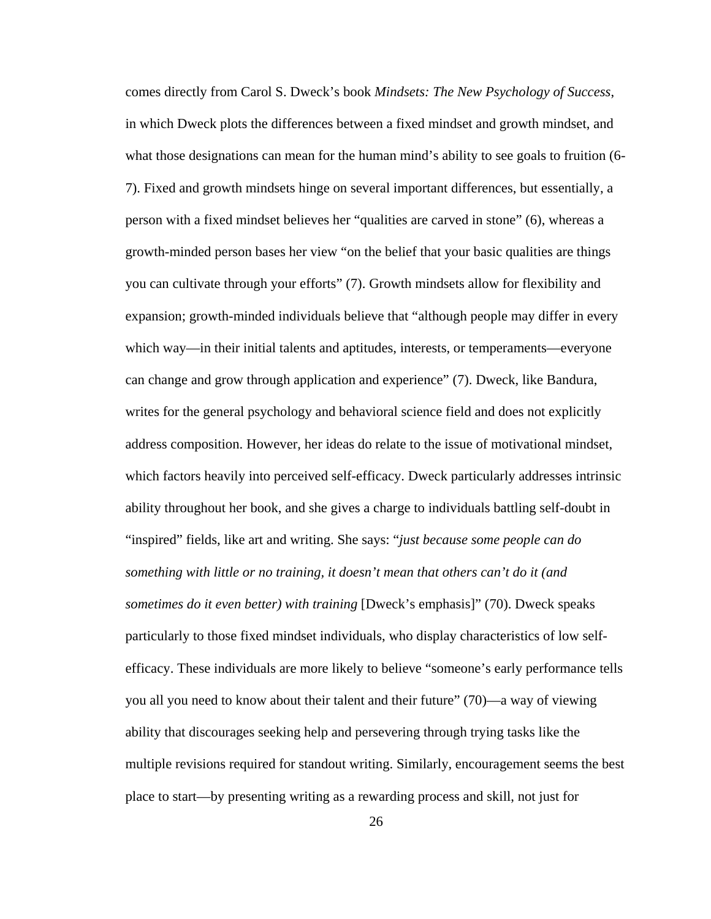comes directly from Carol S. Dweck's book *Mindsets: The New Psychology of Success*, in which Dweck plots the differences between a fixed mindset and growth mindset, and what those designations can mean for the human mind's ability to see goals to fruition (6-7). Fixed and growth mindsets hinge on several important differences, but essentially, a person with a fixed mindset believes her "qualities are carved in stone" (6), whereas a growth-minded person bases her view "on the belief that your basic qualities are things you can cultivate through your efforts" (7). Growth mindsets allow for flexibility and expansion; growth-minded individuals believe that "although people may differ in every which way—in their initial talents and aptitudes, interests, or temperaments—everyone can change and grow through application and experience" (7). Dweck, like Bandura, writes for the general psychology and behavioral science field and does not explicitly address composition. However, her ideas do relate to the issue of motivational mindset, which factors heavily into perceived self-efficacy. Dweck particularly addresses intrinsic ability throughout her book, and she gives a charge to individuals battling self-doubt in "inspired" fields, like art and writing. She says: "*just because some people can do something with little or no training, it doesn't mean that others can't do it (and sometimes do it even better) with training* [Dweck's emphasis]" (70). Dweck speaks particularly to those fixed mindset individuals, who display characteristics of low self-efficacy. These individuals are more likely to believe "someone's early performance tells you all you need to know about their talent and their future" (70)—a way of viewing ability that discourages seeking help and persevering through trying tasks like the multiple revisions required for standout writing. Similarly, encouragement seems the best place to start—by presenting writing as a rewarding process and skill, not just for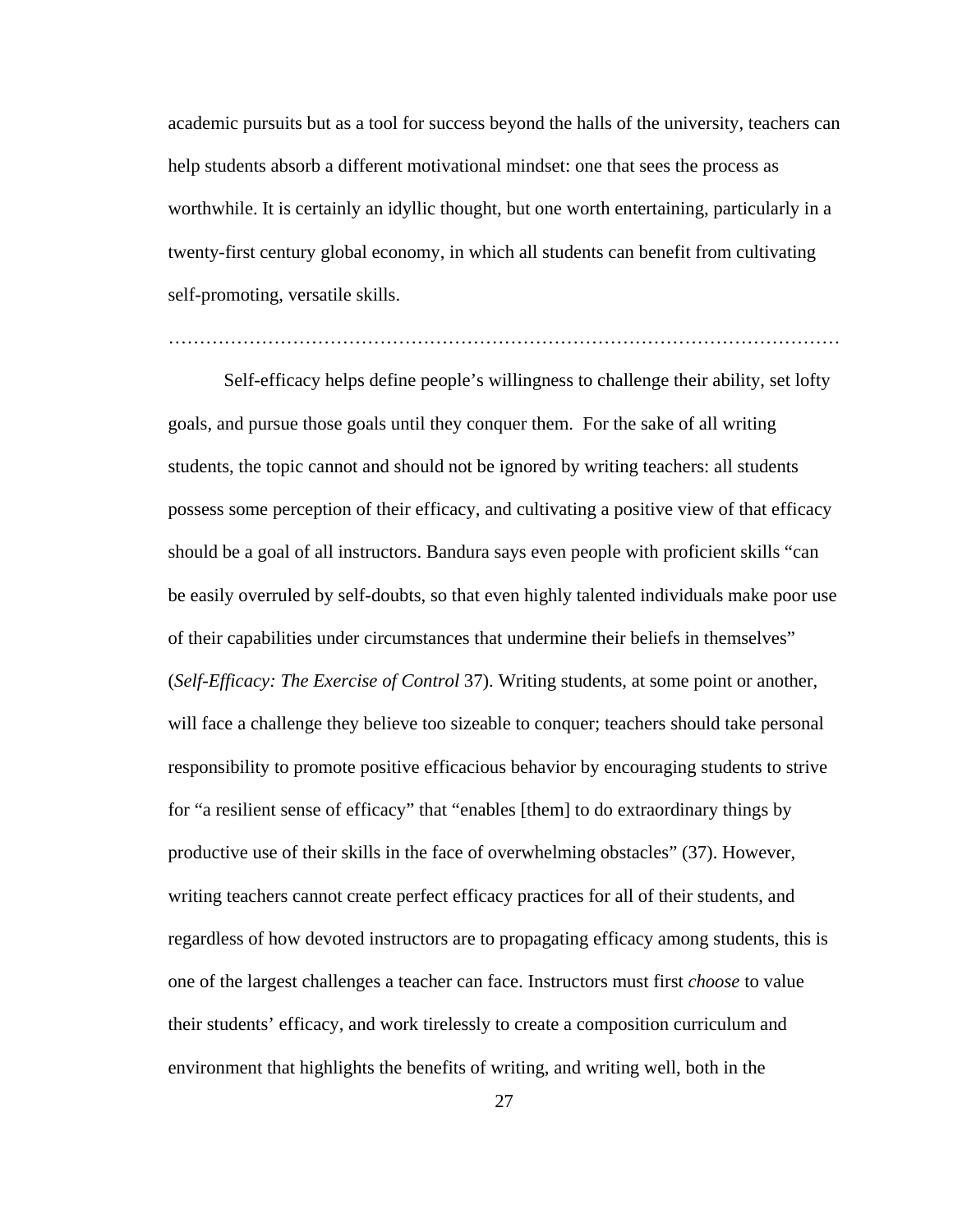academic pursuits but as a tool for success beyond the halls of the university, teachers can help students absorb a different motivational mindset: one that sees the process as worthwhile. It is certainly an idyllic thought, but one worth entertaining, particularly in a twenty-first century global economy, in which all students can benefit from cultivating self-promoting, versatile skills.

………………………………………………………………………………………………

Self-efficacy helps define people's willingness to challenge their ability, set lofty goals, and pursue those goals until they conquer them. For the sake of all writing students, the topic cannot and should not be ignored by writing teachers: all students possess some perception of their efficacy, and cultivating a positive view of that efficacy should be a goal of all instructors. Bandura says even people with proficient skills "can be easily overruled by self-doubts, so that even highly talented individuals make poor use of their capabilities under circumstances that undermine their beliefs in themselves" (*Self-Efficacy: The Exercise of Control* 37). Writing students, at some point or another, will face a challenge they believe too sizeable to conquer; teachers should take personal responsibility to promote positive efficacious behavior by encouraging students to strive for "a resilient sense of efficacy" that "enables [them] to do extraordinary things by productive use of their skills in the face of overwhelming obstacles" (37). However, writing teachers cannot create perfect efficacy practices for all of their students, and regardless of how devoted instructors are to propagating efficacy among students, this is one of the largest challenges a teacher can face. Instructors must first *choose* to value their students' efficacy, and work tirelessly to create a composition curriculum and environment that highlights the benefits of writing, and writing well, both in the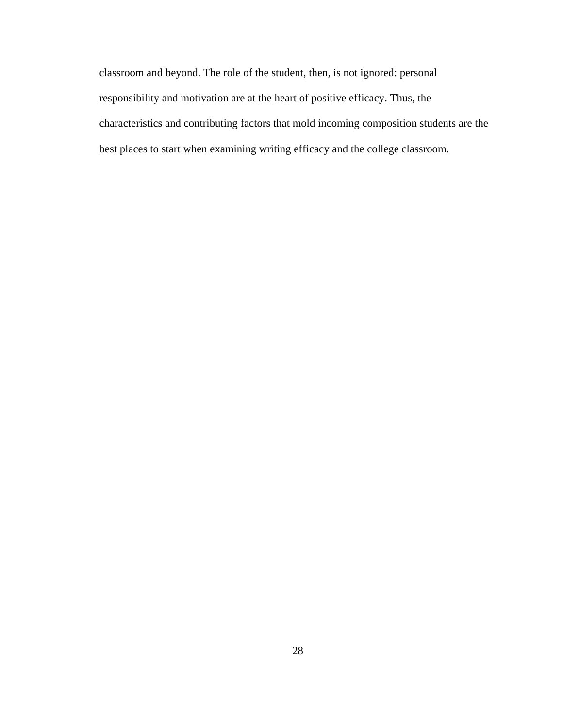classroom and beyond. The role of the student, then, is not ignored: personal responsibility and motivation are at the heart of positive efficacy. Thus, the characteristics and contributing factors that mold incoming composition students are the best places to start when examining writing efficacy and the college classroom.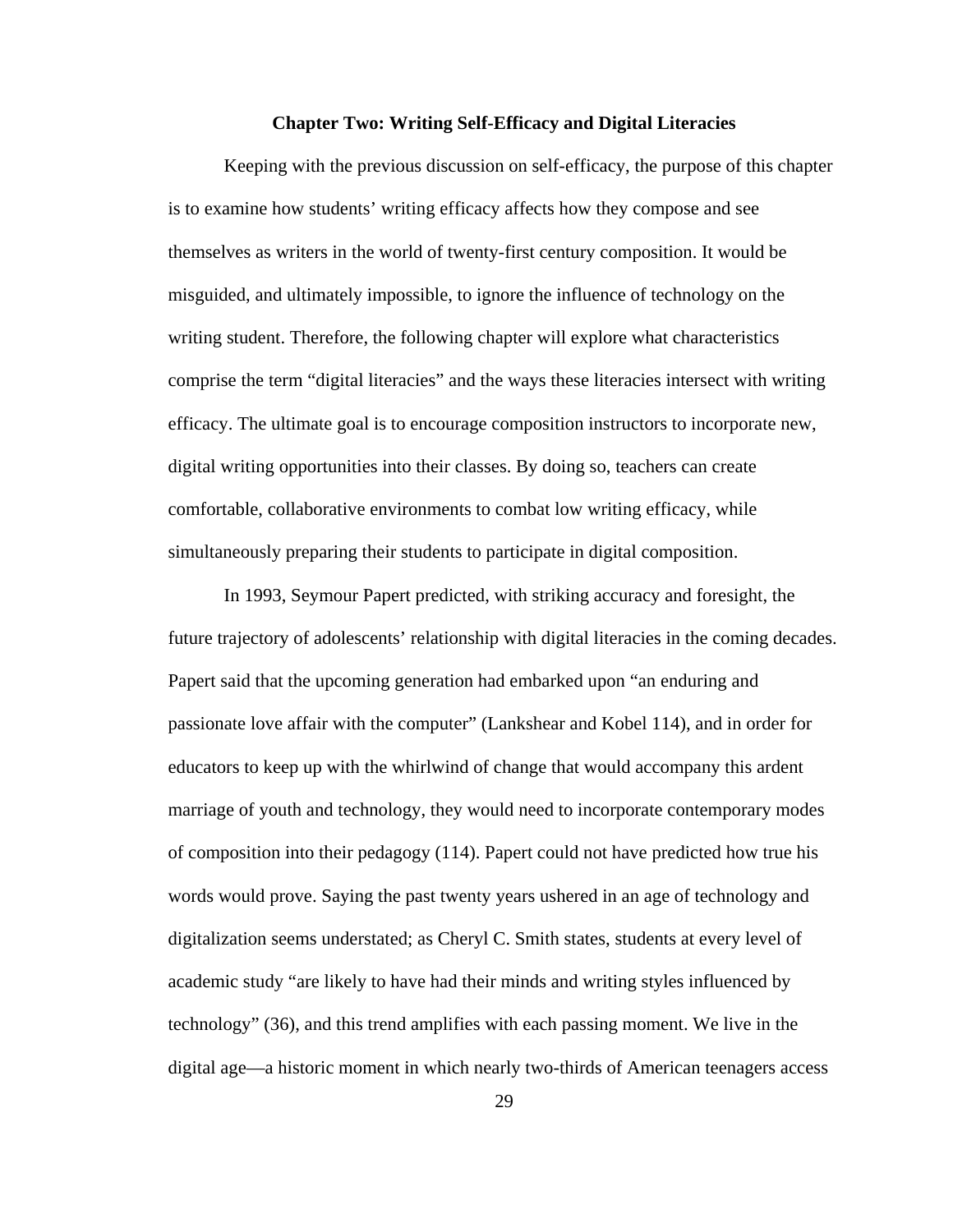## Chapter Two: Writing Self-Efficacy and Digital Literacies

Keeping with the previous discussion on self-efficacy, the purpose of this chapter is to examine how students' writing efficacy affects how they compose and see themselves as writers in the world of twenty-first century composition. It would be misguided, and ultimately impossible, to ignore the influence of technology on the writing student. Therefore, the following chapter will explore what characteristics comprise the term "digital literacies" and the ways these literacies intersect with writing efficacy. The ultimate goal is to encourage composition instructors to incorporate new, digital writing opportunities into their classes. By doing so, teachers can create comfortable, collaborative environments to combat low writing efficacy, while simultaneously preparing their students to participate in digital composition.

In 1993, Seymour Papert predicted, with striking accuracy and foresight, the future trajectory of adolescents' relationship with digital literacies in the coming decades. Papert said that the upcoming generation had embarked upon "an enduring and passionate love affair with the computer" (Lankshear and Kobel 114), and in order for educators to keep up with the whirlwind of change that would accompany this ardent marriage of youth and technology, they would need to incorporate contemporary modes of composition into their pedagogy (114). Papert could not have predicted how true his words would prove. Saying the past twenty years ushered in an age of technology and digitalization seems understated; as Cheryl C. Smith states, students at every level of academic study "are likely to have had their minds and writing styles influenced by technology" (36), and this trend amplifies with each passing moment. We live in the digital age—a historic moment in which nearly two-thirds of American teenagers access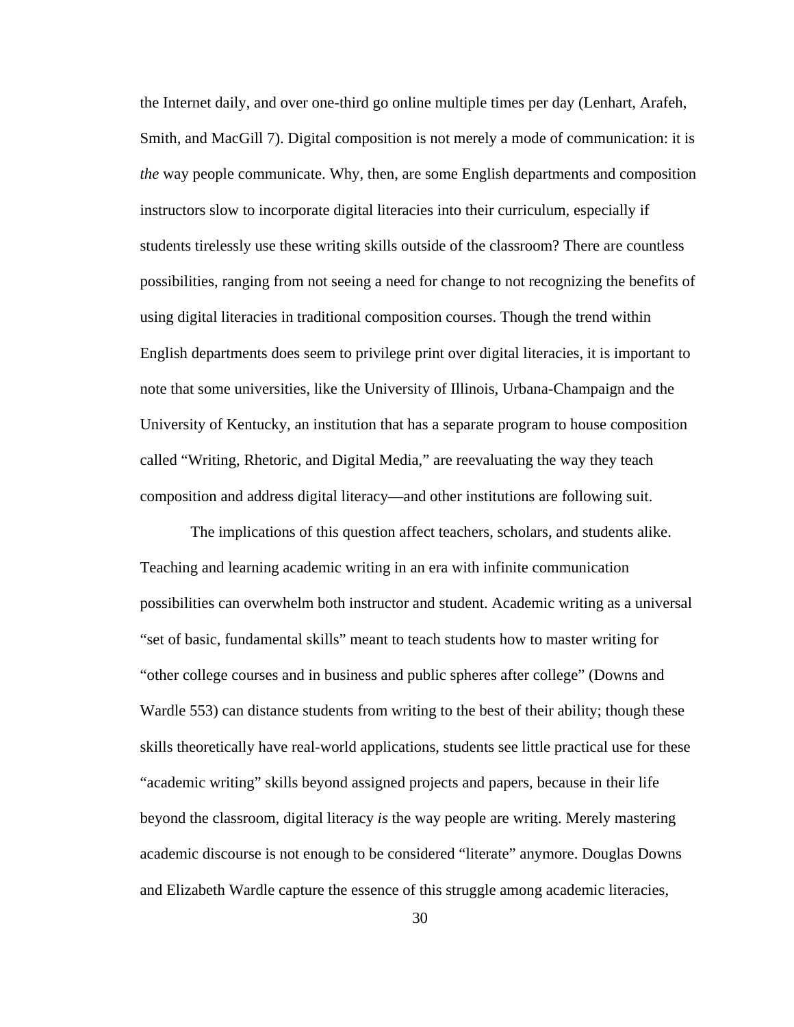the Internet daily, and over one-third go online multiple times per day (Lenhart, Arafeh, Smith, and MacGill 7). Digital composition is not merely a mode of communication: it is *the* way people communicate. Why, then, are some English departments and composition instructors slow to incorporate digital literacies into their curriculum, especially if students tirelessly use these writing skills outside of the classroom? There are countless possibilities, ranging from not seeing a need for change to not recognizing the benefits of using digital literacies in traditional composition courses. Though the trend within English departments does seem to privilege print over digital literacies, it is important to note that some universities, like the University of Illinois, Urbana-Champaign and the University of Kentucky, an institution that has a separate program to house composition called "Writing, Rhetoric, and Digital Media," are reevaluating the way they teach composition and address digital literacy—and other institutions are following suit.

The implications of this question affect teachers, scholars, and students alike. Teaching and learning academic writing in an era with infinite communication possibilities can overwhelm both instructor and student. Academic writing as a universal "set of basic, fundamental skills" meant to teach students how to master writing for "other college courses and in business and public spheres after college" (Downs and Wardle 553) can distance students from writing to the best of their ability; though these skills theoretically have real-world applications, students see little practical use for these "academic writing" skills beyond assigned projects and papers, because in their life beyond the classroom, digital literacy *is* the way people are writing. Merely mastering academic discourse is not enough to be considered "literate" anymore. Douglas Downs and Elizabeth Wardle capture the essence of this struggle among academic literacies,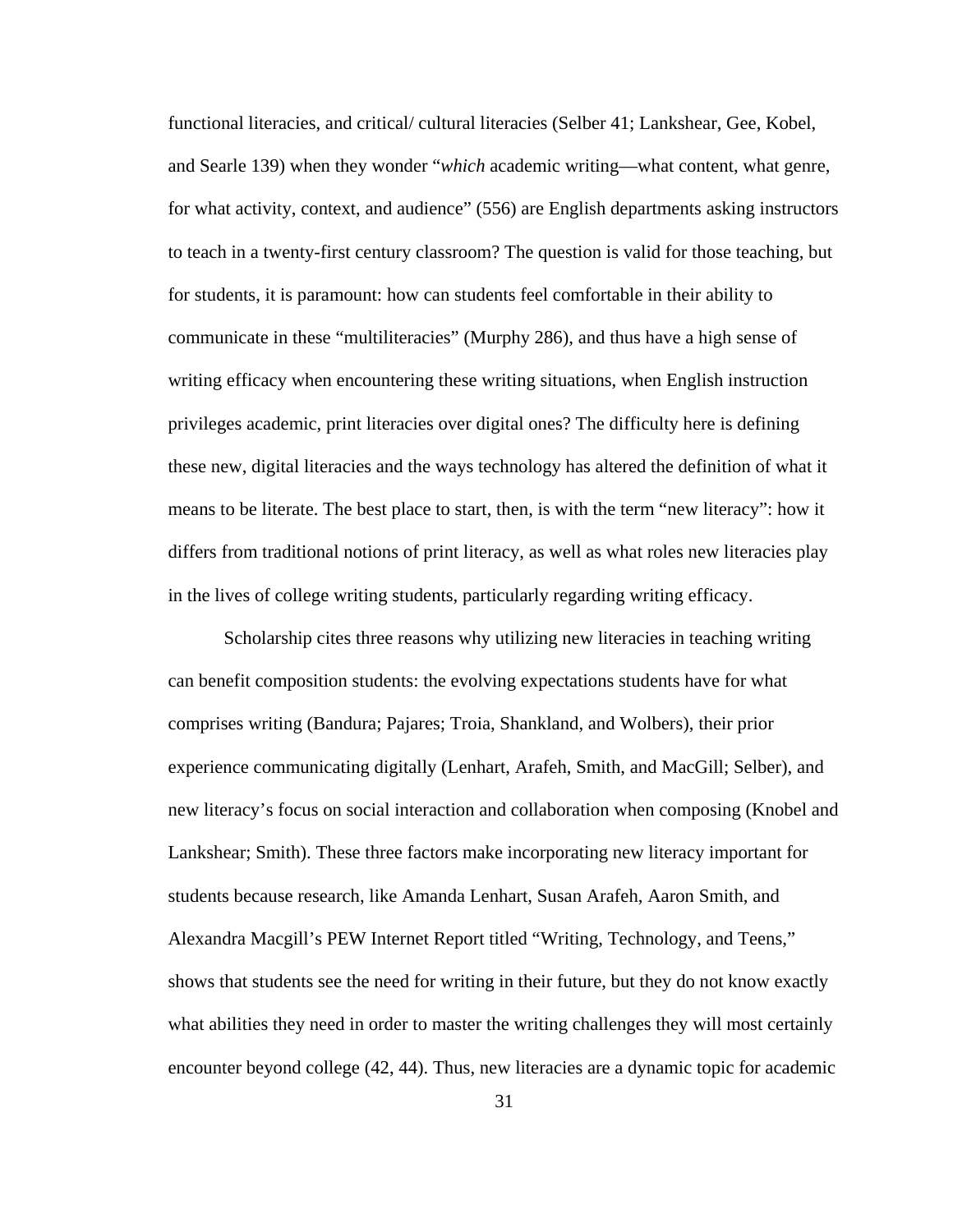functional literacies, and critical/ cultural literacies (Selber 41; Lankshear, Gee, Kobel, and Searle 139) when they wonder "*which* academic writing—what content, what genre, for what activity, context, and audience" (556) are English departments asking instructors to teach in a twenty-first century classroom? The question is valid for those teaching, but for students, it is paramount: how can students feel comfortable in their ability to communicate in these "multiliteracies" (Murphy 286), and thus have a high sense of writing efficacy when encountering these writing situations, when English instruction privileges academic, print literacies over digital ones? The difficulty here is defining these new, digital literacies and the ways technology has altered the definition of what it means to be literate. The best place to start, then, is with the term "new literacy": how it differs from traditional notions of print literacy, as well as what roles new literacies play in the lives of college writing students, particularly regarding writing efficacy.

Scholarship cites three reasons why utilizing new literacies in teaching writing can benefit composition students: the evolving expectations students have for what comprises writing (Bandura; Pajares; Troia, Shankland, and Wolbers), their prior experience communicating digitally (Lenhart, Arafeh, Smith, and MacGill; Selber), and new literacy's focus on social interaction and collaboration when composing (Knobel and Lankshear; Smith). These three factors make incorporating new literacy important for students because research, like Amanda Lenhart, Susan Arafeh, Aaron Smith, and Alexandra Macgill's PEW Internet Report titled "Writing, Technology, and Teens," shows that students see the need for writing in their future, but they do not know exactly what abilities they need in order to master the writing challenges they will most certainly encounter beyond college (42, 44). Thus, new literacies are a dynamic topic for academic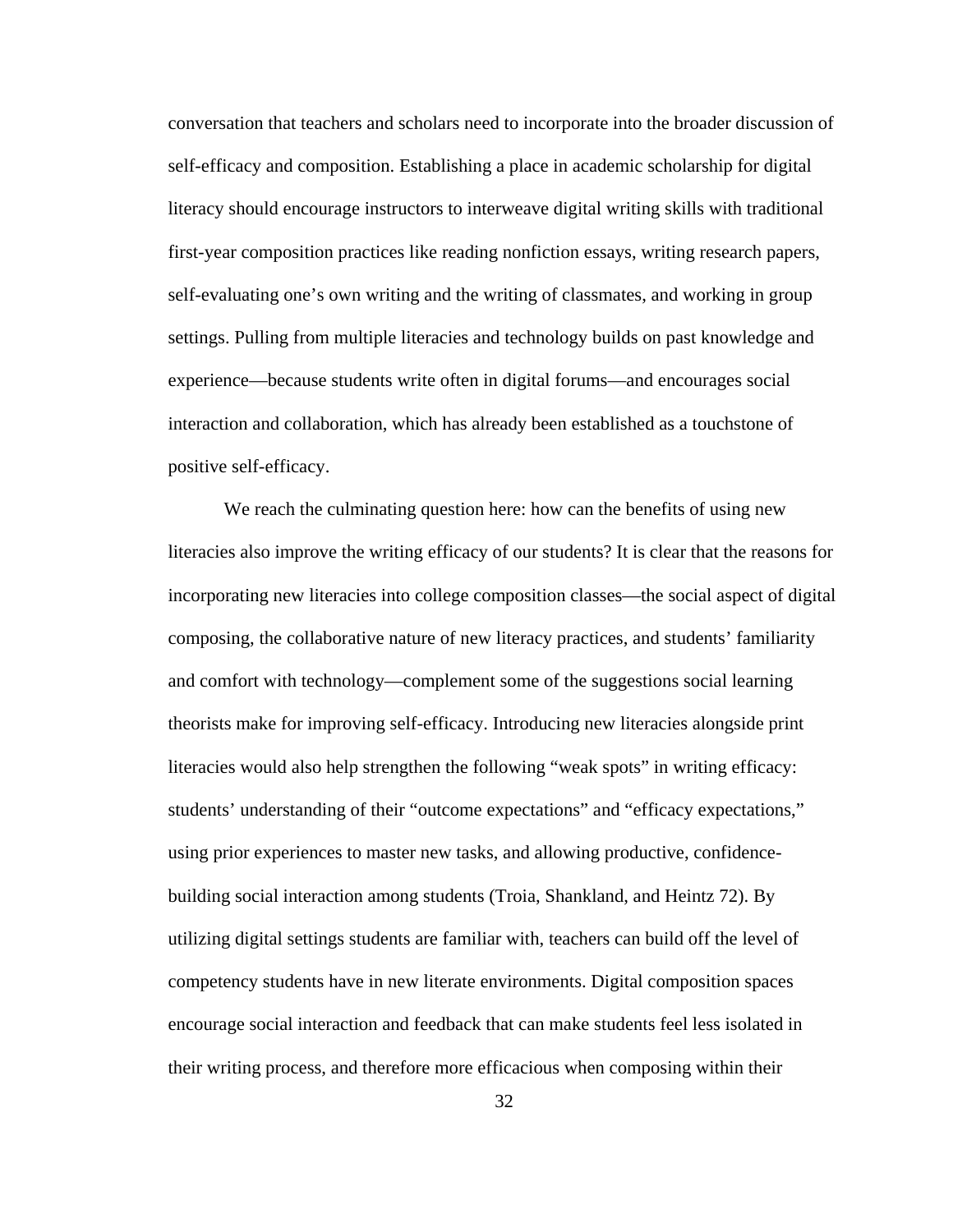conversation that teachers and scholars need to incorporate into the broader discussion of self-efficacy and composition. Establishing a place in academic scholarship for digital literacy should encourage instructors to interweave digital writing skills with traditional first-year composition practices like reading nonfiction essays, writing research papers, self-evaluating one's own writing and the writing of classmates, and working in group settings. Pulling from multiple literacies and technology builds on past knowledge and experience—because students write often in digital forums—and encourages social interaction and collaboration, which has already been established as a touchstone of positive self-efficacy.

We reach the culminating question here: how can the benefits of using new literacies also improve the writing efficacy of our students? It is clear that the reasons for incorporating new literacies into college composition classes—the social aspect of digital composing, the collaborative nature of new literacy practices, and students' familiarity and comfort with technology—complement some of the suggestions social learning theorists make for improving self-efficacy. Introducing new literacies alongside print literacies would also help strengthen the following "weak spots" in writing efficacy: students' understanding of their "outcome expectations" and "efficacy expectations," using prior experiences to master new tasks, and allowing productive, confidence-building social interaction among students (Troia, Shankland, and Heintz 72). By utilizing digital settings students are familiar with, teachers can build off the level of competency students have in new literate environments. Digital composition spaces encourage social interaction and feedback that can make students feel less isolated in their writing process, and therefore more efficacious when composing within their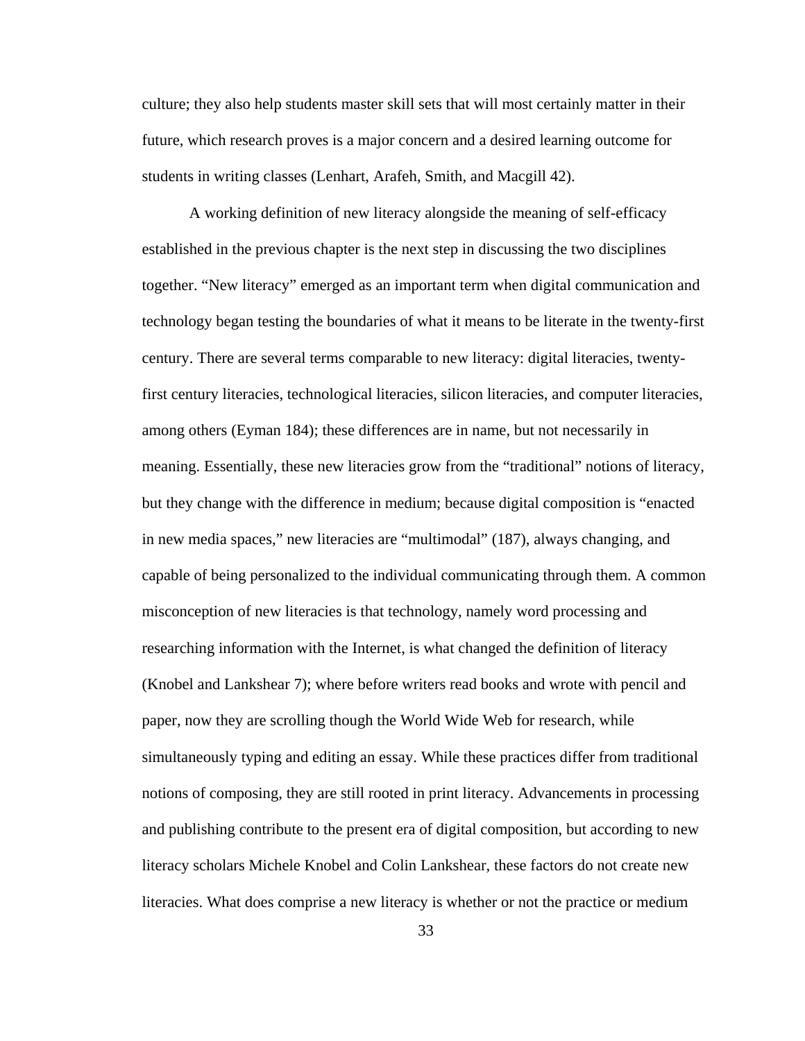culture; they also help students master skill sets that will most certainly matter in their future, which research proves is a major concern and a desired learning outcome for students in writing classes (Lenhart, Arafeh, Smith, and Macgill 42).

A working definition of new literacy alongside the meaning of self-efficacy established in the previous chapter is the next step in discussing the two disciplines together. "New literacy" emerged as an important term when digital communication and technology began testing the boundaries of what it means to be literate in the twenty-first century. There are several terms comparable to new literacy: digital literacies, twenty-first century literacies, technological literacies, silicon literacies, and computer literacies, among others (Eyman 184); these differences are in name, but not necessarily in meaning. Essentially, these new literacies grow from the "traditional" notions of literacy, but they change with the difference in medium; because digital composition is "enacted in new media spaces," new literacies are "multimodal" (187), always changing, and capable of being personalized to the individual communicating through them. A common misconception of new literacies is that technology, namely word processing and researching information with the Internet, is what changed the definition of literacy (Knobel and Lankshear 7); where before writers read books and wrote with pencil and paper, now they are scrolling though the World Wide Web for research, while simultaneously typing and editing an essay. While these practices differ from traditional notions of composing, they are still rooted in print literacy. Advancements in processing and publishing contribute to the present era of digital composition, but according to new literacy scholars Michele Knobel and Colin Lankshear, these factors do not create new literacies. What does comprise a new literacy is whether or not the practice or medium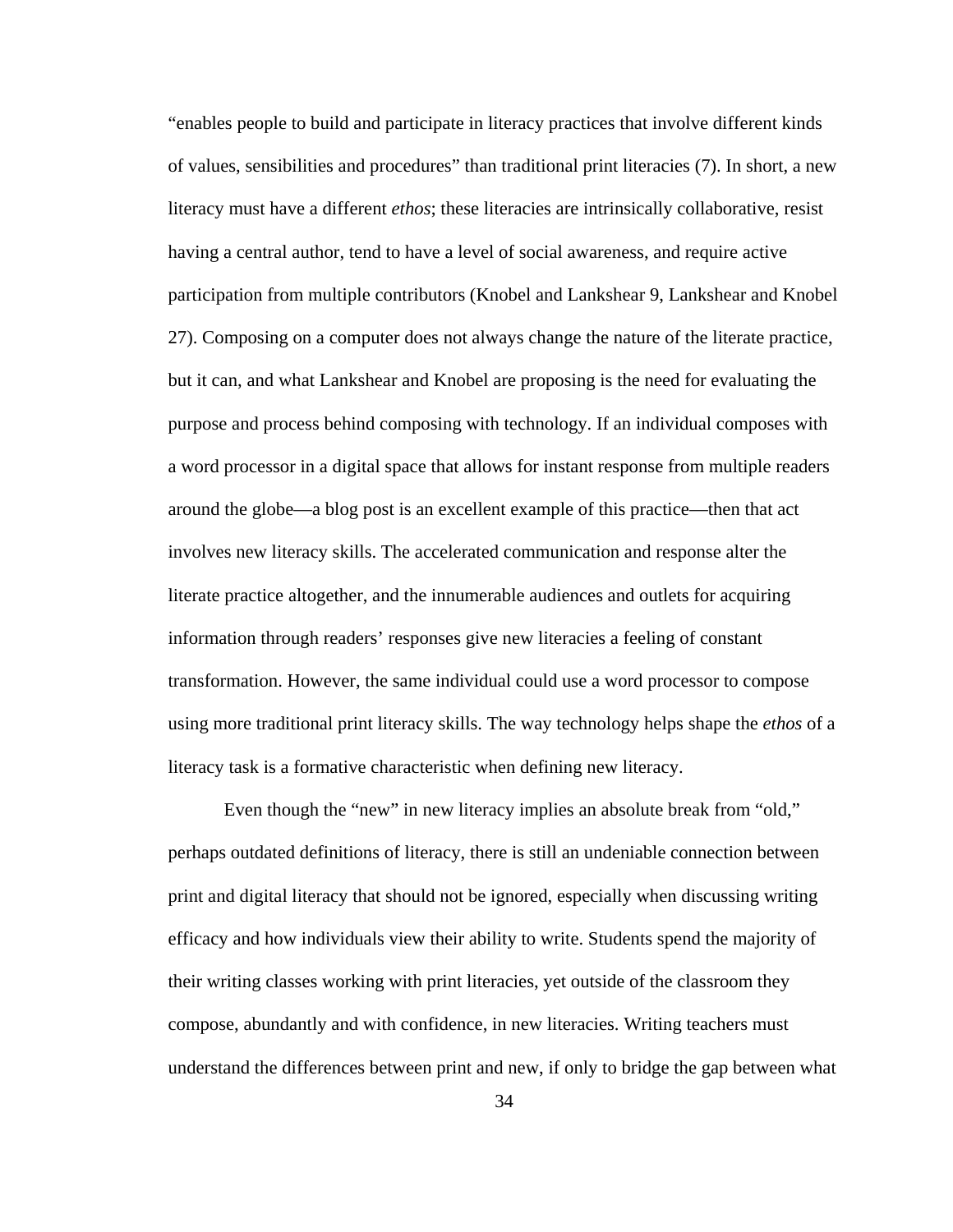"enables people to build and participate in literacy practices that involve different kinds of values, sensibilities and procedures" than traditional print literacies (7). In short, a new literacy must have a different *ethos*; these literacies are intrinsically collaborative, resist having a central author, tend to have a level of social awareness, and require active participation from multiple contributors (Knobel and Lankshear 9, Lankshear and Knobel 27). Composing on a computer does not always change the nature of the literate practice, but it can, and what Lankshear and Knobel are proposing is the need for evaluating the purpose and process behind composing with technology. If an individual composes with a word processor in a digital space that allows for instant response from multiple readers around the globe—a blog post is an excellent example of this practice—then that act involves new literacy skills. The accelerated communication and response alter the literate practice altogether, and the innumerable audiences and outlets for acquiring information through readers' responses give new literacies a feeling of constant transformation. However, the same individual could use a word processor to compose using more traditional print literacy skills. The way technology helps shape the *ethos* of a literacy task is a formative characteristic when defining new literacy.

Even though the "new" in new literacy implies an absolute break from "old," perhaps outdated definitions of literacy, there is still an undeniable connection between print and digital literacy that should not be ignored, especially when discussing writing efficacy and how individuals view their ability to write. Students spend the majority of their writing classes working with print literacies, yet outside of the classroom they compose, abundantly and with confidence, in new literacies. Writing teachers must understand the differences between print and new, if only to bridge the gap between what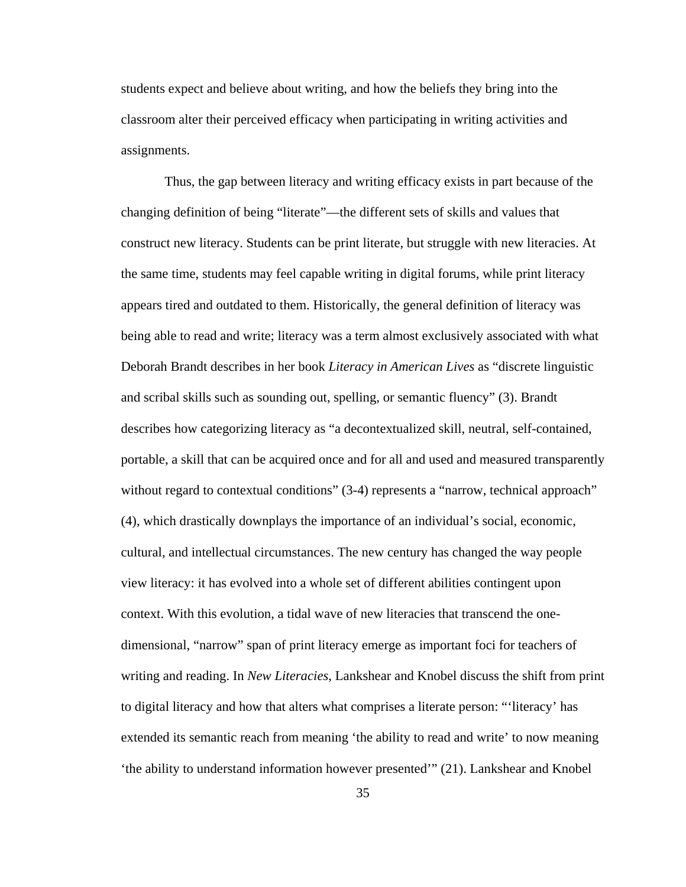students expect and believe about writing, and how the beliefs they bring into the classroom alter their perceived efficacy when participating in writing activities and assignments.

Thus, the gap between literacy and writing efficacy exists in part because of the changing definition of being "literate"—the different sets of skills and values that construct new literacy. Students can be print literate, but struggle with new literacies. At the same time, students may feel capable writing in digital forums, while print literacy appears tired and outdated to them. Historically, the general definition of literacy was being able to read and write; literacy was a term almost exclusively associated with what Deborah Brandt describes in her book *Literacy in American Lives* as "discrete linguistic and scribal skills such as sounding out, spelling, or semantic fluency" (3). Brandt describes how categorizing literacy as "a decontextualized skill, neutral, self-contained, portable, a skill that can be acquired once and for all and used and measured transparently without regard to contextual conditions" (3-4) represents a "narrow, technical approach" (4), which drastically downplays the importance of an individual's social, economic, cultural, and intellectual circumstances. The new century has changed the way people view literacy: it has evolved into a whole set of different abilities contingent upon context. With this evolution, a tidal wave of new literacies that transcend the one-dimensional, "narrow" span of print literacy emerge as important foci for teachers of writing and reading. In *New Literacies*, Lankshear and Knobel discuss the shift from print to digital literacy and how that alters what comprises a literate person: "'literacy' has extended its semantic reach from meaning 'the ability to read and write' to now meaning 'the ability to understand information however presented'" (21). Lankshear and Knobel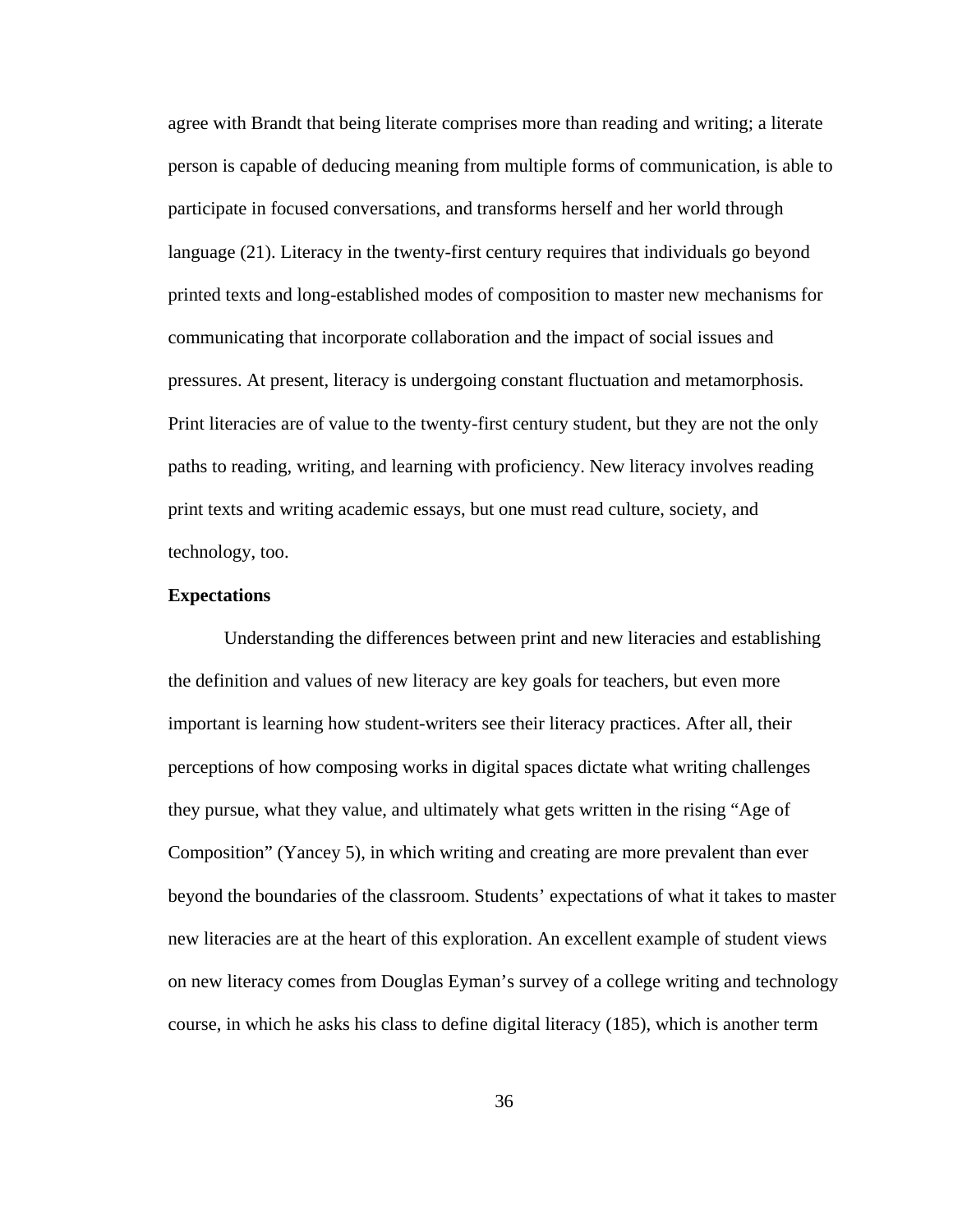agree with Brandt that being literate comprises more than reading and writing; a literate person is capable of deducing meaning from multiple forms of communication, is able to participate in focused conversations, and transforms herself and her world through language (21). Literacy in the twenty-first century requires that individuals go beyond printed texts and long-established modes of composition to master new mechanisms for communicating that incorporate collaboration and the impact of social issues and pressures. At present, literacy is undergoing constant fluctuation and metamorphosis. Print literacies are of value to the twenty-first century student, but they are not the only paths to reading, writing, and learning with proficiency. New literacy involves reading print texts and writing academic essays, but one must read culture, society, and technology, too.

**Expectations**

Understanding the differences between print and new literacies and establishing the definition and values of new literacy are key goals for teachers, but even more important is learning how student-writers see their literacy practices. After all, their perceptions of how composing works in digital spaces dictate what writing challenges they pursue, what they value, and ultimately what gets written in the rising "Age of Composition" (Yancey 5), in which writing and creating are more prevalent than ever beyond the boundaries of the classroom. Students' expectations of what it takes to master new literacies are at the heart of this exploration. An excellent example of student views on new literacy comes from Douglas Eyman's survey of a college writing and technology course, in which he asks his class to define digital literacy (185), which is another term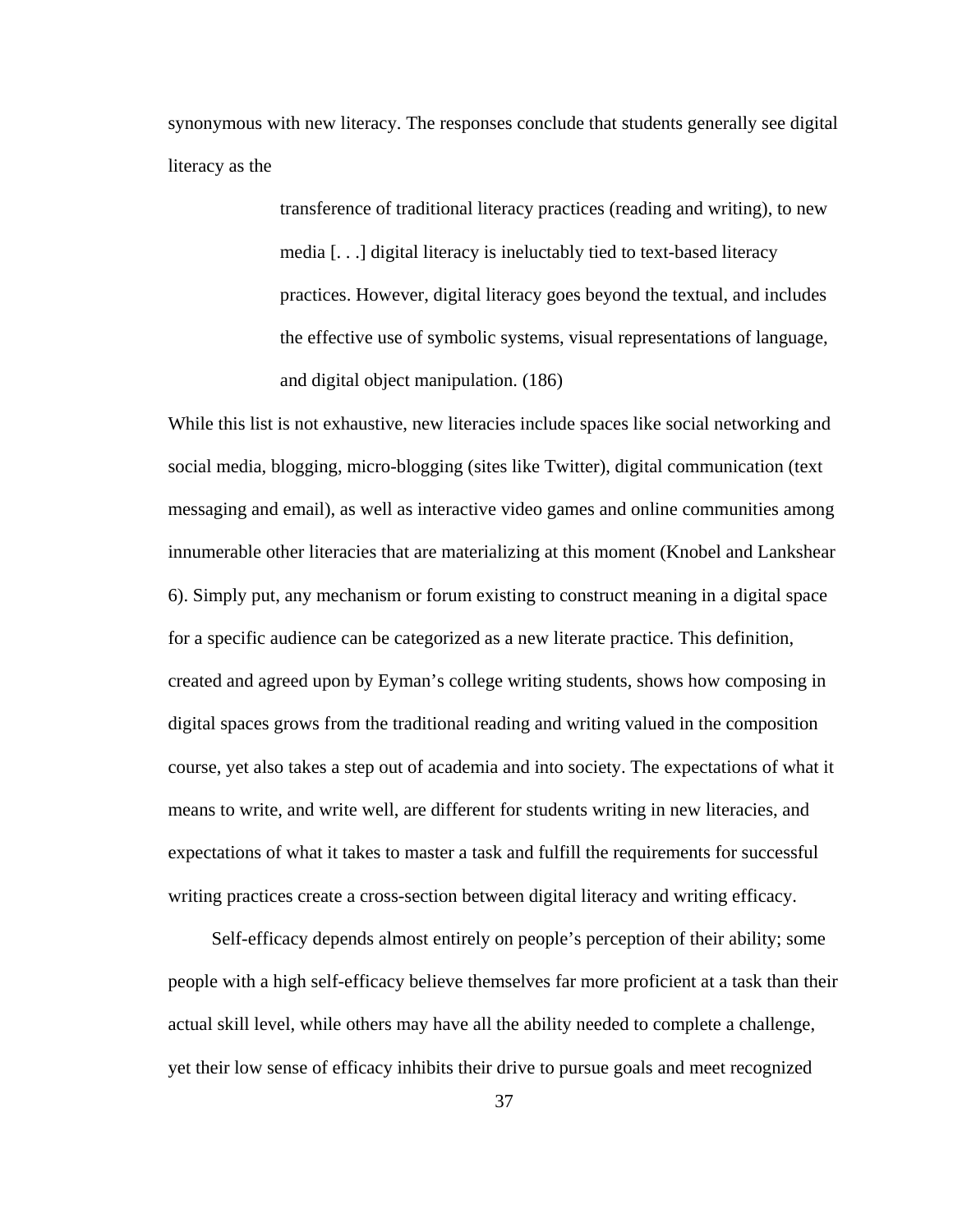synonymous with new literacy. The responses conclude that students generally see digital literacy as the

> transference of traditional literacy practices (reading and writing), to new media [. . .] digital literacy is ineluctably tied to text-based literacy practices. However, digital literacy goes beyond the textual, and includes the effective use of symbolic systems, visual representations of language, and digital object manipulation. (186)

While this list is not exhaustive, new literacies include spaces like social networking and social media, blogging, micro-blogging (sites like Twitter), digital communication (text messaging and email), as well as interactive video games and online communities among innumerable other literacies that are materializing at this moment (Knobel and Lankshear 6). Simply put, any mechanism or forum existing to construct meaning in a digital space for a specific audience can be categorized as a new literate practice. This definition, created and agreed upon by Eyman's college writing students, shows how composing in digital spaces grows from the traditional reading and writing valued in the composition course, yet also takes a step out of academia and into society. The expectations of what it means to write, and write well, are different for students writing in new literacies, and expectations of what it takes to master a task and fulfill the requirements for successful writing practices create a cross-section between digital literacy and writing efficacy.

Self-efficacy depends almost entirely on people's perception of their ability; some people with a high self-efficacy believe themselves far more proficient at a task than their actual skill level, while others may have all the ability needed to complete a challenge, yet their low sense of efficacy inhibits their drive to pursue goals and meet recognized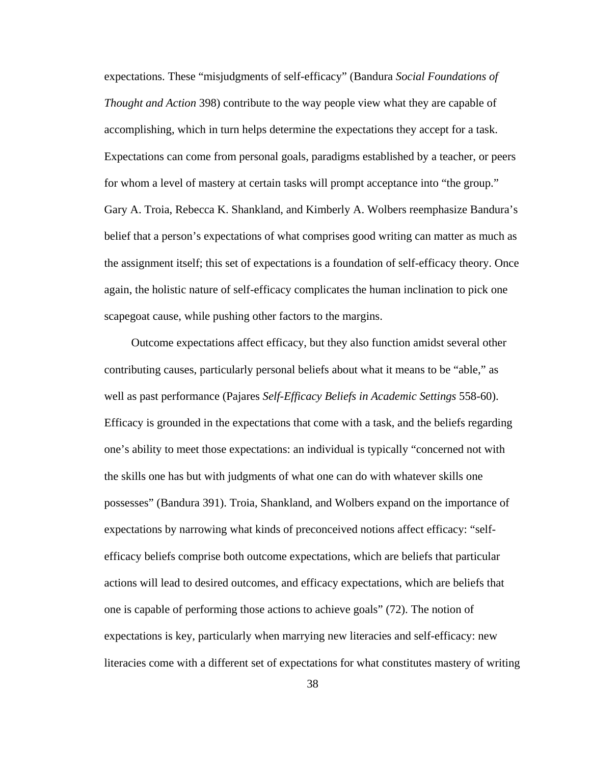expectations. These “misjudgments of self-efficacy” (Bandura *Social Foundations of Thought and Action* 398) contribute to the way people view what they are capable of accomplishing, which in turn helps determine the expectations they accept for a task. Expectations can come from personal goals, paradigms established by a teacher, or peers for whom a level of mastery at certain tasks will prompt acceptance into “the group.” Gary A. Troia, Rebecca K. Shankland, and Kimberly A. Wolbers reemphasize Bandura’s belief that a person’s expectations of what comprises good writing can matter as much as the assignment itself; this set of expectations is a foundation of self-efficacy theory. Once again, the holistic nature of self-efficacy complicates the human inclination to pick one scapegoat cause, while pushing other factors to the margins.

Outcome expectations affect efficacy, but they also function amidst several other contributing causes, particularly personal beliefs about what it means to be “able,” as well as past performance (Pajares *Self-Efficacy Beliefs in Academic Settings* 558-60). Efficacy is grounded in the expectations that come with a task, and the beliefs regarding one’s ability to meet those expectations: an individual is typically “concerned not with the skills one has but with judgments of what one can do with whatever skills one possesses” (Bandura 391). Troia, Shankland, and Wolbers expand on the importance of expectations by narrowing what kinds of preconceived notions affect efficacy: “self-efficacy beliefs comprise both outcome expectations, which are beliefs that particular actions will lead to desired outcomes, and efficacy expectations, which are beliefs that one is capable of performing those actions to achieve goals” (72). The notion of expectations is key, particularly when marrying new literacies and self-efficacy: new literacies come with a different set of expectations for what constitutes mastery of writing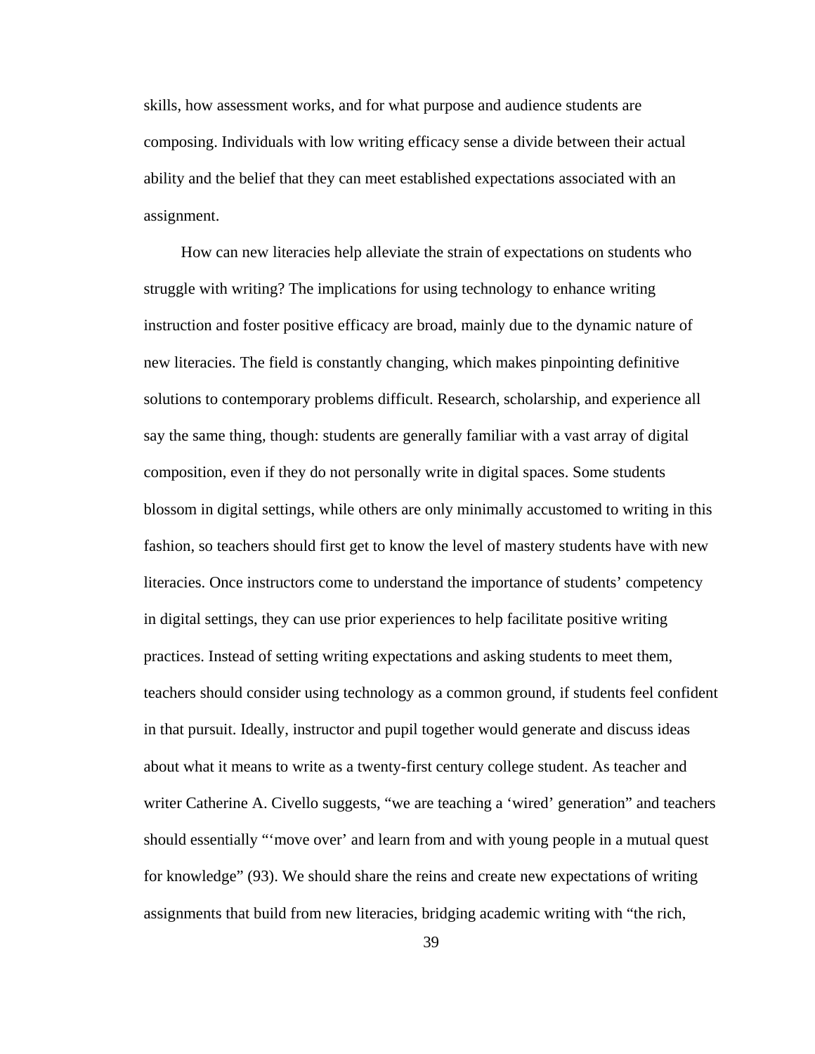skills, how assessment works, and for what purpose and audience students are composing. Individuals with low writing efficacy sense a divide between their actual ability and the belief that they can meet established expectations associated with an assignment.

How can new literacies help alleviate the strain of expectations on students who struggle with writing? The implications for using technology to enhance writing instruction and foster positive efficacy are broad, mainly due to the dynamic nature of new literacies. The field is constantly changing, which makes pinpointing definitive solutions to contemporary problems difficult. Research, scholarship, and experience all say the same thing, though: students are generally familiar with a vast array of digital composition, even if they do not personally write in digital spaces. Some students blossom in digital settings, while others are only minimally accustomed to writing in this fashion, so teachers should first get to know the level of mastery students have with new literacies. Once instructors come to understand the importance of students' competency in digital settings, they can use prior experiences to help facilitate positive writing practices. Instead of setting writing expectations and asking students to meet them, teachers should consider using technology as a common ground, if students feel confident in that pursuit. Ideally, instructor and pupil together would generate and discuss ideas about what it means to write as a twenty-first century college student. As teacher and writer Catherine A. Civello suggests, "we are teaching a 'wired' generation" and teachers should essentially "'move over' and learn from and with young people in a mutual quest for knowledge" (93). We should share the reins and create new expectations of writing assignments that build from new literacies, bridging academic writing with "the rich,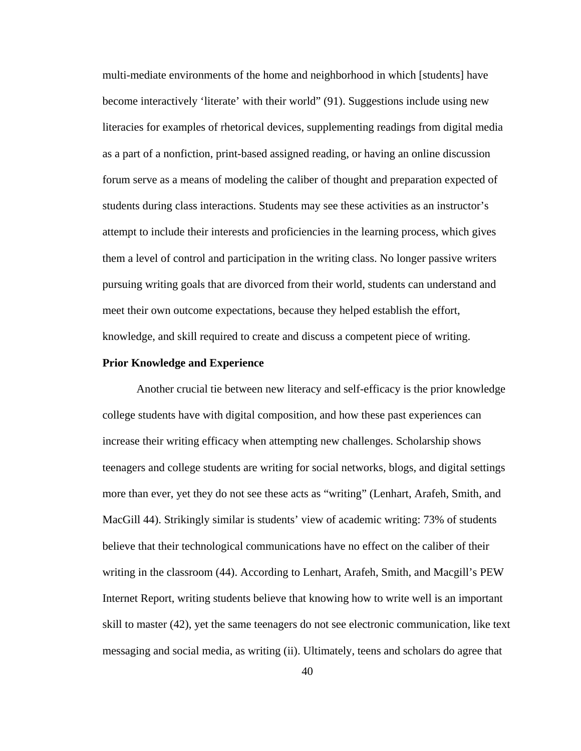multi-mediate environments of the home and neighborhood in which [students] have become interactively 'literate' with their world" (91). Suggestions include using new literacies for examples of rhetorical devices, supplementing readings from digital media as a part of a nonfiction, print-based assigned reading, or having an online discussion forum serve as a means of modeling the caliber of thought and preparation expected of students during class interactions. Students may see these activities as an instructor's attempt to include their interests and proficiencies in the learning process, which gives them a level of control and participation in the writing class. No longer passive writers pursuing writing goals that are divorced from their world, students can understand and meet their own outcome expectations, because they helped establish the effort, knowledge, and skill required to create and discuss a competent piece of writing.

**Prior Knowledge and Experience**

Another crucial tie between new literacy and self-efficacy is the prior knowledge college students have with digital composition, and how these past experiences can increase their writing efficacy when attempting new challenges. Scholarship shows teenagers and college students are writing for social networks, blogs, and digital settings more than ever, yet they do not see these acts as "writing" (Lenhart, Arafeh, Smith, and MacGill 44). Strikingly similar is students' view of academic writing: 73% of students believe that their technological communications have no effect on the caliber of their writing in the classroom (44). According to Lenhart, Arafeh, Smith, and Macgill's PEW Internet Report, writing students believe that knowing how to write well is an important skill to master (42), yet the same teenagers do not see electronic communication, like text messaging and social media, as writing (ii). Ultimately, teens and scholars do agree that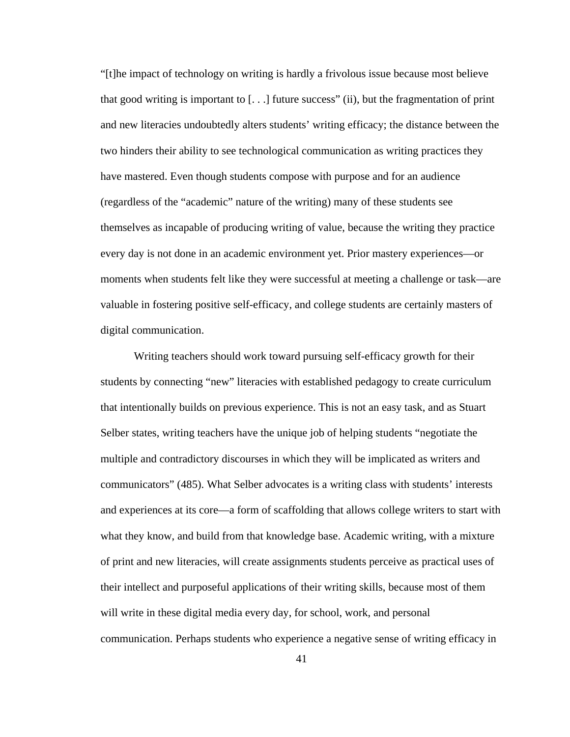"[t]he impact of technology on writing is hardly a frivolous issue because most believe that good writing is important to [. . .] future success" (ii), but the fragmentation of print and new literacies undoubtedly alters students' writing efficacy; the distance between the two hinders their ability to see technological communication as writing practices they have mastered. Even though students compose with purpose and for an audience (regardless of the "academic" nature of the writing) many of these students see themselves as incapable of producing writing of value, because the writing they practice every day is not done in an academic environment yet. Prior mastery experiences—or moments when students felt like they were successful at meeting a challenge or task—are valuable in fostering positive self-efficacy, and college students are certainly masters of digital communication.

Writing teachers should work toward pursuing self-efficacy growth for their students by connecting "new" literacies with established pedagogy to create curriculum that intentionally builds on previous experience. This is not an easy task, and as Stuart Selber states, writing teachers have the unique job of helping students "negotiate the multiple and contradictory discourses in which they will be implicated as writers and communicators" (485). What Selber advocates is a writing class with students' interests and experiences at its core—a form of scaffolding that allows college writers to start with what they know, and build from that knowledge base. Academic writing, with a mixture of print and new literacies, will create assignments students perceive as practical uses of their intellect and purposeful applications of their writing skills, because most of them will write in these digital media every day, for school, work, and personal communication. Perhaps students who experience a negative sense of writing efficacy in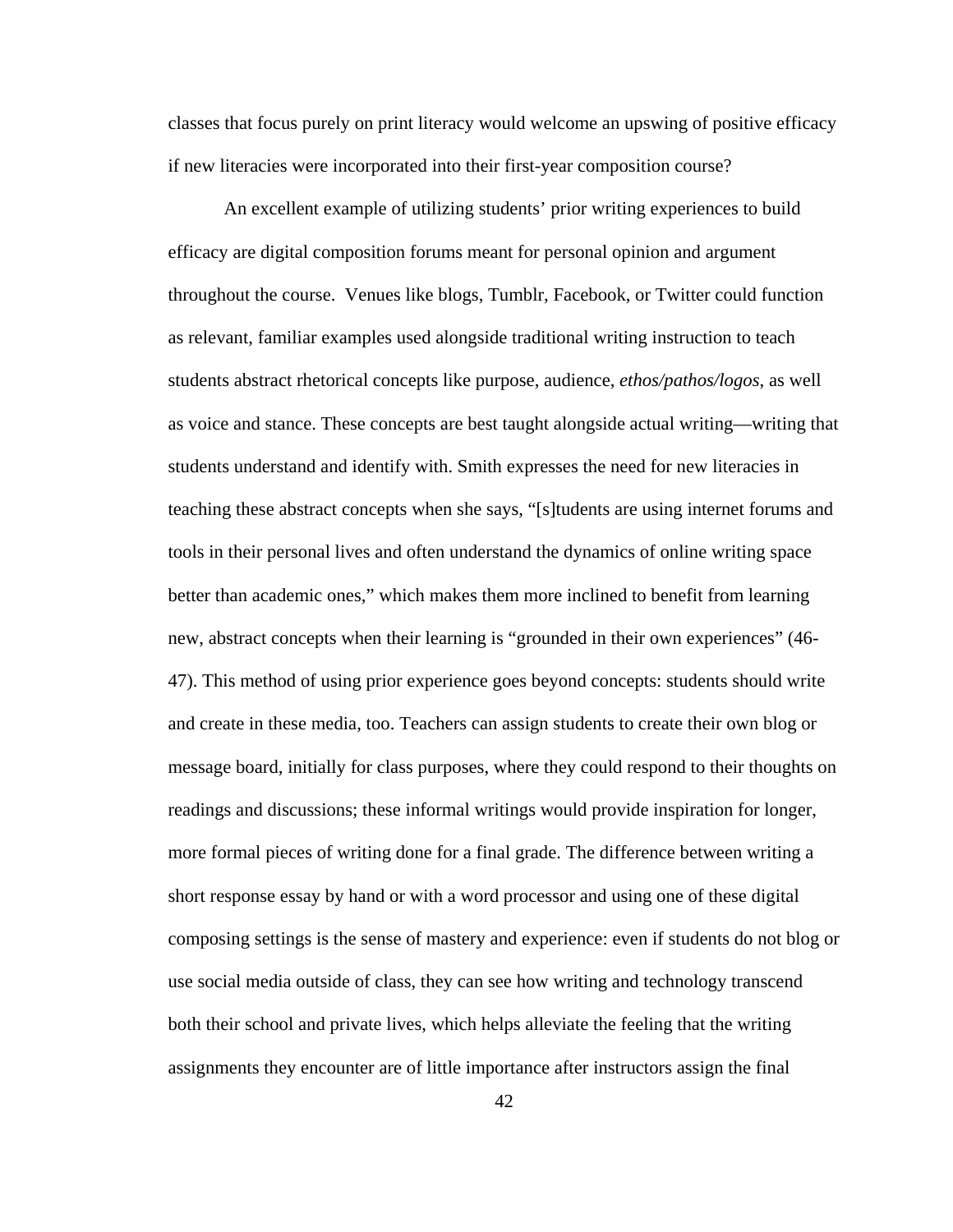classes that focus purely on print literacy would welcome an upswing of positive efficacy if new literacies were incorporated into their first-year composition course?

An excellent example of utilizing students' prior writing experiences to build efficacy are digital composition forums meant for personal opinion and argument throughout the course. Venues like blogs, Tumblr, Facebook, or Twitter could function as relevant, familiar examples used alongside traditional writing instruction to teach students abstract rhetorical concepts like purpose, audience, *ethos/pathos/logos*, as well as voice and stance. These concepts are best taught alongside actual writing—writing that students understand and identify with. Smith expresses the need for new literacies in teaching these abstract concepts when she says, "[s]tudents are using internet forums and tools in their personal lives and often understand the dynamics of online writing space better than academic ones," which makes them more inclined to benefit from learning new, abstract concepts when their learning is "grounded in their own experiences" (46-47). This method of using prior experience goes beyond concepts: students should write and create in these media, too. Teachers can assign students to create their own blog or message board, initially for class purposes, where they could respond to their thoughts on readings and discussions; these informal writings would provide inspiration for longer, more formal pieces of writing done for a final grade. The difference between writing a short response essay by hand or with a word processor and using one of these digital composing settings is the sense of mastery and experience: even if students do not blog or use social media outside of class, they can see how writing and technology transcend both their school and private lives, which helps alleviate the feeling that the writing assignments they encounter are of little importance after instructors assign the final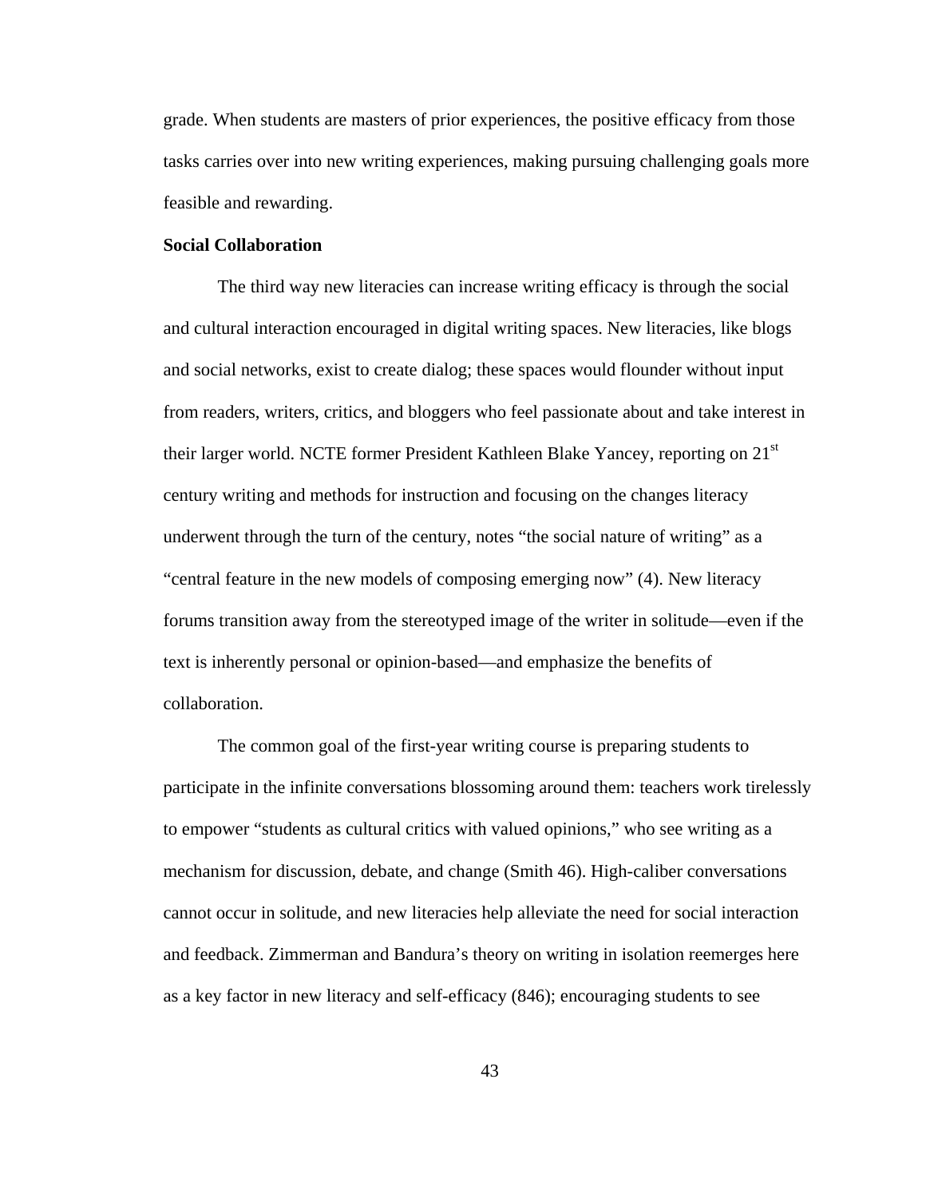grade. When students are masters of prior experiences, the positive efficacy from those tasks carries over into new writing experiences, making pursuing challenging goals more feasible and rewarding.

**Social Collaboration**

The third way new literacies can increase writing efficacy is through the social and cultural interaction encouraged in digital writing spaces. New literacies, like blogs and social networks, exist to create dialog; these spaces would flounder without input from readers, writers, critics, and bloggers who feel passionate about and take interest in their larger world. NCTE former President Kathleen Blake Yancey, reporting on 21st century writing and methods for instruction and focusing on the changes literacy underwent through the turn of the century, notes "the social nature of writing" as a "central feature in the new models of composing emerging now" (4). New literacy forums transition away from the stereotyped image of the writer in solitude—even if the text is inherently personal or opinion-based—and emphasize the benefits of collaboration.

The common goal of the first-year writing course is preparing students to participate in the infinite conversations blossoming around them: teachers work tirelessly to empower "students as cultural critics with valued opinions," who see writing as a mechanism for discussion, debate, and change (Smith 46). High-caliber conversations cannot occur in solitude, and new literacies help alleviate the need for social interaction and feedback. Zimmerman and Bandura's theory on writing in isolation reemerges here as a key factor in new literacy and self-efficacy (846); encouraging students to see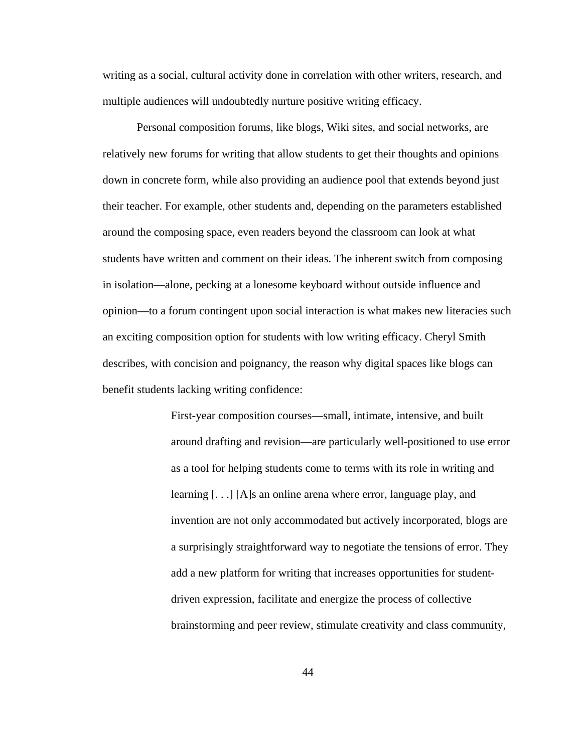writing as a social, cultural activity done in correlation with other writers, research, and multiple audiences will undoubtedly nurture positive writing efficacy.

Personal composition forums, like blogs, Wiki sites, and social networks, are relatively new forums for writing that allow students to get their thoughts and opinions down in concrete form, while also providing an audience pool that extends beyond just their teacher. For example, other students and, depending on the parameters established around the composing space, even readers beyond the classroom can look at what students have written and comment on their ideas. The inherent switch from composing in isolation—alone, pecking at a lonesome keyboard without outside influence and opinion—to a forum contingent upon social interaction is what makes new literacies such an exciting composition option for students with low writing efficacy. Cheryl Smith describes, with concision and poignancy, the reason why digital spaces like blogs can benefit students lacking writing confidence:

> First-year composition courses—small, intimate, intensive, and built around drafting and revision—are particularly well-positioned to use error as a tool for helping students come to terms with its role in writing and learning [. . .] [A]s an online arena where error, language play, and invention are not only accommodated but actively incorporated, blogs are a surprisingly straightforward way to negotiate the tensions of error. They add a new platform for writing that increases opportunities for student-driven expression, facilitate and energize the process of collective brainstorming and peer review, stimulate creativity and class community,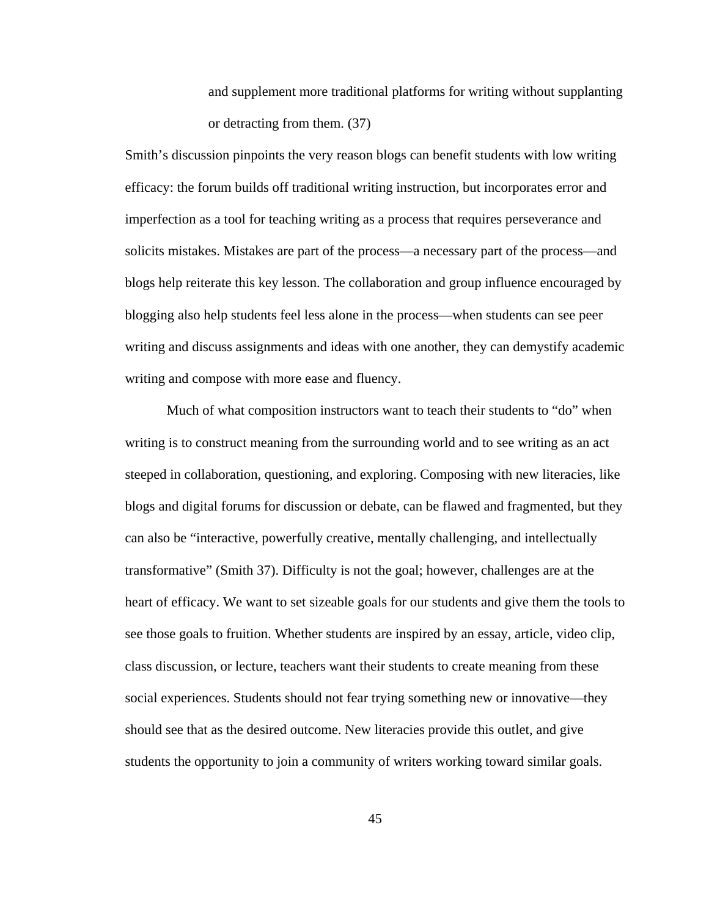> and supplement more traditional platforms for writing without supplanting or detracting from them. (37)

Smith's discussion pinpoints the very reason blogs can benefit students with low writing efficacy: the forum builds off traditional writing instruction, but incorporates error and imperfection as a tool for teaching writing as a process that requires perseverance and solicits mistakes. Mistakes are part of the process—a necessary part of the process—and blogs help reiterate this key lesson. The collaboration and group influence encouraged by blogging also help students feel less alone in the process—when students can see peer writing and discuss assignments and ideas with one another, they can demystify academic writing and compose with more ease and fluency.

Much of what composition instructors want to teach their students to "do" when writing is to construct meaning from the surrounding world and to see writing as an act steeped in collaboration, questioning, and exploring. Composing with new literacies, like blogs and digital forums for discussion or debate, can be flawed and fragmented, but they can also be "interactive, powerfully creative, mentally challenging, and intellectually transformative" (Smith 37). Difficulty is not the goal; however, challenges are at the heart of efficacy. We want to set sizeable goals for our students and give them the tools to see those goals to fruition. Whether students are inspired by an essay, article, video clip, class discussion, or lecture, teachers want their students to create meaning from these social experiences. Students should not fear trying something new or innovative—they should see that as the desired outcome. New literacies provide this outlet, and give students the opportunity to join a community of writers working toward similar goals.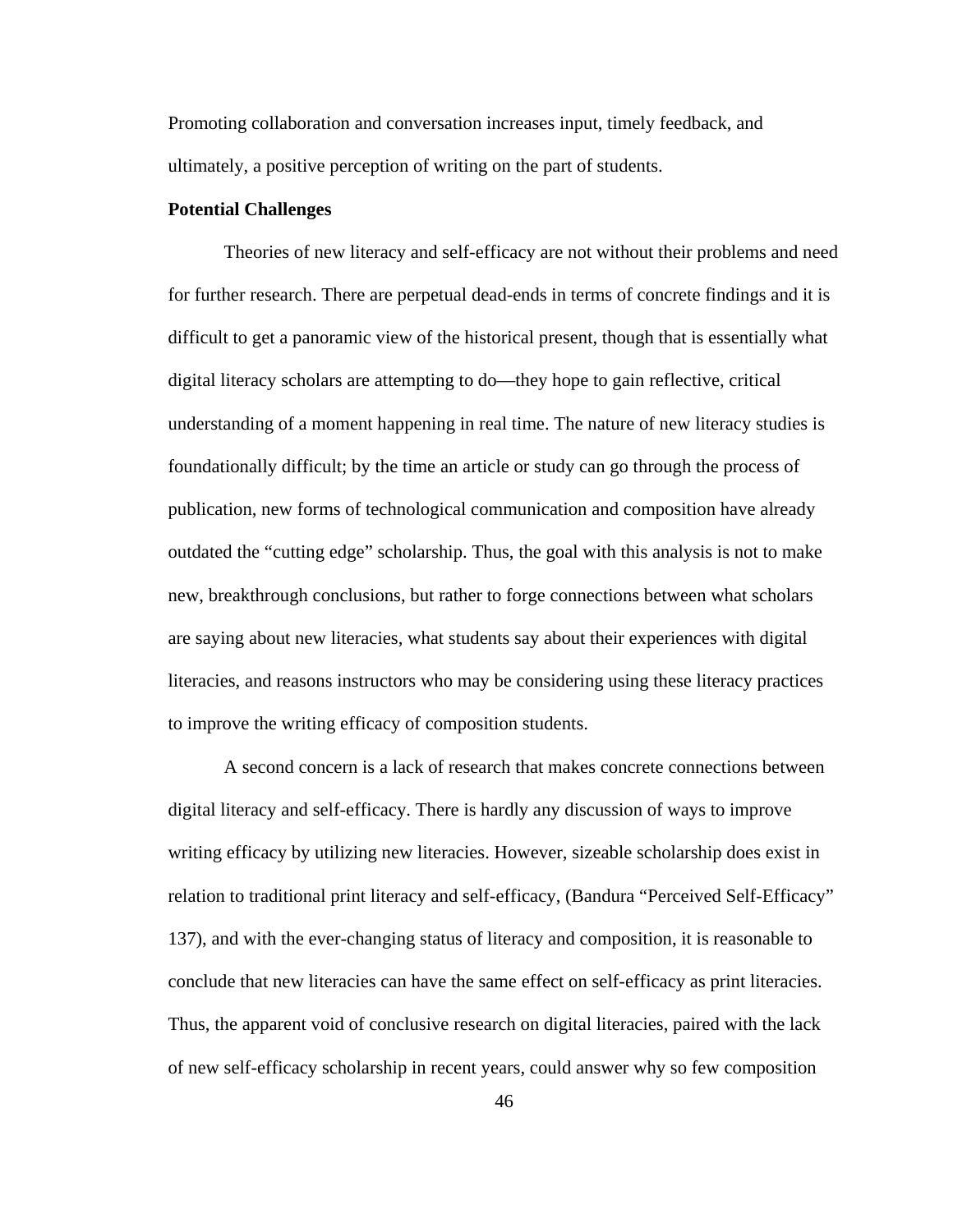Promoting collaboration and conversation increases input, timely feedback, and ultimately, a positive perception of writing on the part of students.

**Potential Challenges**

Theories of new literacy and self-efficacy are not without their problems and need for further research. There are perpetual dead-ends in terms of concrete findings and it is difficult to get a panoramic view of the historical present, though that is essentially what digital literacy scholars are attempting to do—they hope to gain reflective, critical understanding of a moment happening in real time. The nature of new literacy studies is foundationally difficult; by the time an article or study can go through the process of publication, new forms of technological communication and composition have already outdated the "cutting edge" scholarship. Thus, the goal with this analysis is not to make new, breakthrough conclusions, but rather to forge connections between what scholars are saying about new literacies, what students say about their experiences with digital literacies, and reasons instructors who may be considering using these literacy practices to improve the writing efficacy of composition students.

A second concern is a lack of research that makes concrete connections between digital literacy and self-efficacy. There is hardly any discussion of ways to improve writing efficacy by utilizing new literacies. However, sizeable scholarship does exist in relation to traditional print literacy and self-efficacy, (Bandura "Perceived Self-Efficacy" 137), and with the ever-changing status of literacy and composition, it is reasonable to conclude that new literacies can have the same effect on self-efficacy as print literacies. Thus, the apparent void of conclusive research on digital literacies, paired with the lack of new self-efficacy scholarship in recent years, could answer why so few composition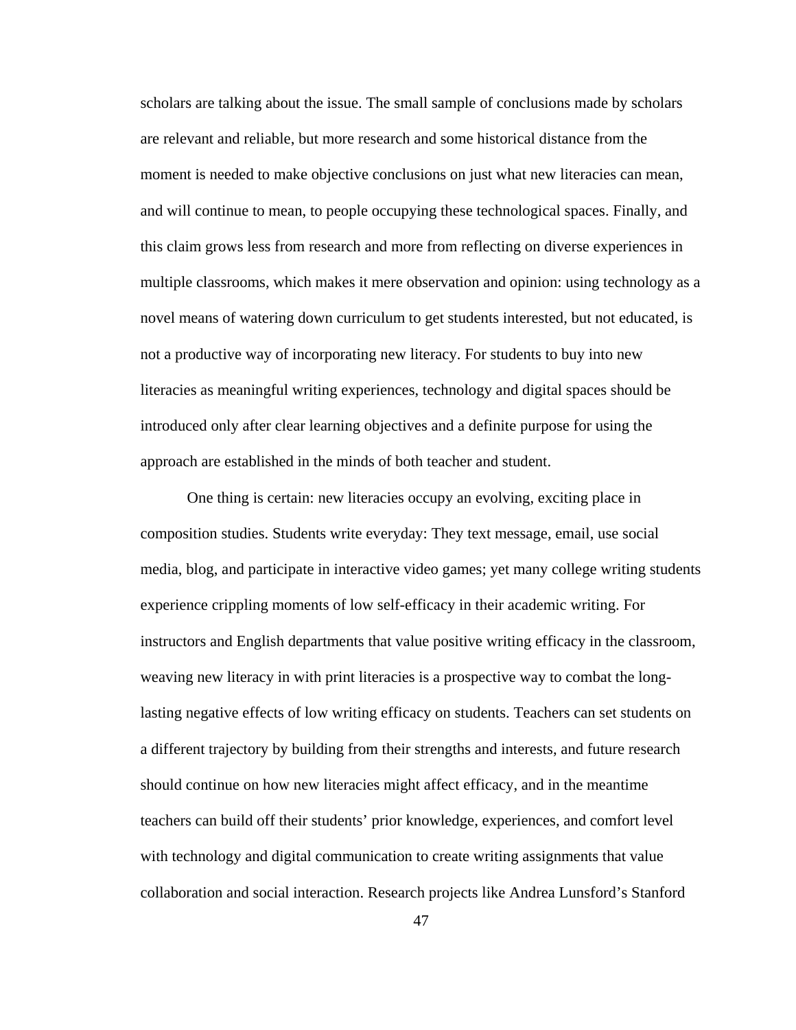scholars are talking about the issue. The small sample of conclusions made by scholars are relevant and reliable, but more research and some historical distance from the moment is needed to make objective conclusions on just what new literacies can mean, and will continue to mean, to people occupying these technological spaces. Finally, and this claim grows less from research and more from reflecting on diverse experiences in multiple classrooms, which makes it mere observation and opinion: using technology as a novel means of watering down curriculum to get students interested, but not educated, is not a productive way of incorporating new literacy. For students to buy into new literacies as meaningful writing experiences, technology and digital spaces should be introduced only after clear learning objectives and a definite purpose for using the approach are established in the minds of both teacher and student.

One thing is certain: new literacies occupy an evolving, exciting place in composition studies. Students write everyday: They text message, email, use social media, blog, and participate in interactive video games; yet many college writing students experience crippling moments of low self-efficacy in their academic writing. For instructors and English departments that value positive writing efficacy in the classroom, weaving new literacy in with print literacies is a prospective way to combat the long-lasting negative effects of low writing efficacy on students. Teachers can set students on a different trajectory by building from their strengths and interests, and future research should continue on how new literacies might affect efficacy, and in the meantime teachers can build off their students' prior knowledge, experiences, and comfort level with technology and digital communication to create writing assignments that value collaboration and social interaction. Research projects like Andrea Lunsford's Stanford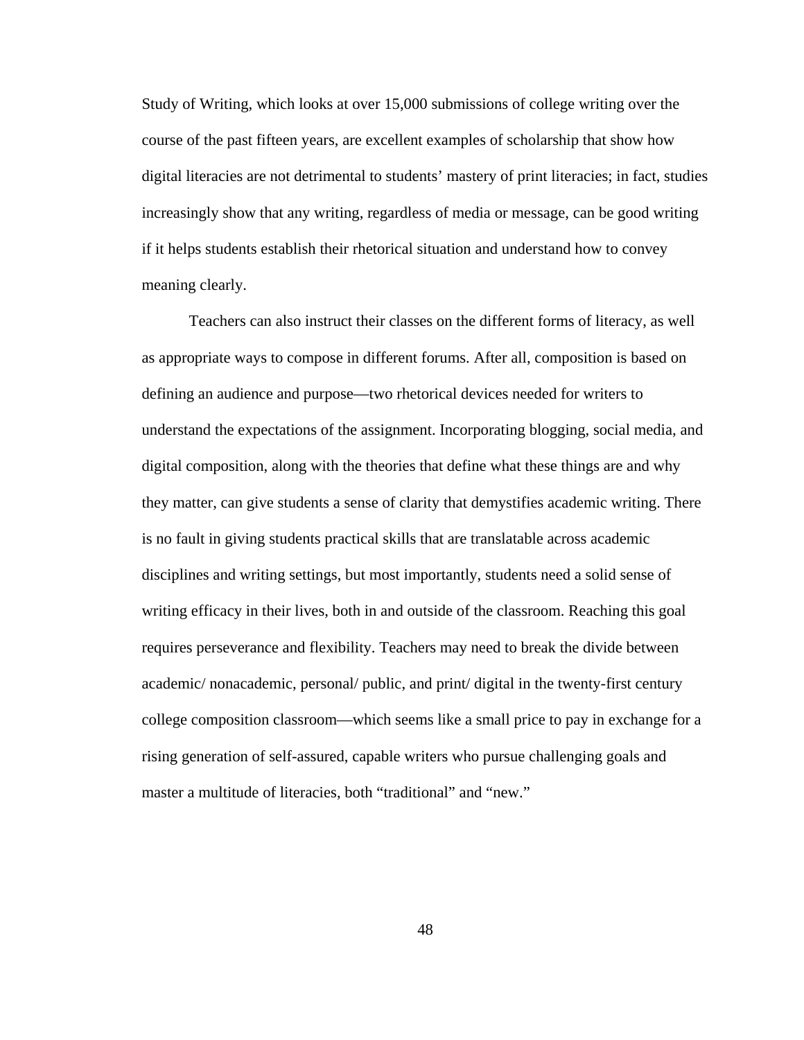Study of Writing, which looks at over 15,000 submissions of college writing over the course of the past fifteen years, are excellent examples of scholarship that show how digital literacies are not detrimental to students' mastery of print literacies; in fact, studies increasingly show that any writing, regardless of media or message, can be good writing if it helps students establish their rhetorical situation and understand how to convey meaning clearly.

Teachers can also instruct their classes on the different forms of literacy, as well as appropriate ways to compose in different forums. After all, composition is based on defining an audience and purpose—two rhetorical devices needed for writers to understand the expectations of the assignment. Incorporating blogging, social media, and digital composition, along with the theories that define what these things are and why they matter, can give students a sense of clarity that demystifies academic writing. There is no fault in giving students practical skills that are translatable across academic disciplines and writing settings, but most importantly, students need a solid sense of writing efficacy in their lives, both in and outside of the classroom. Reaching this goal requires perseverance and flexibility. Teachers may need to break the divide between academic/ nonacademic, personal/ public, and print/ digital in the twenty-first century college composition classroom—which seems like a small price to pay in exchange for a rising generation of self-assured, capable writers who pursue challenging goals and master a multitude of literacies, both "traditional" and "new."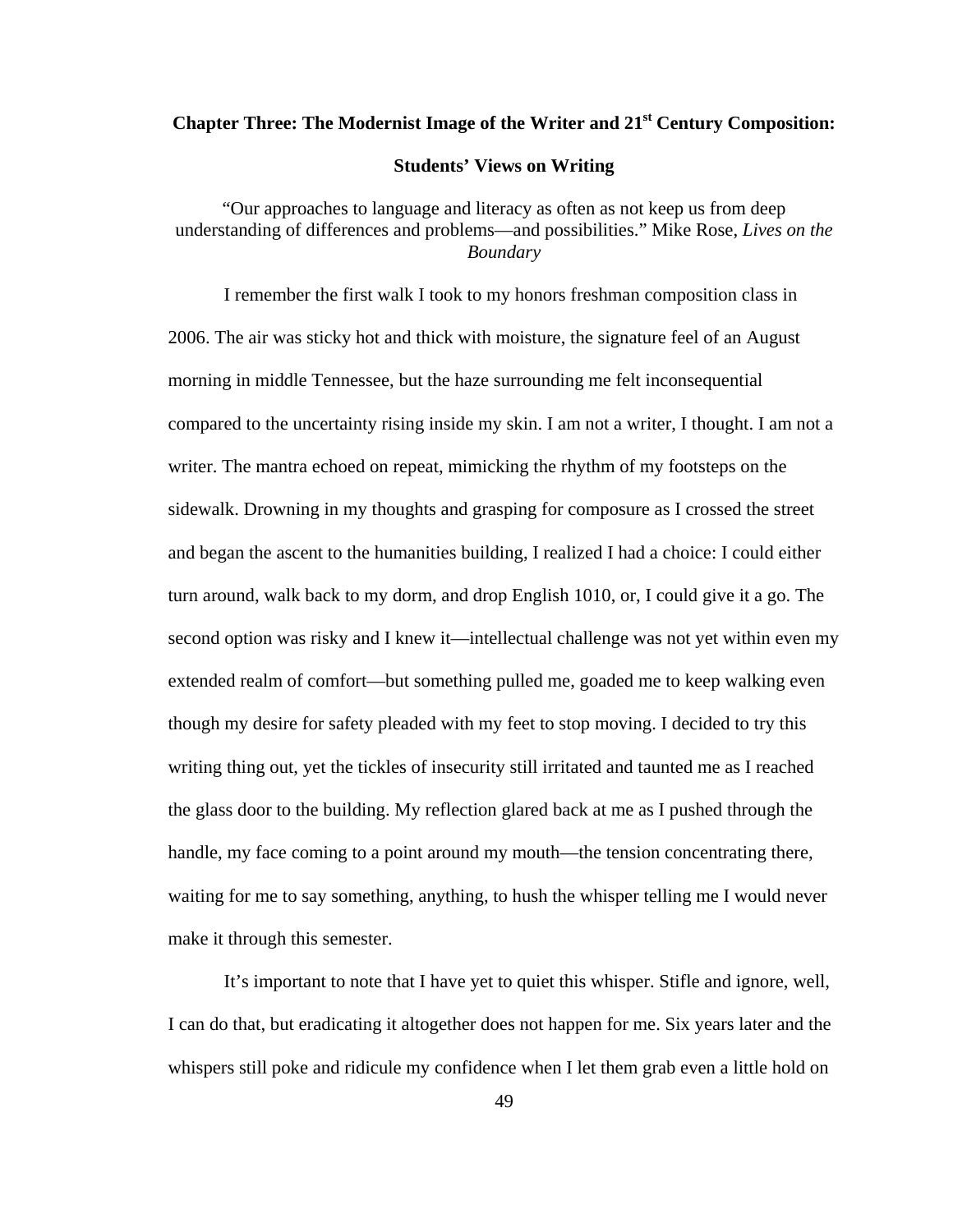# Chapter Three: The Modernist Image of the Writer and 21st Century Composition: Students' Views on Writing

"Our approaches to language and literacy as often as not keep us from deep understanding of differences and problems—and possibilities." Mike Rose, *Lives on the Boundary*

I remember the first walk I took to my honors freshman composition class in 2006. The air was sticky hot and thick with moisture, the signature feel of an August morning in middle Tennessee, but the haze surrounding me felt inconsequential compared to the uncertainty rising inside my skin. I am not a writer, I thought. I am not a writer. The mantra echoed on repeat, mimicking the rhythm of my footsteps on the sidewalk. Drowning in my thoughts and grasping for composure as I crossed the street and began the ascent to the humanities building, I realized I had a choice: I could either turn around, walk back to my dorm, and drop English 1010, or, I could give it a go. The second option was risky and I knew it—intellectual challenge was not yet within even my extended realm of comfort—but something pulled me, goaded me to keep walking even though my desire for safety pleaded with my feet to stop moving. I decided to try this writing thing out, yet the tickles of insecurity still irritated and taunted me as I reached the glass door to the building. My reflection glared back at me as I pushed through the handle, my face coming to a point around my mouth—the tension concentrating there, waiting for me to say something, anything, to hush the whisper telling me I would never make it through this semester.

It's important to note that I have yet to quiet this whisper. Stifle and ignore, well, I can do that, but eradicating it altogether does not happen for me. Six years later and the whispers still poke and ridicule my confidence when I let them grab even a little hold on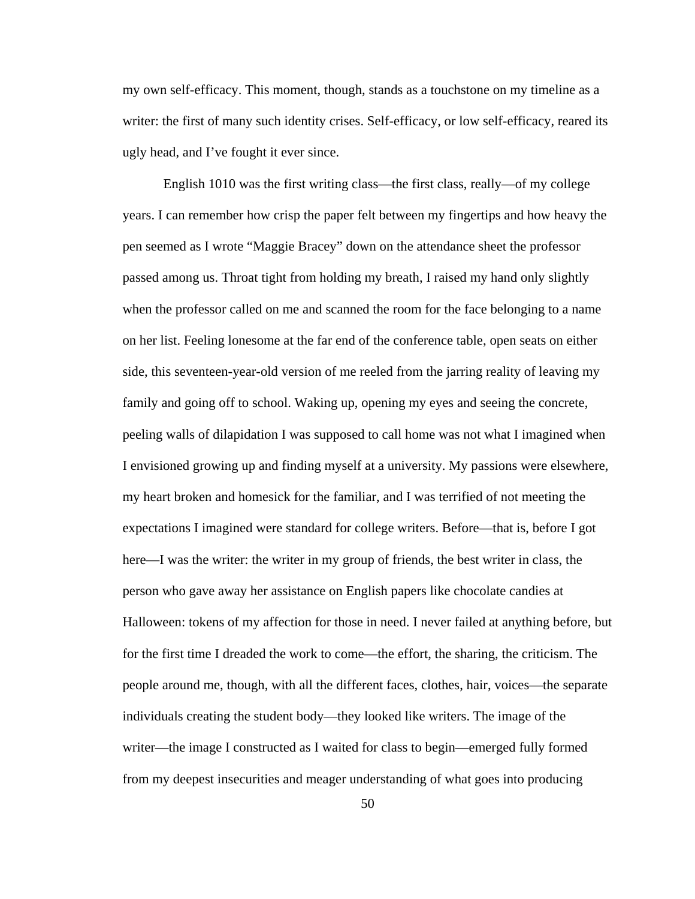my own self-efficacy. This moment, though, stands as a touchstone on my timeline as a writer: the first of many such identity crises. Self-efficacy, or low self-efficacy, reared its ugly head, and I've fought it ever since.

English 1010 was the first writing class—the first class, really—of my college years. I can remember how crisp the paper felt between my fingertips and how heavy the pen seemed as I wrote "Maggie Bracey" down on the attendance sheet the professor passed among us. Throat tight from holding my breath, I raised my hand only slightly when the professor called on me and scanned the room for the face belonging to a name on her list. Feeling lonesome at the far end of the conference table, open seats on either side, this seventeen-year-old version of me reeled from the jarring reality of leaving my family and going off to school. Waking up, opening my eyes and seeing the concrete, peeling walls of dilapidation I was supposed to call home was not what I imagined when I envisioned growing up and finding myself at a university. My passions were elsewhere, my heart broken and homesick for the familiar, and I was terrified of not meeting the expectations I imagined were standard for college writers. Before—that is, before I got here—I was the writer: the writer in my group of friends, the best writer in class, the person who gave away her assistance on English papers like chocolate candies at Halloween: tokens of my affection for those in need. I never failed at anything before, but for the first time I dreaded the work to come—the effort, the sharing, the criticism. The people around me, though, with all the different faces, clothes, hair, voices—the separate individuals creating the student body—they looked like writers. The image of the writer—the image I constructed as I waited for class to begin—emerged fully formed from my deepest insecurities and meager understanding of what goes into producing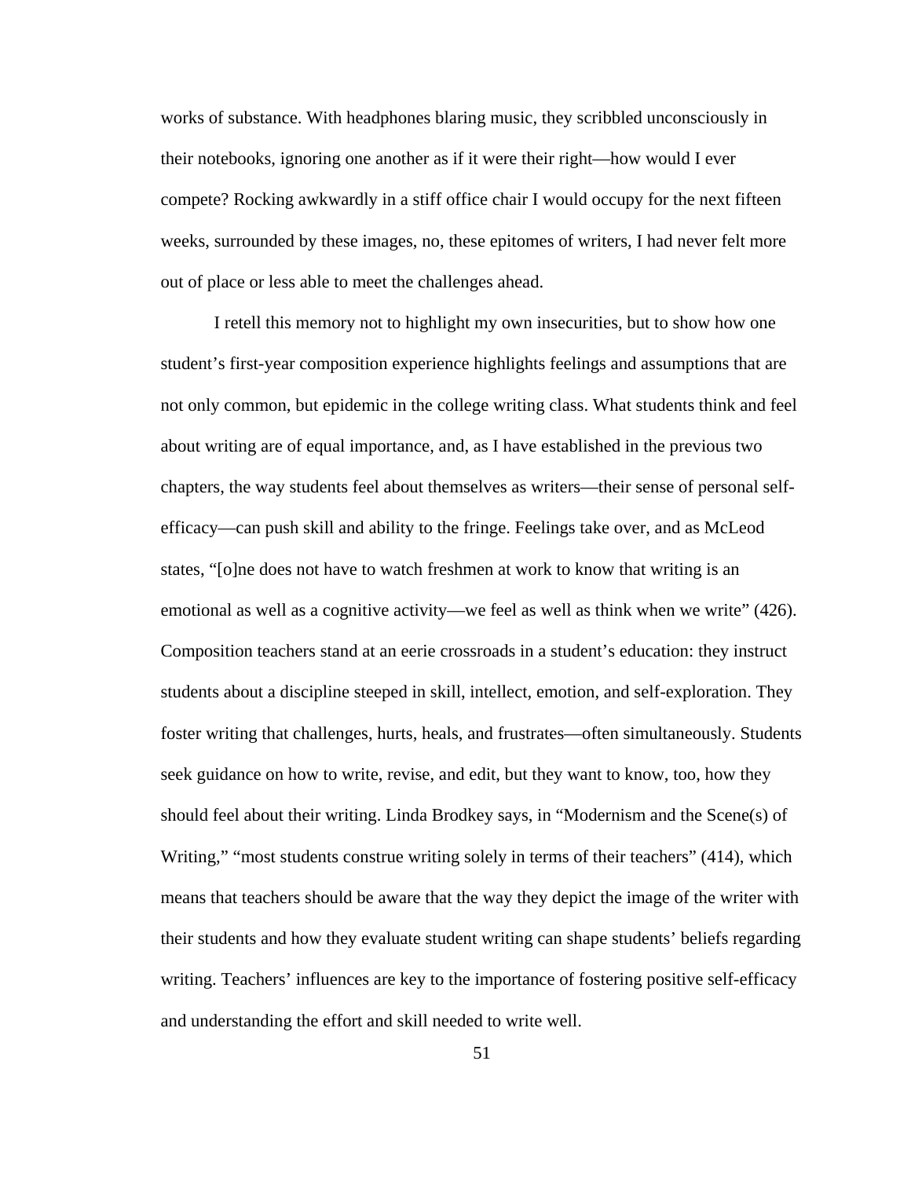works of substance. With headphones blaring music, they scribbled unconsciously in their notebooks, ignoring one another as if it were their right—how would I ever compete? Rocking awkwardly in a stiff office chair I would occupy for the next fifteen weeks, surrounded by these images, no, these epitomes of writers, I had never felt more out of place or less able to meet the challenges ahead.

I retell this memory not to highlight my own insecurities, but to show how one student's first-year composition experience highlights feelings and assumptions that are not only common, but epidemic in the college writing class. What students think and feel about writing are of equal importance, and, as I have established in the previous two chapters, the way students feel about themselves as writers—their sense of personal self-efficacy—can push skill and ability to the fringe. Feelings take over, and as McLeod states, "[o]ne does not have to watch freshmen at work to know that writing is an emotional as well as a cognitive activity—we feel as well as think when we write" (426). Composition teachers stand at an eerie crossroads in a student's education: they instruct students about a discipline steeped in skill, intellect, emotion, and self-exploration. They foster writing that challenges, hurts, heals, and frustrates—often simultaneously. Students seek guidance on how to write, revise, and edit, but they want to know, too, how they should feel about their writing. Linda Brodkey says, in "Modernism and the Scene(s) of Writing," "most students construe writing solely in terms of their teachers" (414), which means that teachers should be aware that the way they depict the image of the writer with their students and how they evaluate student writing can shape students' beliefs regarding writing. Teachers' influences are key to the importance of fostering positive self-efficacy and understanding the effort and skill needed to write well.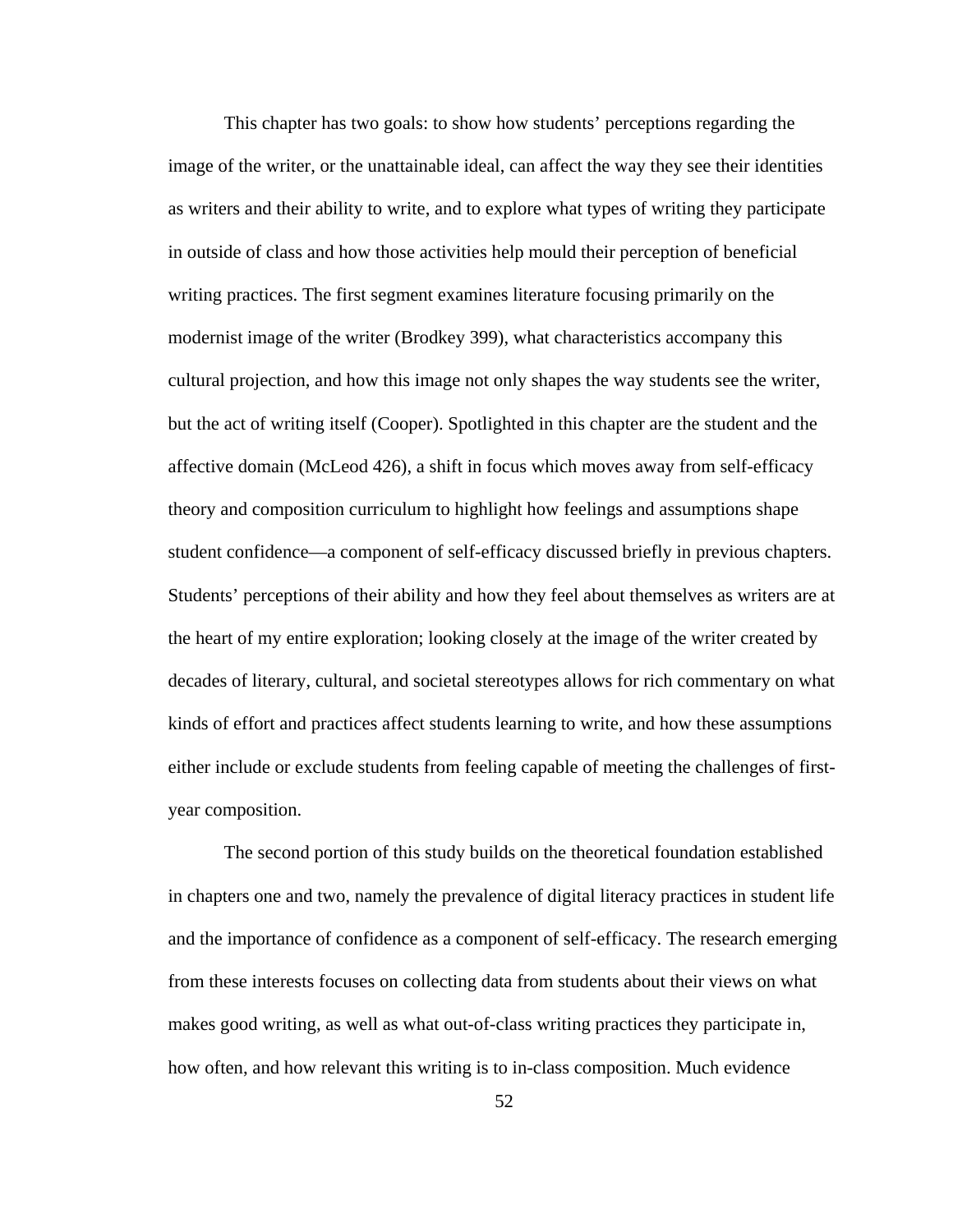This chapter has two goals: to show how students' perceptions regarding the image of the writer, or the unattainable ideal, can affect the way they see their identities as writers and their ability to write, and to explore what types of writing they participate in outside of class and how those activities help mould their perception of beneficial writing practices. The first segment examines literature focusing primarily on the modernist image of the writer (Brodkey 399), what characteristics accompany this cultural projection, and how this image not only shapes the way students see the writer, but the act of writing itself (Cooper). Spotlighted in this chapter are the student and the affective domain (McLeod 426), a shift in focus which moves away from self-efficacy theory and composition curriculum to highlight how feelings and assumptions shape student confidence—a component of self-efficacy discussed briefly in previous chapters. Students' perceptions of their ability and how they feel about themselves as writers are at the heart of my entire exploration; looking closely at the image of the writer created by decades of literary, cultural, and societal stereotypes allows for rich commentary on what kinds of effort and practices affect students learning to write, and how these assumptions either include or exclude students from feeling capable of meeting the challenges of first-year composition.

The second portion of this study builds on the theoretical foundation established in chapters one and two, namely the prevalence of digital literacy practices in student life and the importance of confidence as a component of self-efficacy. The research emerging from these interests focuses on collecting data from students about their views on what makes good writing, as well as what out-of-class writing practices they participate in, how often, and how relevant this writing is to in-class composition. Much evidence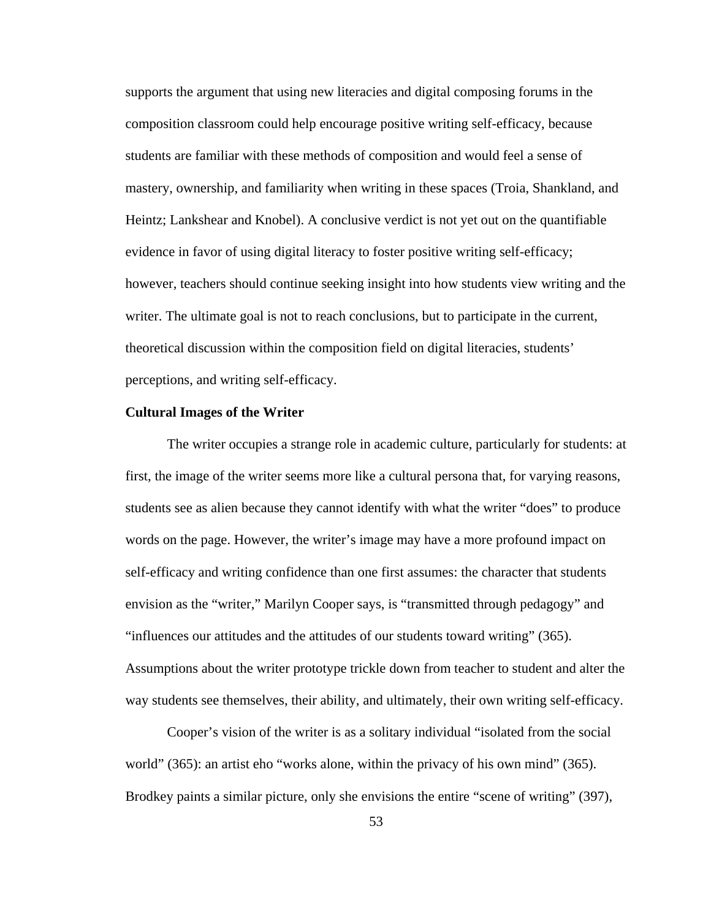supports the argument that using new literacies and digital composing forums in the composition classroom could help encourage positive writing self-efficacy, because students are familiar with these methods of composition and would feel a sense of mastery, ownership, and familiarity when writing in these spaces (Troia, Shankland, and Heintz; Lankshear and Knobel). A conclusive verdict is not yet out on the quantifiable evidence in favor of using digital literacy to foster positive writing self-efficacy; however, teachers should continue seeking insight into how students view writing and the writer. The ultimate goal is not to reach conclusions, but to participate in the current, theoretical discussion within the composition field on digital literacies, students' perceptions, and writing self-efficacy.

**Cultural Images of the Writer**

The writer occupies a strange role in academic culture, particularly for students: at first, the image of the writer seems more like a cultural persona that, for varying reasons, students see as alien because they cannot identify with what the writer "does" to produce words on the page. However, the writer's image may have a more profound impact on self-efficacy and writing confidence than one first assumes: the character that students envision as the "writer," Marilyn Cooper says, is "transmitted through pedagogy" and "influences our attitudes and the attitudes of our students toward writing" (365). Assumptions about the writer prototype trickle down from teacher to student and alter the way students see themselves, their ability, and ultimately, their own writing self-efficacy.

Cooper's vision of the writer is as a solitary individual "isolated from the social world" (365): an artist eho "works alone, within the privacy of his own mind" (365). Brodkey paints a similar picture, only she envisions the entire "scene of writing" (397),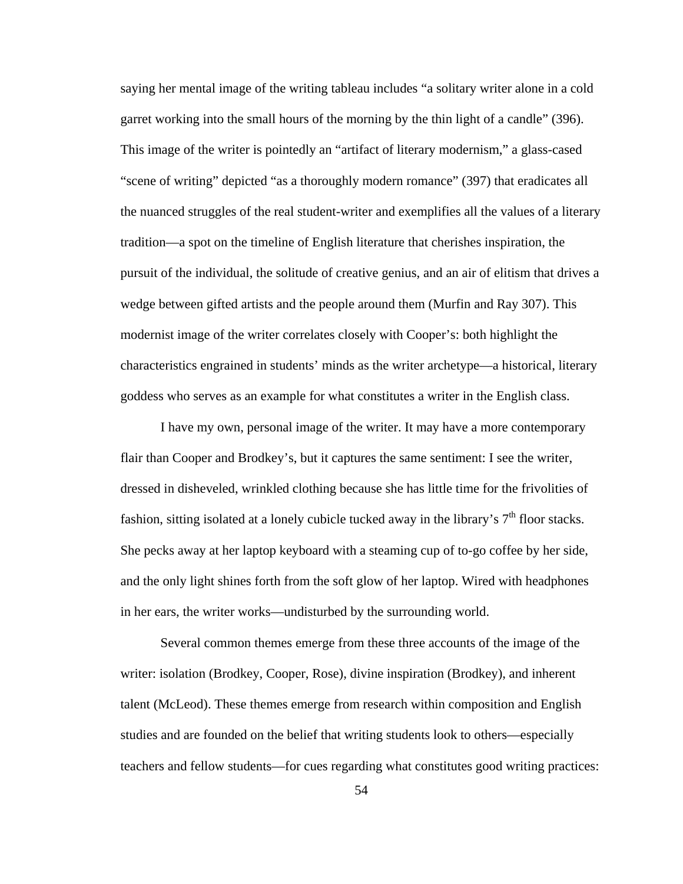saying her mental image of the writing tableau includes “a solitary writer alone in a cold garret working into the small hours of the morning by the thin light of a candle” (396). This image of the writer is pointedly an “artifact of literary modernism,” a glass-cased “scene of writing” depicted “as a thoroughly modern romance” (397) that eradicates all the nuanced struggles of the real student-writer and exemplifies all the values of a literary tradition—a spot on the timeline of English literature that cherishes inspiration, the pursuit of the individual, the solitude of creative genius, and an air of elitism that drives a wedge between gifted artists and the people around them (Murfin and Ray 307). This modernist image of the writer correlates closely with Cooper’s: both highlight the characteristics engrained in students’ minds as the writer archetype—a historical, literary goddess who serves as an example for what constitutes a writer in the English class.

I have my own, personal image of the writer. It may have a more contemporary flair than Cooper and Brodkey’s, but it captures the same sentiment: I see the writer, dressed in disheveled, wrinkled clothing because she has little time for the frivolities of fashion, sitting isolated at a lonely cubicle tucked away in the library’s 7th floor stacks. She pecks away at her laptop keyboard with a steaming cup of to-go coffee by her side, and the only light shines forth from the soft glow of her laptop. Wired with headphones in her ears, the writer works—undisturbed by the surrounding world.

Several common themes emerge from these three accounts of the image of the writer: isolation (Brodkey, Cooper, Rose), divine inspiration (Brodkey), and inherent talent (McLeod). These themes emerge from research within composition and English studies and are founded on the belief that writing students look to others—especially teachers and fellow students—for cues regarding what constitutes good writing practices: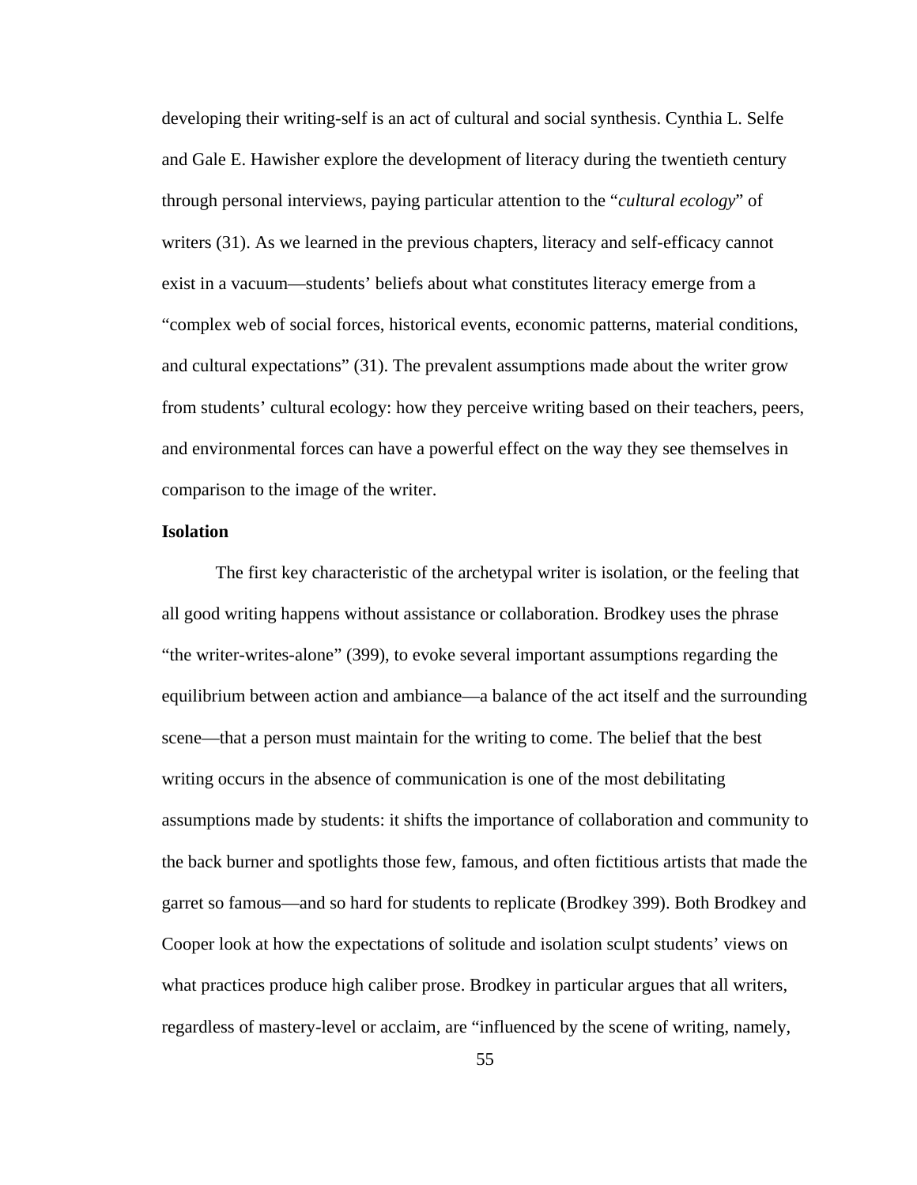developing their writing-self is an act of cultural and social synthesis. Cynthia L. Selfe and Gale E. Hawisher explore the development of literacy during the twentieth century through personal interviews, paying particular attention to the "*cultural ecology*" of writers (31). As we learned in the previous chapters, literacy and self-efficacy cannot exist in a vacuum—students' beliefs about what constitutes literacy emerge from a "complex web of social forces, historical events, economic patterns, material conditions, and cultural expectations" (31). The prevalent assumptions made about the writer grow from students' cultural ecology: how they perceive writing based on their teachers, peers, and environmental forces can have a powerful effect on the way they see themselves in comparison to the image of the writer.

**Isolation**

The first key characteristic of the archetypal writer is isolation, or the feeling that all good writing happens without assistance or collaboration. Brodkey uses the phrase "the writer-writes-alone" (399), to evoke several important assumptions regarding the equilibrium between action and ambiance—a balance of the act itself and the surrounding scene—that a person must maintain for the writing to come. The belief that the best writing occurs in the absence of communication is one of the most debilitating assumptions made by students: it shifts the importance of collaboration and community to the back burner and spotlights those few, famous, and often fictitious artists that made the garret so famous—and so hard for students to replicate (Brodkey 399). Both Brodkey and Cooper look at how the expectations of solitude and isolation sculpt students' views on what practices produce high caliber prose. Brodkey in particular argues that all writers, regardless of mastery-level or acclaim, are "influenced by the scene of writing, namely,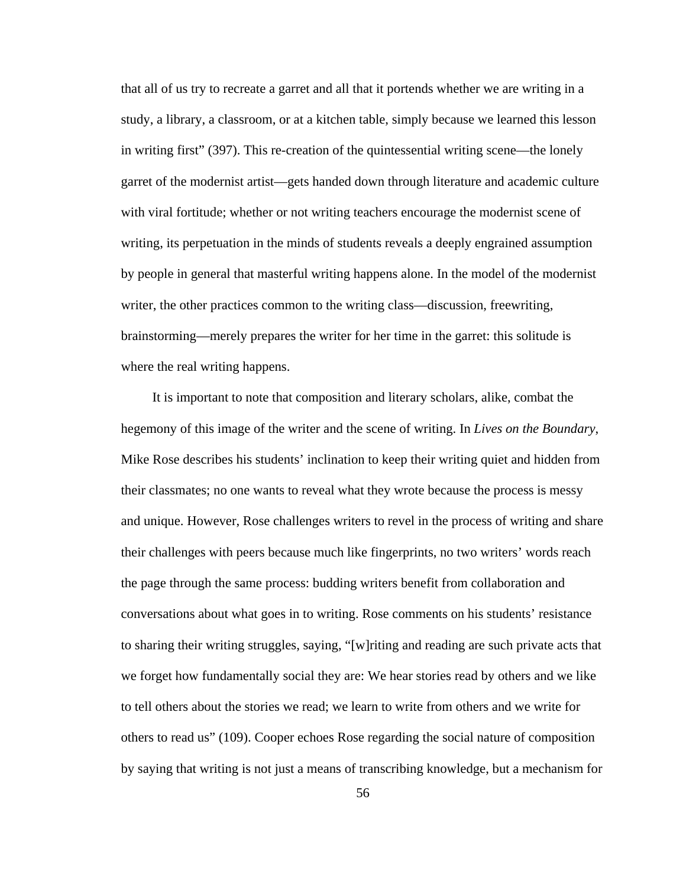that all of us try to recreate a garret and all that it portends whether we are writing in a study, a library, a classroom, or at a kitchen table, simply because we learned this lesson in writing first" (397). This re-creation of the quintessential writing scene—the lonely garret of the modernist artist—gets handed down through literature and academic culture with viral fortitude; whether or not writing teachers encourage the modernist scene of writing, its perpetuation in the minds of students reveals a deeply engrained assumption by people in general that masterful writing happens alone. In the model of the modernist writer, the other practices common to the writing class—discussion, freewriting, brainstorming—merely prepares the writer for her time in the garret: this solitude is where the real writing happens.

It is important to note that composition and literary scholars, alike, combat the hegemony of this image of the writer and the scene of writing. In *Lives on the Boundary*, Mike Rose describes his students' inclination to keep their writing quiet and hidden from their classmates; no one wants to reveal what they wrote because the process is messy and unique. However, Rose challenges writers to revel in the process of writing and share their challenges with peers because much like fingerprints, no two writers' words reach the page through the same process: budding writers benefit from collaboration and conversations about what goes in to writing. Rose comments on his students' resistance to sharing their writing struggles, saying, "[w]riting and reading are such private acts that we forget how fundamentally social they are: We hear stories read by others and we like to tell others about the stories we read; we learn to write from others and we write for others to read us" (109). Cooper echoes Rose regarding the social nature of composition by saying that writing is not just a means of transcribing knowledge, but a mechanism for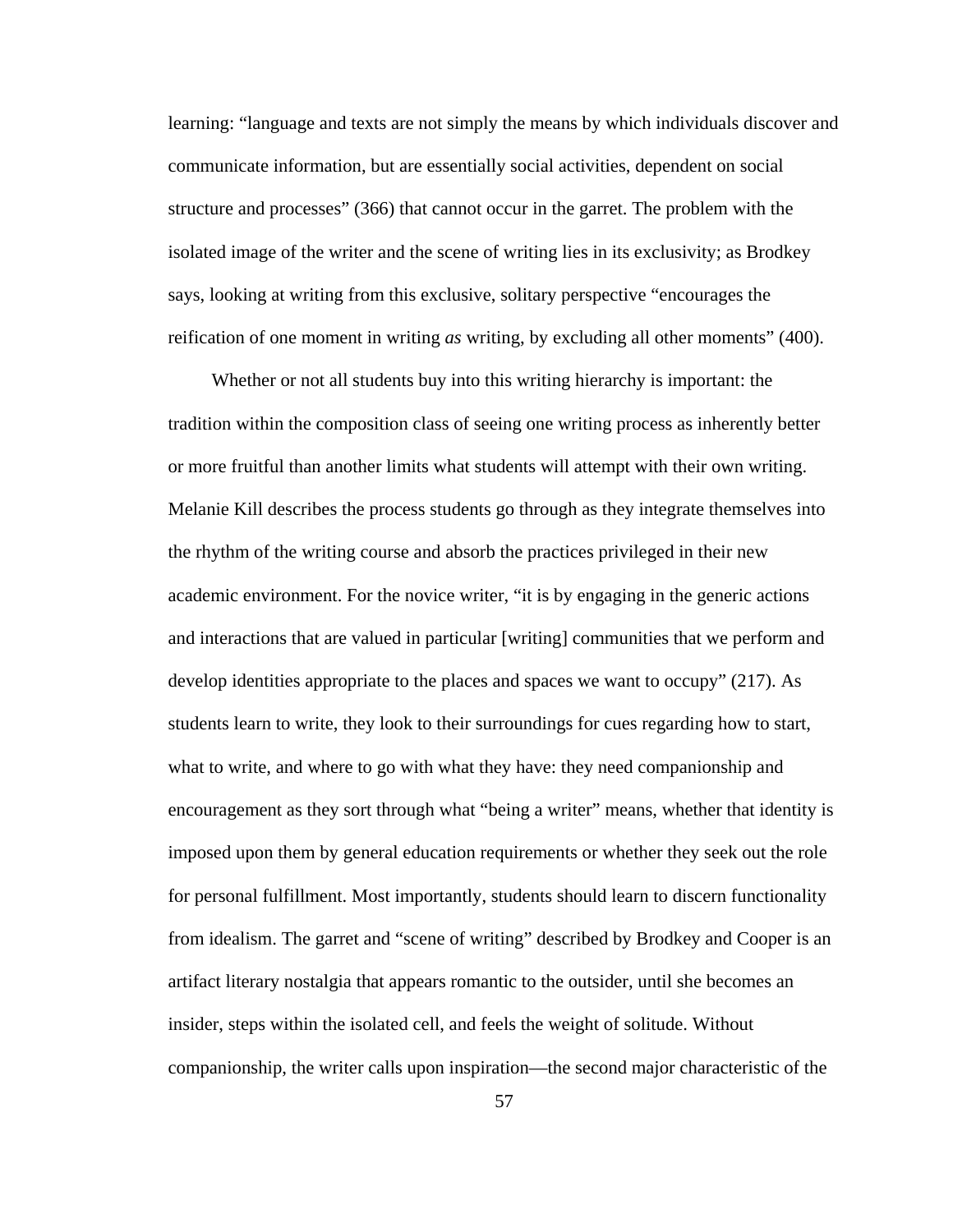learning: "language and texts are not simply the means by which individuals discover and communicate information, but are essentially social activities, dependent on social structure and processes" (366) that cannot occur in the garret. The problem with the isolated image of the writer and the scene of writing lies in its exclusivity; as Brodkey says, looking at writing from this exclusive, solitary perspective "encourages the reification of one moment in writing *as* writing, by excluding all other moments" (400).

Whether or not all students buy into this writing hierarchy is important: the tradition within the composition class of seeing one writing process as inherently better or more fruitful than another limits what students will attempt with their own writing. Melanie Kill describes the process students go through as they integrate themselves into the rhythm of the writing course and absorb the practices privileged in their new academic environment. For the novice writer, "it is by engaging in the generic actions and interactions that are valued in particular [writing] communities that we perform and develop identities appropriate to the places and spaces we want to occupy" (217). As students learn to write, they look to their surroundings for cues regarding how to start, what to write, and where to go with what they have: they need companionship and encouragement as they sort through what "being a writer" means, whether that identity is imposed upon them by general education requirements or whether they seek out the role for personal fulfillment. Most importantly, students should learn to discern functionality from idealism. The garret and "scene of writing" described by Brodkey and Cooper is an artifact literary nostalgia that appears romantic to the outsider, until she becomes an insider, steps within the isolated cell, and feels the weight of solitude. Without companionship, the writer calls upon inspiration—the second major characteristic of the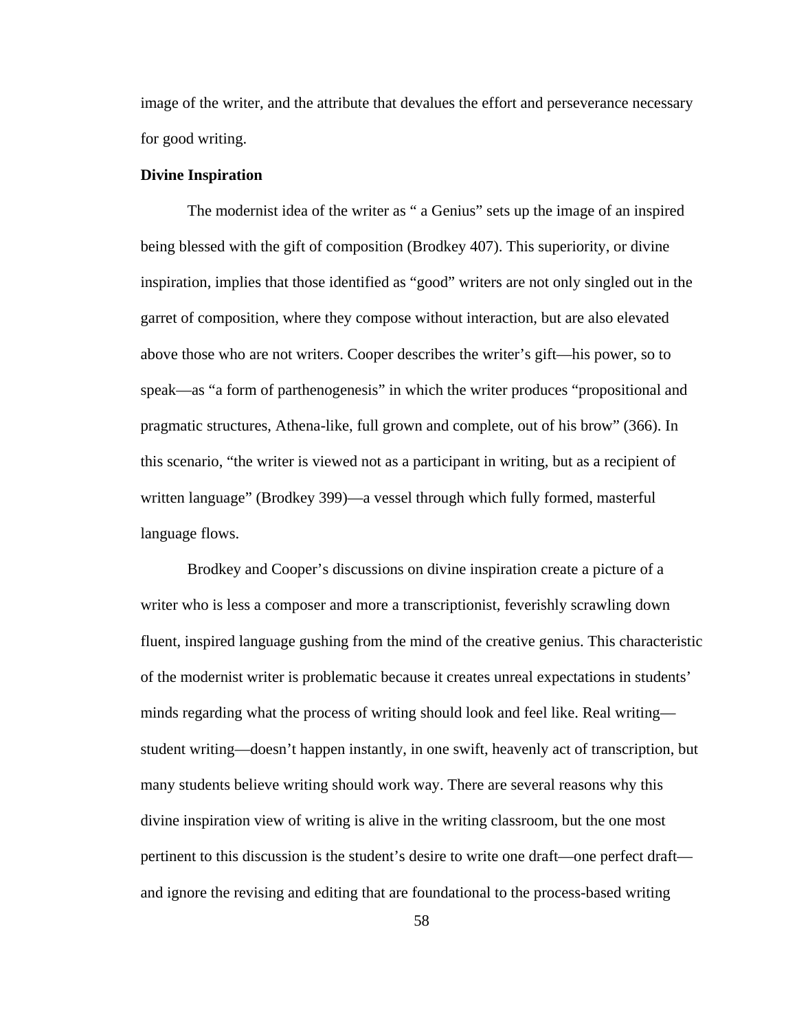image of the writer, and the attribute that devalues the effort and perseverance necessary for good writing.

**Divine Inspiration**

The modernist idea of the writer as " a Genius" sets up the image of an inspired being blessed with the gift of composition (Brodkey 407). This superiority, or divine inspiration, implies that those identified as "good" writers are not only singled out in the garret of composition, where they compose without interaction, but are also elevated above those who are not writers. Cooper describes the writer's gift—his power, so to speak—as "a form of parthenogenesis" in which the writer produces "propositional and pragmatic structures, Athena-like, full grown and complete, out of his brow" (366). In this scenario, "the writer is viewed not as a participant in writing, but as a recipient of written language" (Brodkey 399)—a vessel through which fully formed, masterful language flows.

Brodkey and Cooper's discussions on divine inspiration create a picture of a writer who is less a composer and more a transcriptionist, feverishly scrawling down fluent, inspired language gushing from the mind of the creative genius. This characteristic of the modernist writer is problematic because it creates unreal expectations in students' minds regarding what the process of writing should look and feel like. Real writing—student writing—doesn't happen instantly, in one swift, heavenly act of transcription, but many students believe writing should work way. There are several reasons why this divine inspiration view of writing is alive in the writing classroom, but the one most pertinent to this discussion is the student's desire to write one draft—one perfect draft—and ignore the revising and editing that are foundational to the process-based writing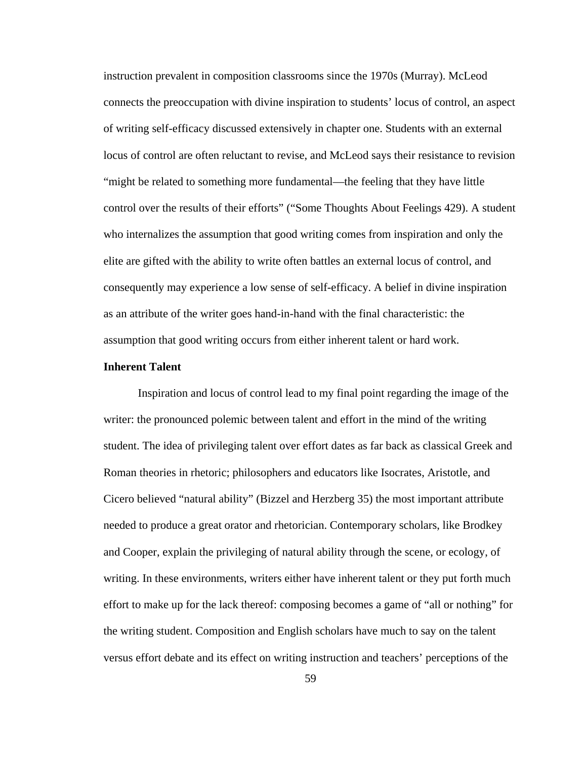instruction prevalent in composition classrooms since the 1970s (Murray). McLeod connects the preoccupation with divine inspiration to students' locus of control, an aspect of writing self-efficacy discussed extensively in chapter one. Students with an external locus of control are often reluctant to revise, and McLeod says their resistance to revision "might be related to something more fundamental—the feeling that they have little control over the results of their efforts" ("Some Thoughts About Feelings 429). A student who internalizes the assumption that good writing comes from inspiration and only the elite are gifted with the ability to write often battles an external locus of control, and consequently may experience a low sense of self-efficacy. A belief in divine inspiration as an attribute of the writer goes hand-in-hand with the final characteristic: the assumption that good writing occurs from either inherent talent or hard work.

**Inherent Talent**

Inspiration and locus of control lead to my final point regarding the image of the writer: the pronounced polemic between talent and effort in the mind of the writing student. The idea of privileging talent over effort dates as far back as classical Greek and Roman theories in rhetoric; philosophers and educators like Isocrates, Aristotle, and Cicero believed "natural ability" (Bizzel and Herzberg 35) the most important attribute needed to produce a great orator and rhetorician. Contemporary scholars, like Brodkey and Cooper, explain the privileging of natural ability through the scene, or ecology, of writing. In these environments, writers either have inherent talent or they put forth much effort to make up for the lack thereof: composing becomes a game of "all or nothing" for the writing student. Composition and English scholars have much to say on the talent versus effort debate and its effect on writing instruction and teachers' perceptions of the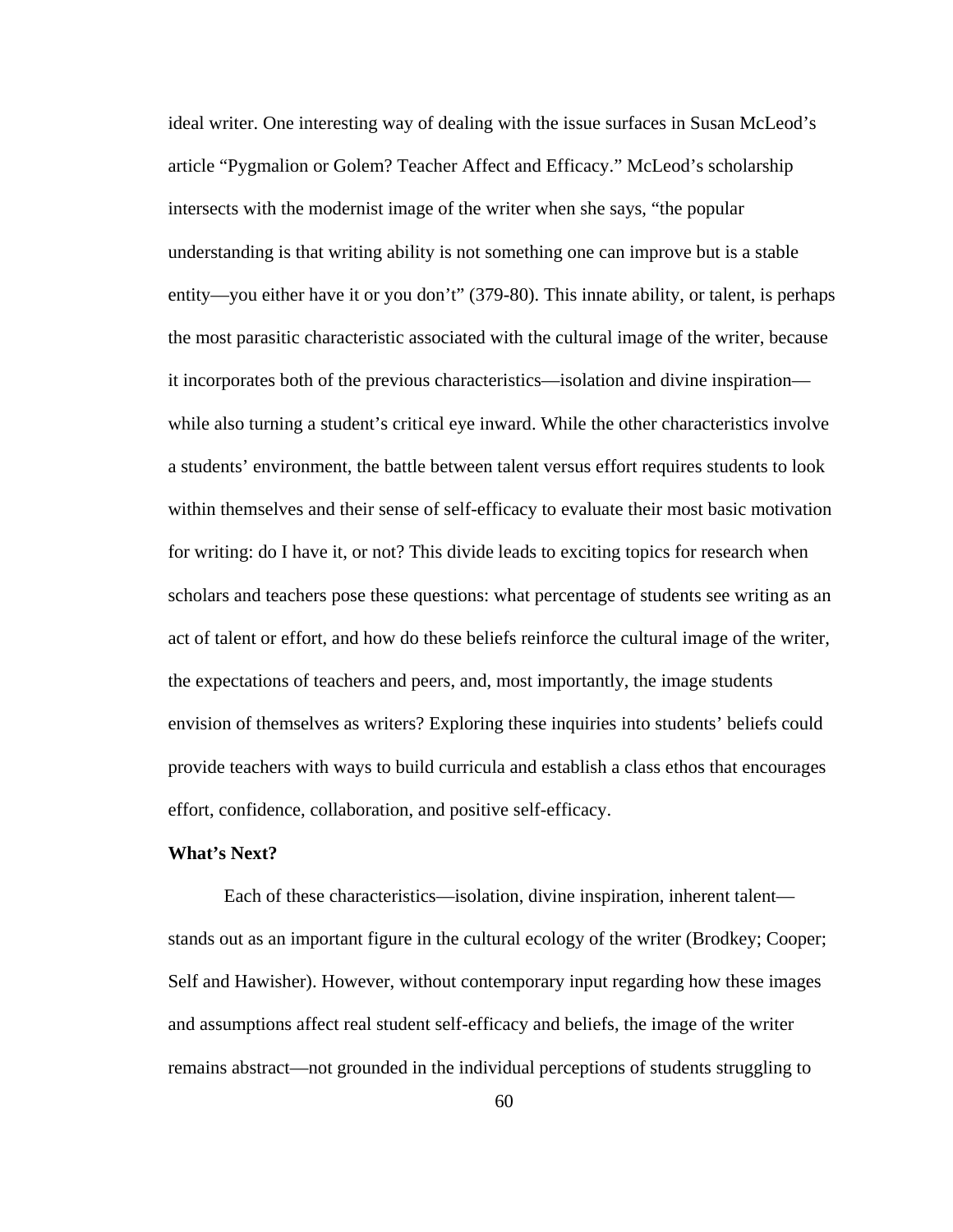ideal writer. One interesting way of dealing with the issue surfaces in Susan McLeod's article "Pygmalion or Golem? Teacher Affect and Efficacy." McLeod's scholarship intersects with the modernist image of the writer when she says, "the popular understanding is that writing ability is not something one can improve but is a stable entity—you either have it or you don't" (379-80). This innate ability, or talent, is perhaps the most parasitic characteristic associated with the cultural image of the writer, because it incorporates both of the previous characteristics—isolation and divine inspiration—while also turning a student's critical eye inward. While the other characteristics involve a students' environment, the battle between talent versus effort requires students to look within themselves and their sense of self-efficacy to evaluate their most basic motivation for writing: do I have it, or not? This divide leads to exciting topics for research when scholars and teachers pose these questions: what percentage of students see writing as an act of talent or effort, and how do these beliefs reinforce the cultural image of the writer, the expectations of teachers and peers, and, most importantly, the image students envision of themselves as writers? Exploring these inquiries into students' beliefs could provide teachers with ways to build curricula and establish a class ethos that encourages effort, confidence, collaboration, and positive self-efficacy.

**What's Next?**

Each of these characteristics—isolation, divine inspiration, inherent talent—stands out as an important figure in the cultural ecology of the writer (Brodkey; Cooper; Self and Hawisher). However, without contemporary input regarding how these images and assumptions affect real student self-efficacy and beliefs, the image of the writer remains abstract—not grounded in the individual perceptions of students struggling to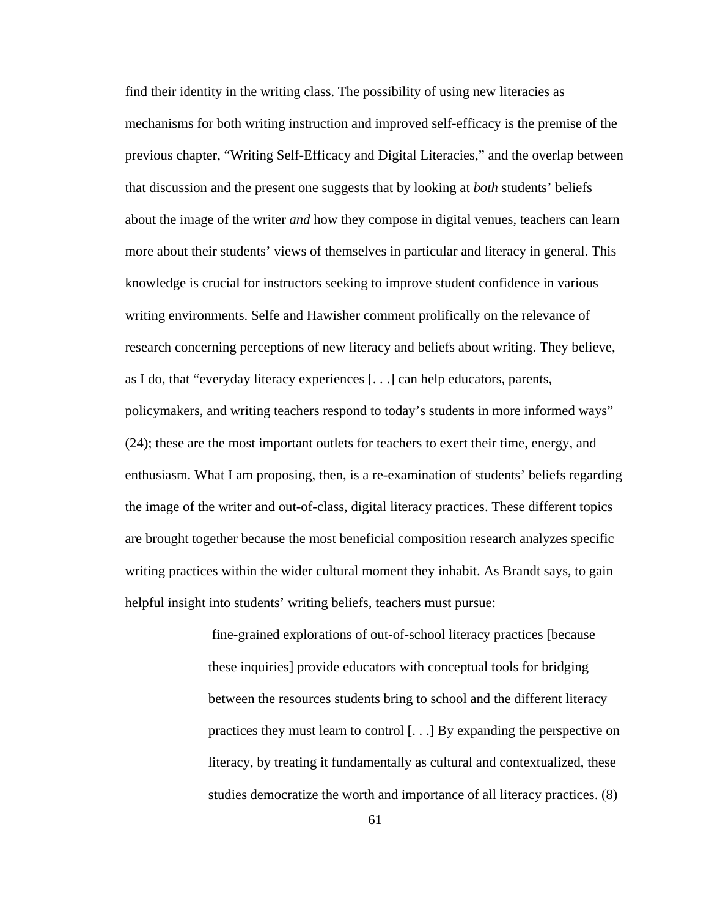find their identity in the writing class. The possibility of using new literacies as mechanisms for both writing instruction and improved self-efficacy is the premise of the previous chapter, "Writing Self-Efficacy and Digital Literacies," and the overlap between that discussion and the present one suggests that by looking at *both* students' beliefs about the image of the writer *and* how they compose in digital venues, teachers can learn more about their students' views of themselves in particular and literacy in general. This knowledge is crucial for instructors seeking to improve student confidence in various writing environments. Selfe and Hawisher comment prolifically on the relevance of research concerning perceptions of new literacy and beliefs about writing. They believe, as I do, that "everyday literacy experiences [. . .] can help educators, parents, policymakers, and writing teachers respond to today's students in more informed ways" (24); these are the most important outlets for teachers to exert their time, energy, and enthusiasm. What I am proposing, then, is a re-examination of students' beliefs regarding the image of the writer and out-of-class, digital literacy practices. These different topics are brought together because the most beneficial composition research analyzes specific writing practices within the wider cultural moment they inhabit. As Brandt says, to gain helpful insight into students' writing beliefs, teachers must pursue:

> fine-grained explorations of out-of-school literacy practices [because these inquiries] provide educators with conceptual tools for bridging between the resources students bring to school and the different literacy practices they must learn to control [. . .] By expanding the perspective on literacy, by treating it fundamentally as cultural and contextualized, these studies democratize the worth and importance of all literacy practices. (8)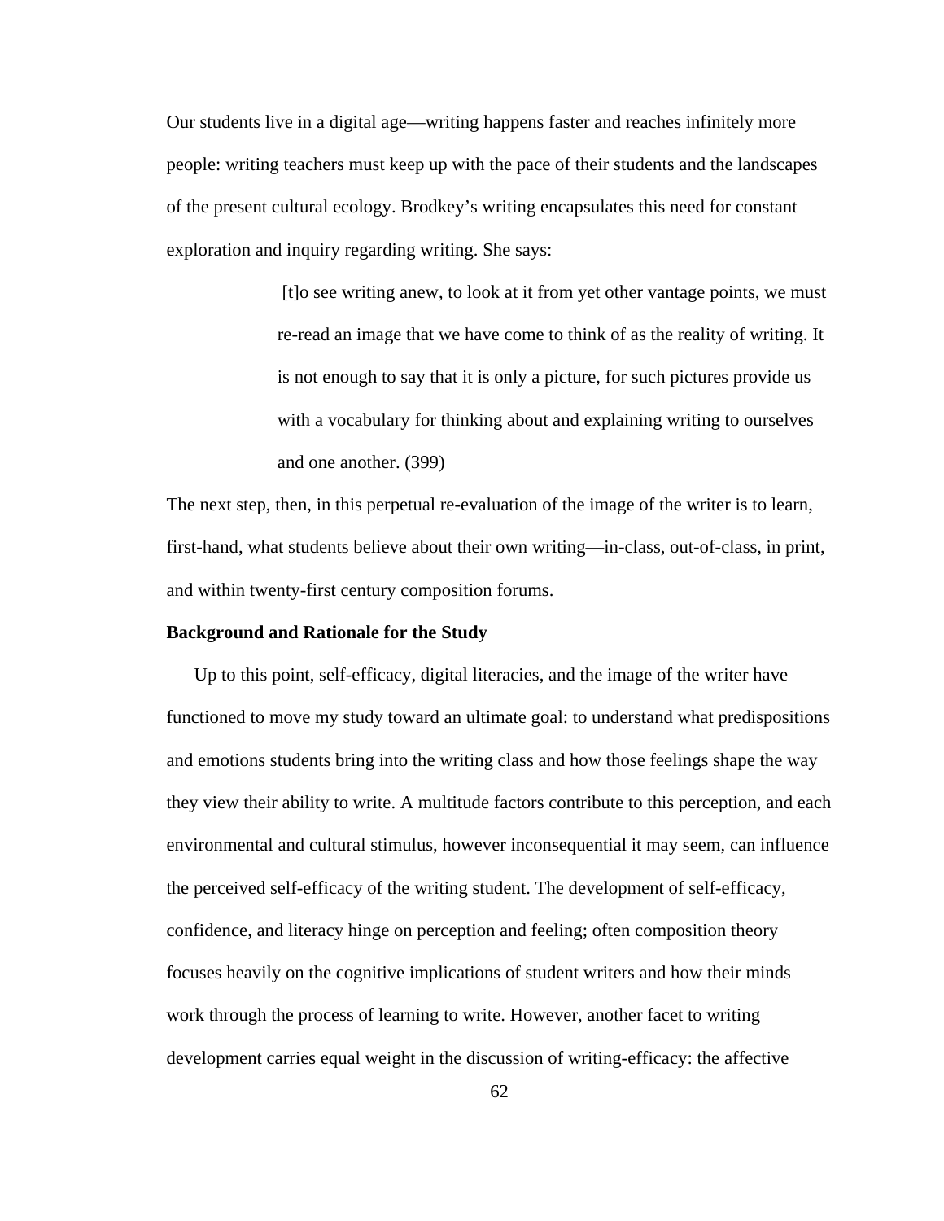Our students live in a digital age—writing happens faster and reaches infinitely more people: writing teachers must keep up with the pace of their students and the landscapes of the present cultural ecology. Brodkey's writing encapsulates this need for constant exploration and inquiry regarding writing. She says:

> [t]o see writing anew, to look at it from yet other vantage points, we must re-read an image that we have come to think of as the reality of writing. It is not enough to say that it is only a picture, for such pictures provide us with a vocabulary for thinking about and explaining writing to ourselves and one another. (399)

The next step, then, in this perpetual re-evaluation of the image of the writer is to learn, first-hand, what students believe about their own writing—in-class, out-of-class, in print, and within twenty-first century composition forums.

**Background and Rationale for the Study**

Up to this point, self-efficacy, digital literacies, and the image of the writer have functioned to move my study toward an ultimate goal: to understand what predispositions and emotions students bring into the writing class and how those feelings shape the way they view their ability to write. A multitude factors contribute to this perception, and each environmental and cultural stimulus, however inconsequential it may seem, can influence the perceived self-efficacy of the writing student. The development of self-efficacy, confidence, and literacy hinge on perception and feeling; often composition theory focuses heavily on the cognitive implications of student writers and how their minds work through the process of learning to write. However, another facet to writing development carries equal weight in the discussion of writing-efficacy: the affective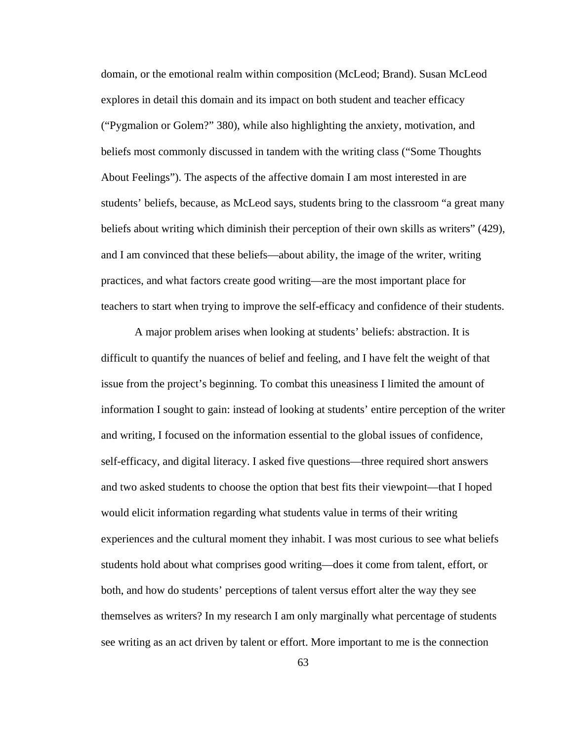domain, or the emotional realm within composition (McLeod; Brand). Susan McLeod explores in detail this domain and its impact on both student and teacher efficacy ("Pygmalion or Golem?" 380), while also highlighting the anxiety, motivation, and beliefs most commonly discussed in tandem with the writing class ("Some Thoughts About Feelings"). The aspects of the affective domain I am most interested in are students' beliefs, because, as McLeod says, students bring to the classroom "a great many beliefs about writing which diminish their perception of their own skills as writers" (429), and I am convinced that these beliefs—about ability, the image of the writer, writing practices, and what factors create good writing—are the most important place for teachers to start when trying to improve the self-efficacy and confidence of their students.

A major problem arises when looking at students' beliefs: abstraction. It is difficult to quantify the nuances of belief and feeling, and I have felt the weight of that issue from the project's beginning. To combat this uneasiness I limited the amount of information I sought to gain: instead of looking at students' entire perception of the writer and writing, I focused on the information essential to the global issues of confidence, self-efficacy, and digital literacy. I asked five questions—three required short answers and two asked students to choose the option that best fits their viewpoint—that I hoped would elicit information regarding what students value in terms of their writing experiences and the cultural moment they inhabit. I was most curious to see what beliefs students hold about what comprises good writing—does it come from talent, effort, or both, and how do students' perceptions of talent versus effort alter the way they see themselves as writers? In my research I am only marginally what percentage of students see writing as an act driven by talent or effort. More important to me is the connection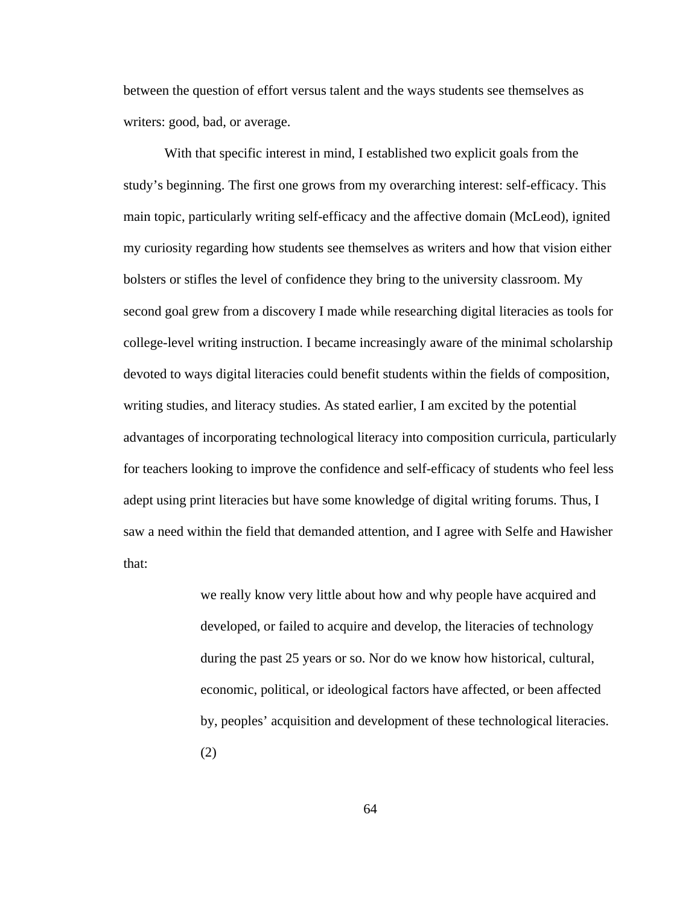between the question of effort versus talent and the ways students see themselves as writers: good, bad, or average.

With that specific interest in mind, I established two explicit goals from the study's beginning. The first one grows from my overarching interest: self-efficacy. This main topic, particularly writing self-efficacy and the affective domain (McLeod), ignited my curiosity regarding how students see themselves as writers and how that vision either bolsters or stifles the level of confidence they bring to the university classroom. My second goal grew from a discovery I made while researching digital literacies as tools for college-level writing instruction. I became increasingly aware of the minimal scholarship devoted to ways digital literacies could benefit students within the fields of composition, writing studies, and literacy studies. As stated earlier, I am excited by the potential advantages of incorporating technological literacy into composition curricula, particularly for teachers looking to improve the confidence and self-efficacy of students who feel less adept using print literacies but have some knowledge of digital writing forums. Thus, I saw a need within the field that demanded attention, and I agree with Selfe and Hawisher that:

> we really know very little about how and why people have acquired and developed, or failed to acquire and develop, the literacies of technology during the past 25 years or so. Nor do we know how historical, cultural, economic, political, or ideological factors have affected, or been affected by, peoples' acquisition and development of these technological literacies. (2)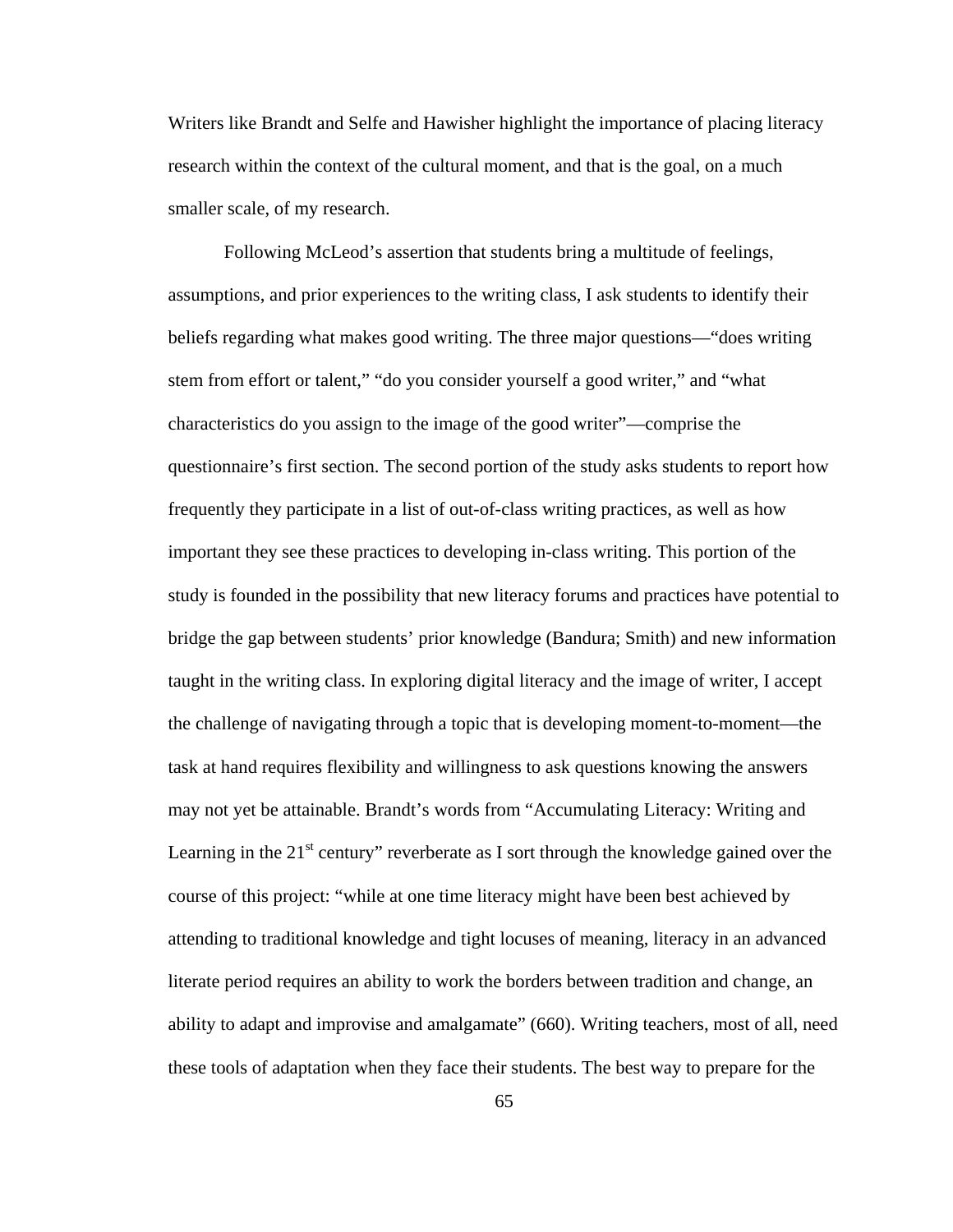Writers like Brandt and Selfe and Hawisher highlight the importance of placing literacy research within the context of the cultural moment, and that is the goal, on a much smaller scale, of my research.

Following McLeod's assertion that students bring a multitude of feelings, assumptions, and prior experiences to the writing class, I ask students to identify their beliefs regarding what makes good writing. The three major questions—"does writing stem from effort or talent," "do you consider yourself a good writer," and "what characteristics do you assign to the image of the good writer"—comprise the questionnaire's first section. The second portion of the study asks students to report how frequently they participate in a list of out-of-class writing practices, as well as how important they see these practices to developing in-class writing. This portion of the study is founded in the possibility that new literacy forums and practices have potential to bridge the gap between students' prior knowledge (Bandura; Smith) and new information taught in the writing class. In exploring digital literacy and the image of writer, I accept the challenge of navigating through a topic that is developing moment-to-moment—the task at hand requires flexibility and willingness to ask questions knowing the answers may not yet be attainable. Brandt's words from "Accumulating Literacy: Writing and Learning in the 21st century" reverberate as I sort through the knowledge gained over the course of this project: "while at one time literacy might have been best achieved by attending to traditional knowledge and tight locuses of meaning, literacy in an advanced literate period requires an ability to work the borders between tradition and change, an ability to adapt and improvise and amalgamate" (660). Writing teachers, most of all, need these tools of adaptation when they face their students. The best way to prepare for the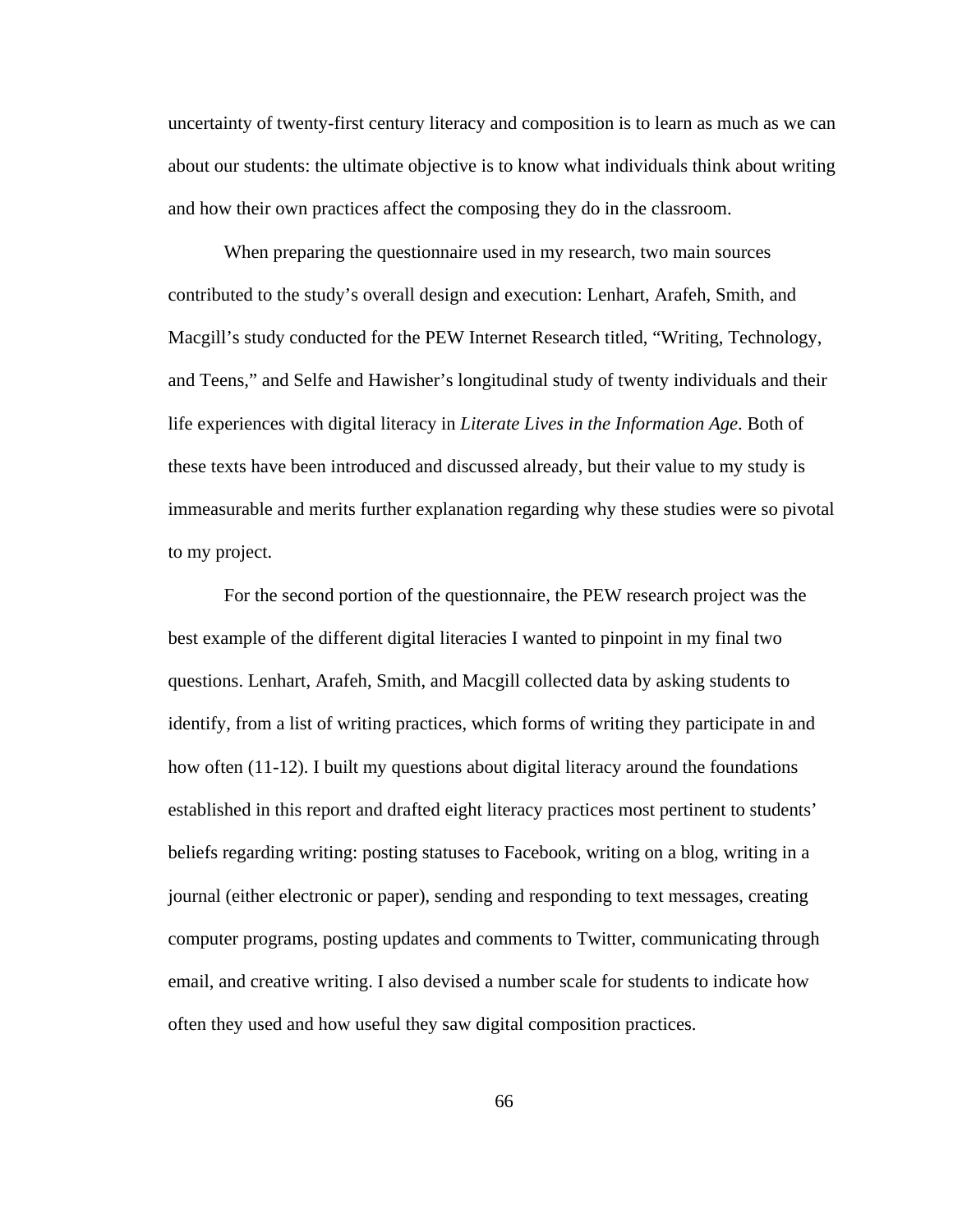uncertainty of twenty-first century literacy and composition is to learn as much as we can about our students: the ultimate objective is to know what individuals think about writing and how their own practices affect the composing they do in the classroom.

When preparing the questionnaire used in my research, two main sources contributed to the study's overall design and execution: Lenhart, Arafeh, Smith, and Macgill's study conducted for the PEW Internet Research titled, "Writing, Technology, and Teens," and Selfe and Hawisher's longitudinal study of twenty individuals and their life experiences with digital literacy in *Literate Lives in the Information Age*. Both of these texts have been introduced and discussed already, but their value to my study is immeasurable and merits further explanation regarding why these studies were so pivotal to my project.

For the second portion of the questionnaire, the PEW research project was the best example of the different digital literacies I wanted to pinpoint in my final two questions. Lenhart, Arafeh, Smith, and Macgill collected data by asking students to identify, from a list of writing practices, which forms of writing they participate in and how often (11-12). I built my questions about digital literacy around the foundations established in this report and drafted eight literacy practices most pertinent to students' beliefs regarding writing: posting statuses to Facebook, writing on a blog, writing in a journal (either electronic or paper), sending and responding to text messages, creating computer programs, posting updates and comments to Twitter, communicating through email, and creative writing. I also devised a number scale for students to indicate how often they used and how useful they saw digital composition practices.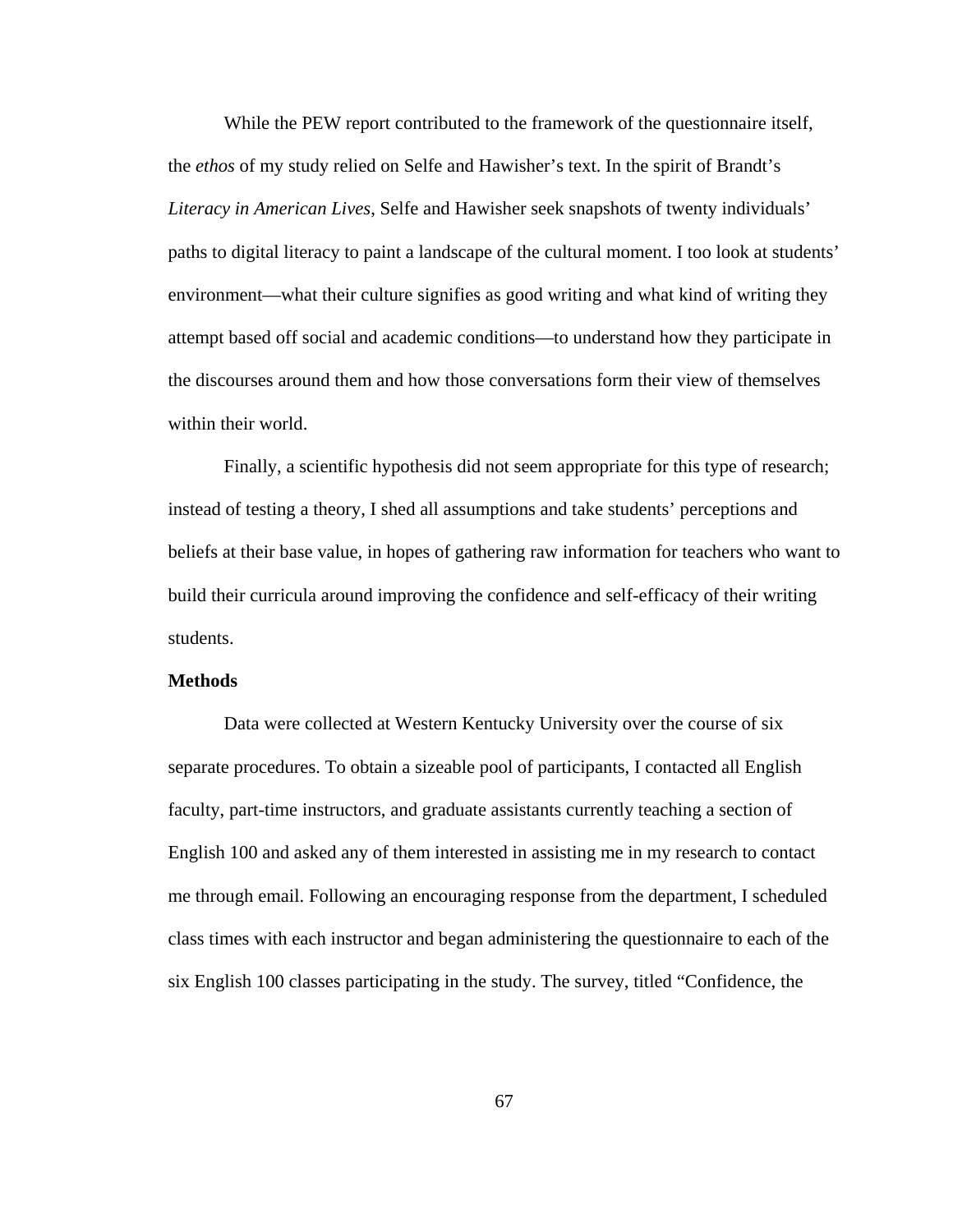While the PEW report contributed to the framework of the questionnaire itself, the *ethos* of my study relied on Selfe and Hawisher's text. In the spirit of Brandt's *Literacy in American Lives*, Selfe and Hawisher seek snapshots of twenty individuals' paths to digital literacy to paint a landscape of the cultural moment. I too look at students' environment—what their culture signifies as good writing and what kind of writing they attempt based off social and academic conditions—to understand how they participate in the discourses around them and how those conversations form their view of themselves within their world.

Finally, a scientific hypothesis did not seem appropriate for this type of research; instead of testing a theory, I shed all assumptions and take students' perceptions and beliefs at their base value, in hopes of gathering raw information for teachers who want to build their curricula around improving the confidence and self-efficacy of their writing students.

**Methods**

Data were collected at Western Kentucky University over the course of six separate procedures. To obtain a sizeable pool of participants, I contacted all English faculty, part-time instructors, and graduate assistants currently teaching a section of English 100 and asked any of them interested in assisting me in my research to contact me through email. Following an encouraging response from the department, I scheduled class times with each instructor and began administering the questionnaire to each of the six English 100 classes participating in the study. The survey, titled "Confidence, the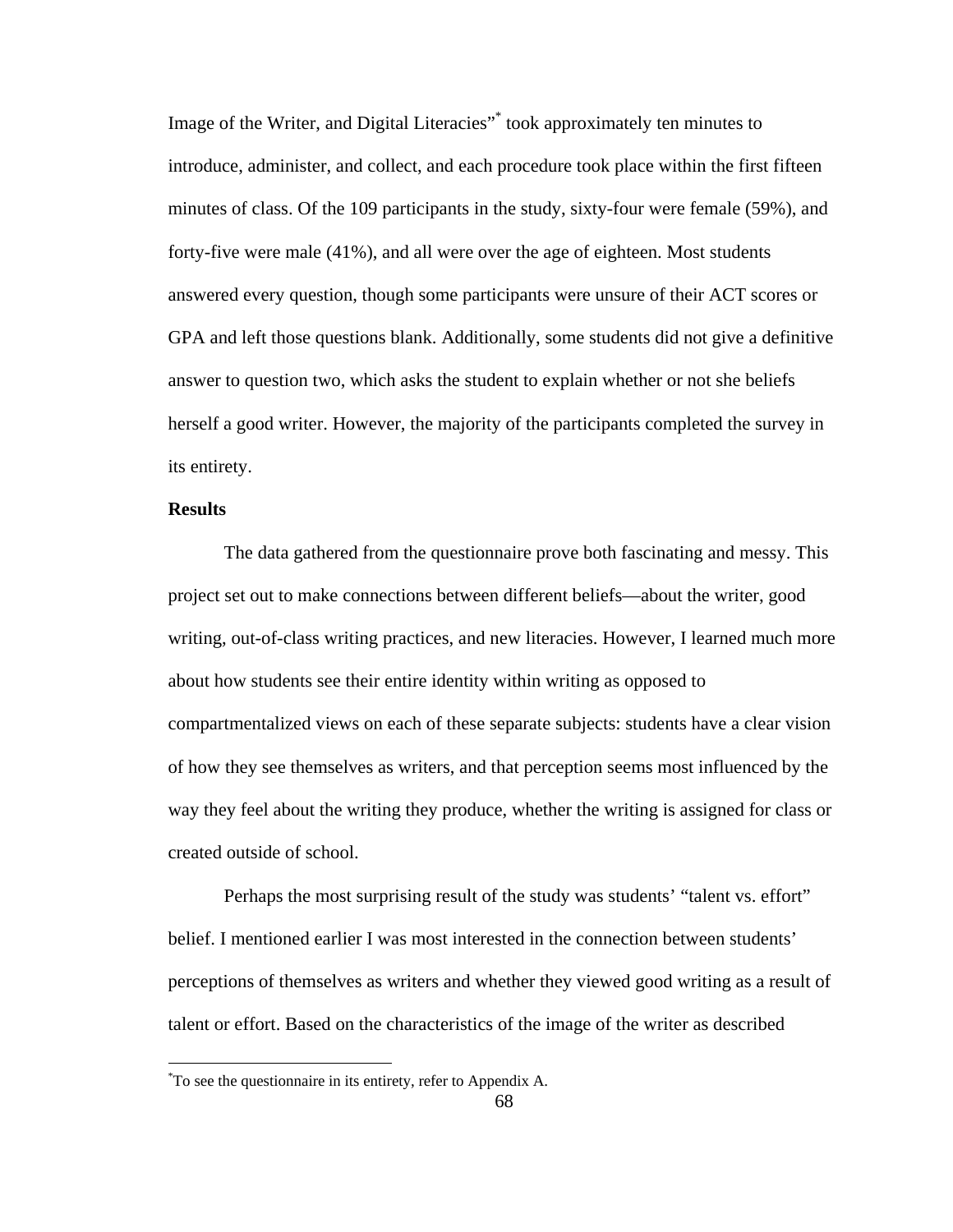Image of the Writer, and Digital Literacies"* took approximately ten minutes to introduce, administer, and collect, and each procedure took place within the first fifteen minutes of class. Of the 109 participants in the study, sixty-four were female (59%), and forty-five were male (41%), and all were over the age of eighteen. Most students answered every question, though some participants were unsure of their ACT scores or GPA and left those questions blank. Additionally, some students did not give a definitive answer to question two, which asks the student to explain whether or not she beliefs herself a good writer. However, the majority of the participants completed the survey in its entirety.

**Results**

The data gathered from the questionnaire prove both fascinating and messy. This project set out to make connections between different beliefs—about the writer, good writing, out-of-class writing practices, and new literacies. However, I learned much more about how students see their entire identity within writing as opposed to compartmentalized views on each of these separate subjects: students have a clear vision of how they see themselves as writers, and that perception seems most influenced by the way they feel about the writing they produce, whether the writing is assigned for class or created outside of school.

Perhaps the most surprising result of the study was students' "talent vs. effort" belief. I mentioned earlier I was most interested in the connection between students' perceptions of themselves as writers and whether they viewed good writing as a result of talent or effort. Based on the characteristics of the image of the writer as described

*To see the questionnaire in its entirety, refer to Appendix A.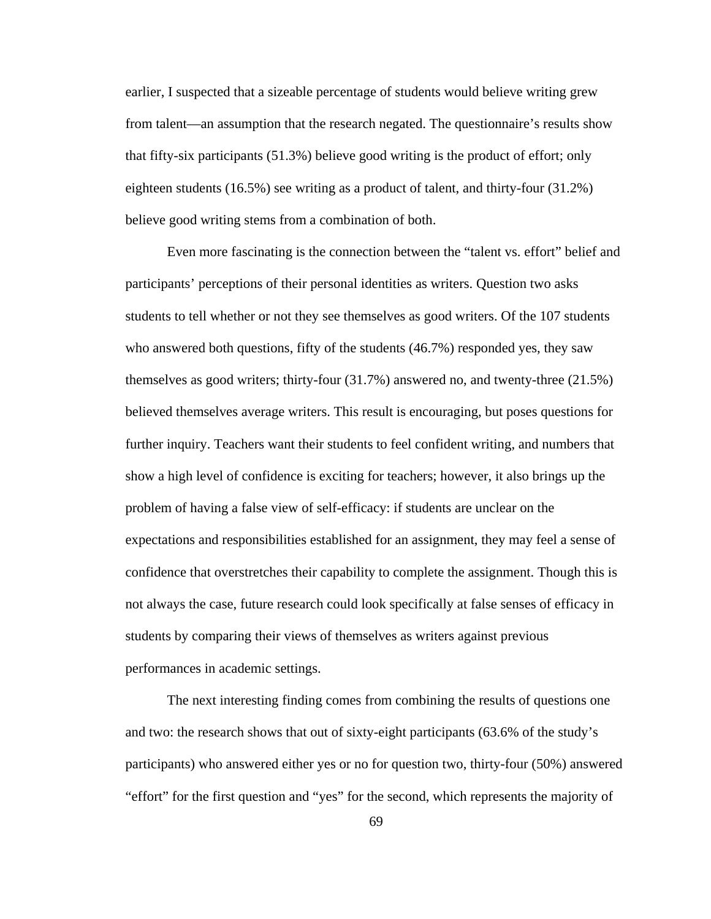earlier, I suspected that a sizeable percentage of students would believe writing grew from talent—an assumption that the research negated. The questionnaire's results show that fifty-six participants (51.3%) believe good writing is the product of effort; only eighteen students (16.5%) see writing as a product of talent, and thirty-four (31.2%) believe good writing stems from a combination of both.

Even more fascinating is the connection between the "talent vs. effort" belief and participants' perceptions of their personal identities as writers. Question two asks students to tell whether or not they see themselves as good writers. Of the 107 students who answered both questions, fifty of the students (46.7%) responded yes, they saw themselves as good writers; thirty-four (31.7%) answered no, and twenty-three (21.5%) believed themselves average writers. This result is encouraging, but poses questions for further inquiry. Teachers want their students to feel confident writing, and numbers that show a high level of confidence is exciting for teachers; however, it also brings up the problem of having a false view of self-efficacy: if students are unclear on the expectations and responsibilities established for an assignment, they may feel a sense of confidence that overstretches their capability to complete the assignment. Though this is not always the case, future research could look specifically at false senses of efficacy in students by comparing their views of themselves as writers against previous performances in academic settings.

The next interesting finding comes from combining the results of questions one and two: the research shows that out of sixty-eight participants (63.6% of the study's participants) who answered either yes or no for question two, thirty-four (50%) answered "effort" for the first question and "yes" for the second, which represents the majority of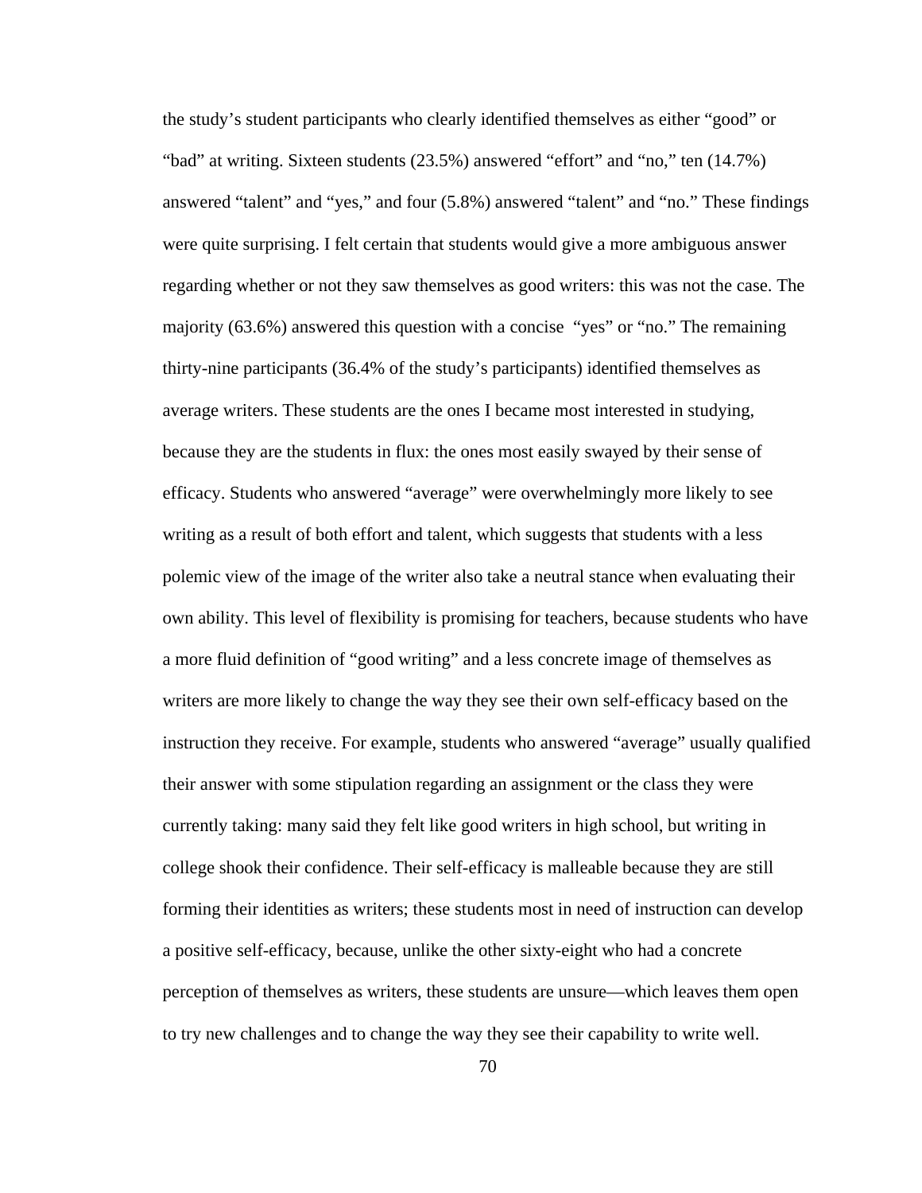the study's student participants who clearly identified themselves as either "good" or "bad" at writing. Sixteen students (23.5%) answered "effort" and "no," ten (14.7%) answered "talent" and "yes," and four (5.8%) answered "talent" and "no." These findings were quite surprising. I felt certain that students would give a more ambiguous answer regarding whether or not they saw themselves as good writers: this was not the case. The majority (63.6%) answered this question with a concise "yes" or "no." The remaining thirty-nine participants (36.4% of the study's participants) identified themselves as average writers. These students are the ones I became most interested in studying, because they are the students in flux: the ones most easily swayed by their sense of efficacy. Students who answered "average" were overwhelmingly more likely to see writing as a result of both effort and talent, which suggests that students with a less polemic view of the image of the writer also take a neutral stance when evaluating their own ability. This level of flexibility is promising for teachers, because students who have a more fluid definition of "good writing" and a less concrete image of themselves as writers are more likely to change the way they see their own self-efficacy based on the instruction they receive. For example, students who answered "average" usually qualified their answer with some stipulation regarding an assignment or the class they were currently taking: many said they felt like good writers in high school, but writing in college shook their confidence. Their self-efficacy is malleable because they are still forming their identities as writers; these students most in need of instruction can develop a positive self-efficacy, because, unlike the other sixty-eight who had a concrete perception of themselves as writers, these students are unsure—which leaves them open to try new challenges and to change the way they see their capability to write well.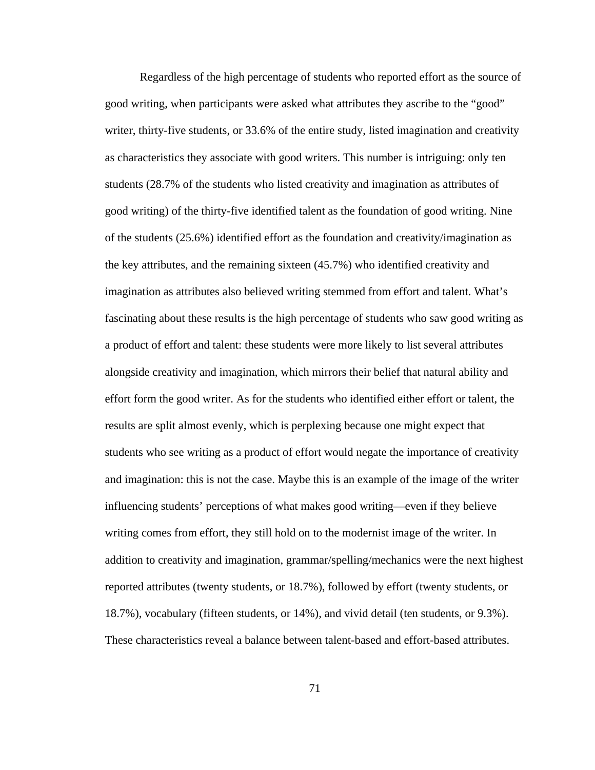Regardless of the high percentage of students who reported effort as the source of good writing, when participants were asked what attributes they ascribe to the "good" writer, thirty-five students, or 33.6% of the entire study, listed imagination and creativity as characteristics they associate with good writers. This number is intriguing: only ten students (28.7% of the students who listed creativity and imagination as attributes of good writing) of the thirty-five identified talent as the foundation of good writing. Nine of the students (25.6%) identified effort as the foundation and creativity/imagination as the key attributes, and the remaining sixteen (45.7%) who identified creativity and imagination as attributes also believed writing stemmed from effort and talent. What's fascinating about these results is the high percentage of students who saw good writing as a product of effort and talent: these students were more likely to list several attributes alongside creativity and imagination, which mirrors their belief that natural ability and effort form the good writer. As for the students who identified either effort or talent, the results are split almost evenly, which is perplexing because one might expect that students who see writing as a product of effort would negate the importance of creativity and imagination: this is not the case. Maybe this is an example of the image of the writer influencing students' perceptions of what makes good writing—even if they believe writing comes from effort, they still hold on to the modernist image of the writer. In addition to creativity and imagination, grammar/spelling/mechanics were the next highest reported attributes (twenty students, or 18.7%), followed by effort (twenty students, or 18.7%), vocabulary (fifteen students, or 14%), and vivid detail (ten students, or 9.3%). These characteristics reveal a balance between talent-based and effort-based attributes.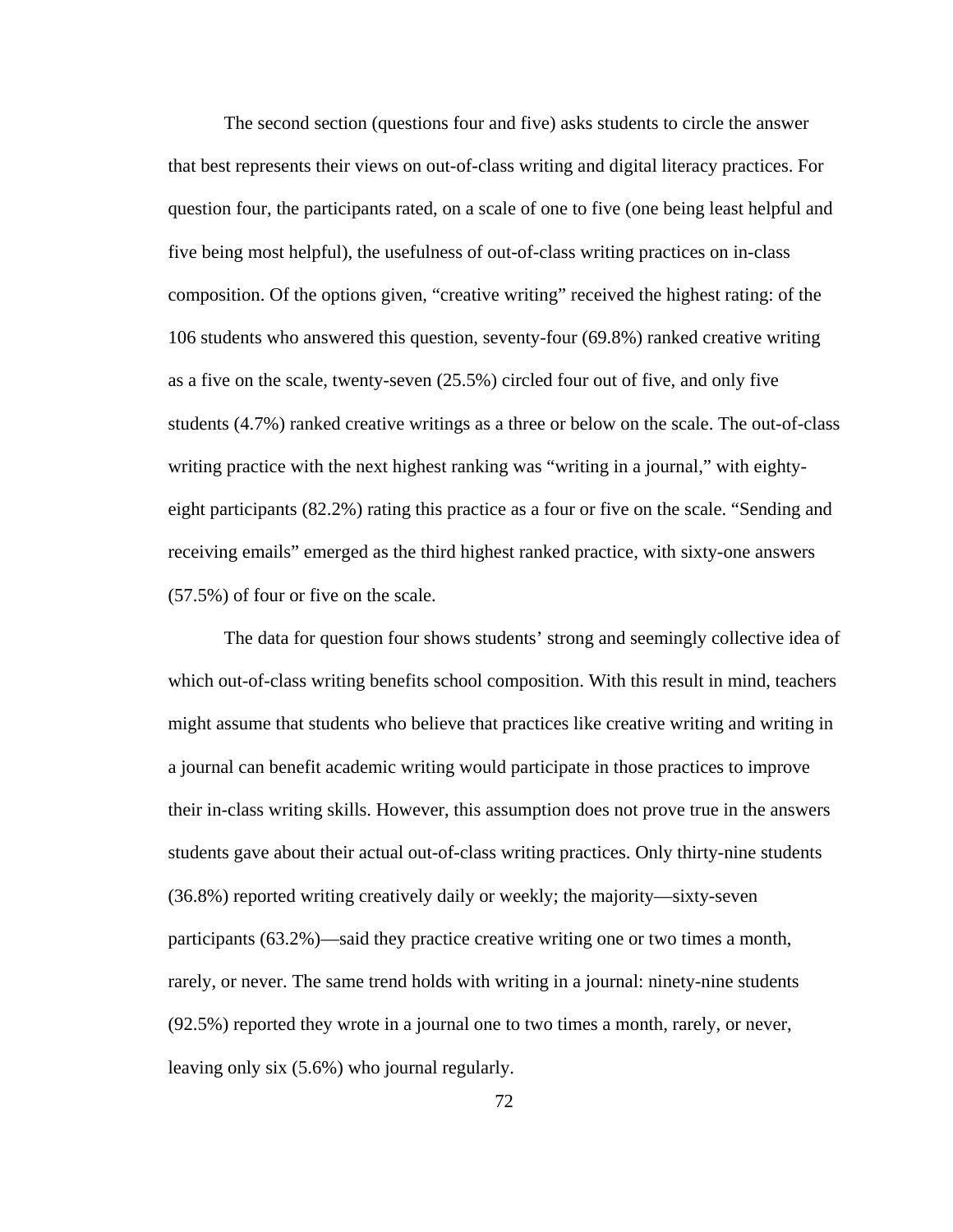The second section (questions four and five) asks students to circle the answer that best represents their views on out-of-class writing and digital literacy practices. For question four, the participants rated, on a scale of one to five (one being least helpful and five being most helpful), the usefulness of out-of-class writing practices on in-class composition. Of the options given, "creative writing" received the highest rating: of the 106 students who answered this question, seventy-four (69.8%) ranked creative writing as a five on the scale, twenty-seven (25.5%) circled four out of five, and only five students (4.7%) ranked creative writings as a three or below on the scale. The out-of-class writing practice with the next highest ranking was "writing in a journal," with eighty-eight participants (82.2%) rating this practice as a four or five on the scale. "Sending and receiving emails" emerged as the third highest ranked practice, with sixty-one answers (57.5%) of four or five on the scale.

The data for question four shows students' strong and seemingly collective idea of which out-of-class writing benefits school composition. With this result in mind, teachers might assume that students who believe that practices like creative writing and writing in a journal can benefit academic writing would participate in those practices to improve their in-class writing skills. However, this assumption does not prove true in the answers students gave about their actual out-of-class writing practices. Only thirty-nine students (36.8%) reported writing creatively daily or weekly; the majority—sixty-seven participants (63.2%)—said they practice creative writing one or two times a month, rarely, or never. The same trend holds with writing in a journal: ninety-nine students (92.5%) reported they wrote in a journal one to two times a month, rarely, or never, leaving only six (5.6%) who journal regularly.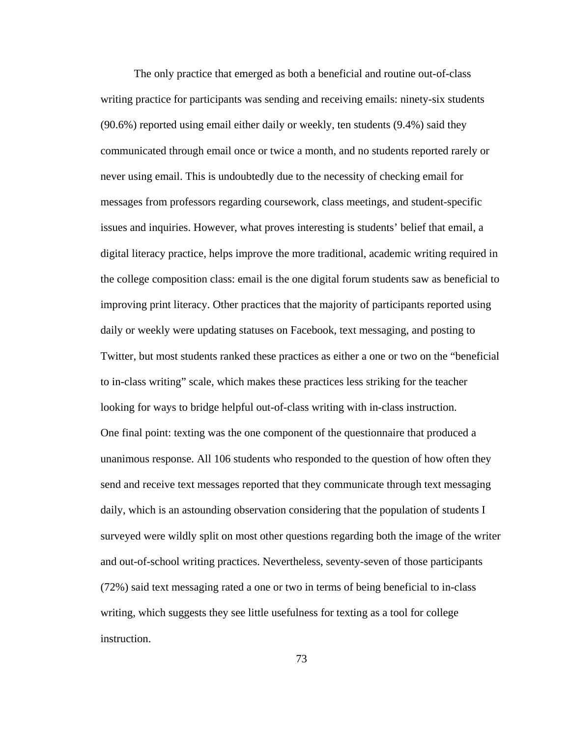The only practice that emerged as both a beneficial and routine out-of-class writing practice for participants was sending and receiving emails: ninety-six students (90.6%) reported using email either daily or weekly, ten students (9.4%) said they communicated through email once or twice a month, and no students reported rarely or never using email. This is undoubtedly due to the necessity of checking email for messages from professors regarding coursework, class meetings, and student-specific issues and inquiries. However, what proves interesting is students' belief that email, a digital literacy practice, helps improve the more traditional, academic writing required in the college composition class: email is the one digital forum students saw as beneficial to improving print literacy. Other practices that the majority of participants reported using daily or weekly were updating statuses on Facebook, text messaging, and posting to Twitter, but most students ranked these practices as either a one or two on the "beneficial to in-class writing" scale, which makes these practices less striking for the teacher looking for ways to bridge helpful out-of-class writing with in-class instruction.

One final point: texting was the one component of the questionnaire that produced a unanimous response. All 106 students who responded to the question of how often they send and receive text messages reported that they communicate through text messaging daily, which is an astounding observation considering that the population of students I surveyed were wildly split on most other questions regarding both the image of the writer and out-of-school writing practices. Nevertheless, seventy-seven of those participants (72%) said text messaging rated a one or two in terms of being beneficial to in-class writing, which suggests they see little usefulness for texting as a tool for college instruction.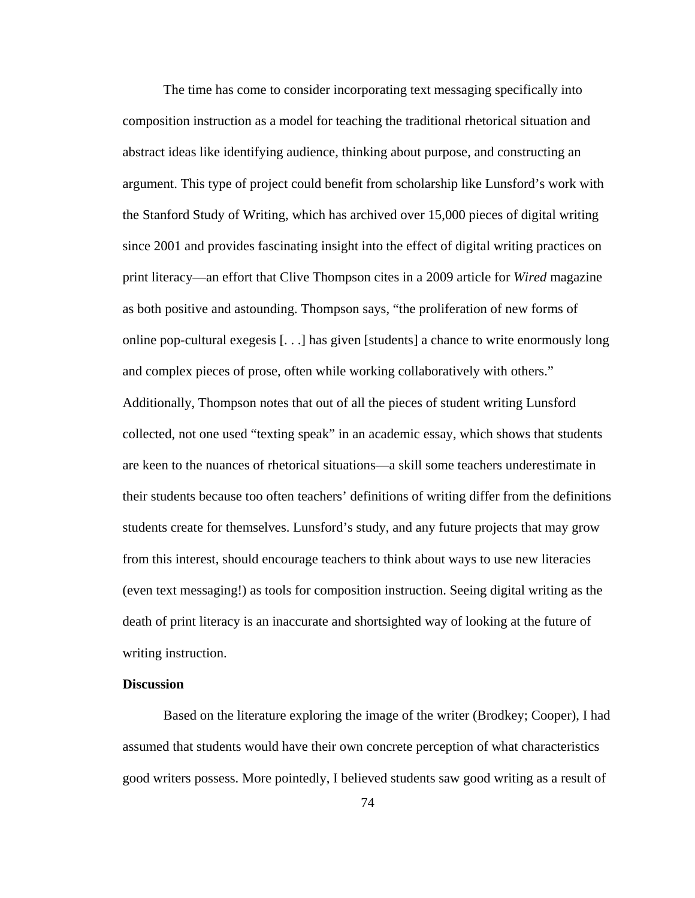The time has come to consider incorporating text messaging specifically into composition instruction as a model for teaching the traditional rhetorical situation and abstract ideas like identifying audience, thinking about purpose, and constructing an argument. This type of project could benefit from scholarship like Lunsford's work with the Stanford Study of Writing, which has archived over 15,000 pieces of digital writing since 2001 and provides fascinating insight into the effect of digital writing practices on print literacy—an effort that Clive Thompson cites in a 2009 article for *Wired* magazine as both positive and astounding. Thompson says, "the proliferation of new forms of online pop-cultural exegesis [. . .] has given [students] a chance to write enormously long and complex pieces of prose, often while working collaboratively with others." Additionally, Thompson notes that out of all the pieces of student writing Lunsford collected, not one used "texting speak" in an academic essay, which shows that students are keen to the nuances of rhetorical situations—a skill some teachers underestimate in their students because too often teachers' definitions of writing differ from the definitions students create for themselves. Lunsford's study, and any future projects that may grow from this interest, should encourage teachers to think about ways to use new literacies (even text messaging!) as tools for composition instruction. Seeing digital writing as the death of print literacy is an inaccurate and shortsighted way of looking at the future of writing instruction.

**Discussion**

Based on the literature exploring the image of the writer (Brodkey; Cooper), I had assumed that students would have their own concrete perception of what characteristics good writers possess. More pointedly, I believed students saw good writing as a result of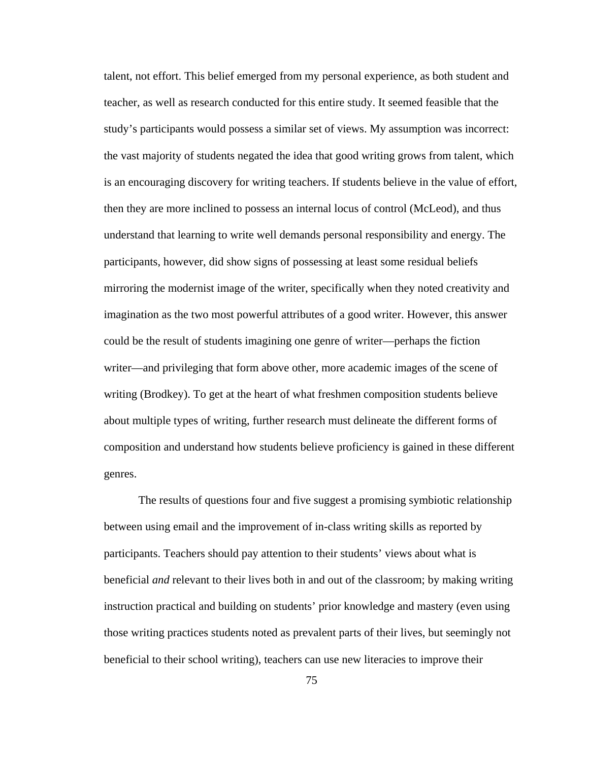talent, not effort. This belief emerged from my personal experience, as both student and teacher, as well as research conducted for this entire study. It seemed feasible that the study's participants would possess a similar set of views. My assumption was incorrect: the vast majority of students negated the idea that good writing grows from talent, which is an encouraging discovery for writing teachers. If students believe in the value of effort, then they are more inclined to possess an internal locus of control (McLeod), and thus understand that learning to write well demands personal responsibility and energy. The participants, however, did show signs of possessing at least some residual beliefs mirroring the modernist image of the writer, specifically when they noted creativity and imagination as the two most powerful attributes of a good writer. However, this answer could be the result of students imagining one genre of writer—perhaps the fiction writer—and privileging that form above other, more academic images of the scene of writing (Brodkey). To get at the heart of what freshmen composition students believe about multiple types of writing, further research must delineate the different forms of composition and understand how students believe proficiency is gained in these different genres.

The results of questions four and five suggest a promising symbiotic relationship between using email and the improvement of in-class writing skills as reported by participants. Teachers should pay attention to their students' views about what is beneficial *and* relevant to their lives both in and out of the classroom; by making writing instruction practical and building on students' prior knowledge and mastery (even using those writing practices students noted as prevalent parts of their lives, but seemingly not beneficial to their school writing), teachers can use new literacies to improve their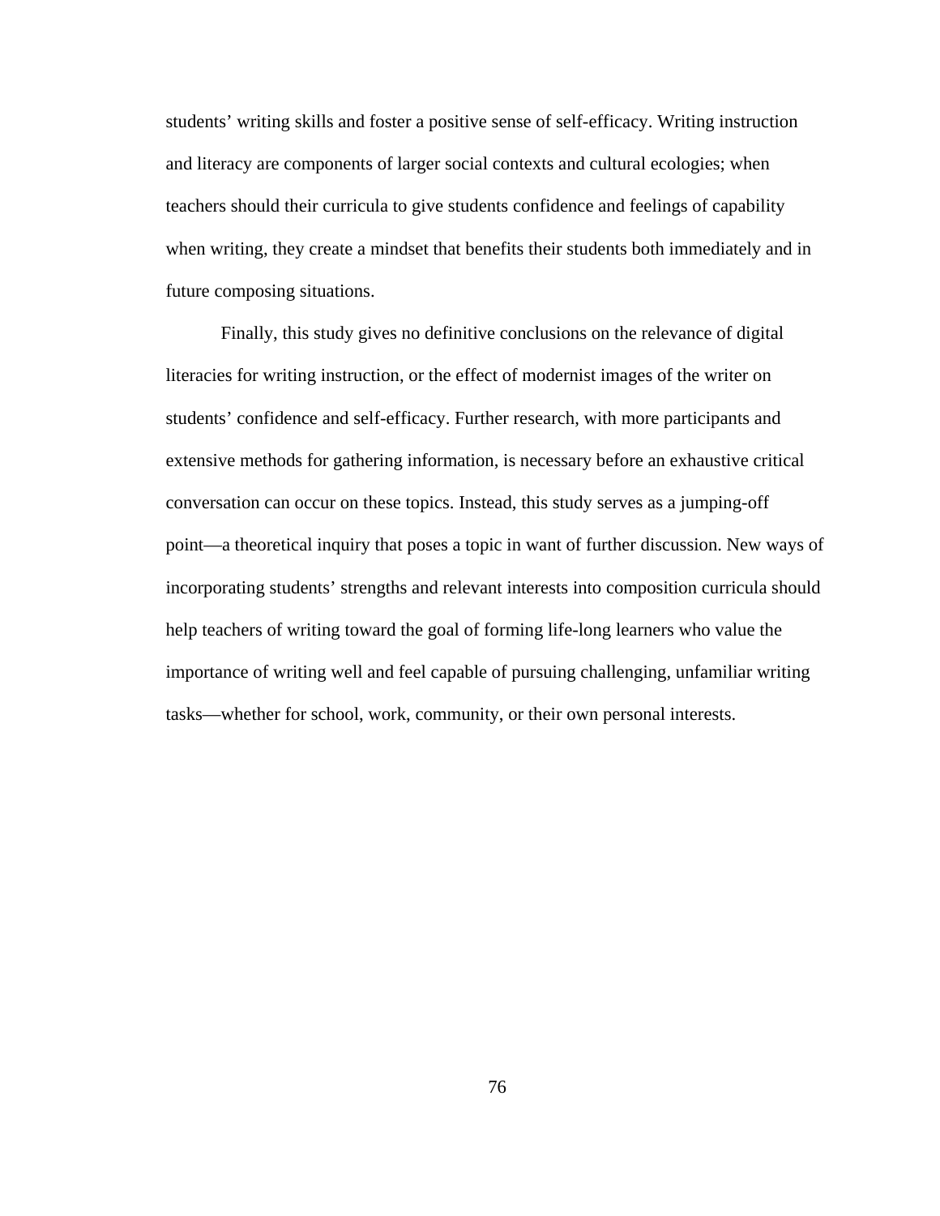students' writing skills and foster a positive sense of self-efficacy. Writing instruction and literacy are components of larger social contexts and cultural ecologies; when teachers should their curricula to give students confidence and feelings of capability when writing, they create a mindset that benefits their students both immediately and in future composing situations.

Finally, this study gives no definitive conclusions on the relevance of digital literacies for writing instruction, or the effect of modernist images of the writer on students' confidence and self-efficacy. Further research, with more participants and extensive methods for gathering information, is necessary before an exhaustive critical conversation can occur on these topics. Instead, this study serves as a jumping-off point—a theoretical inquiry that poses a topic in want of further discussion. New ways of incorporating students' strengths and relevant interests into composition curricula should help teachers of writing toward the goal of forming life-long learners who value the importance of writing well and feel capable of pursuing challenging, unfamiliar writing tasks—whether for school, work, community, or their own personal interests.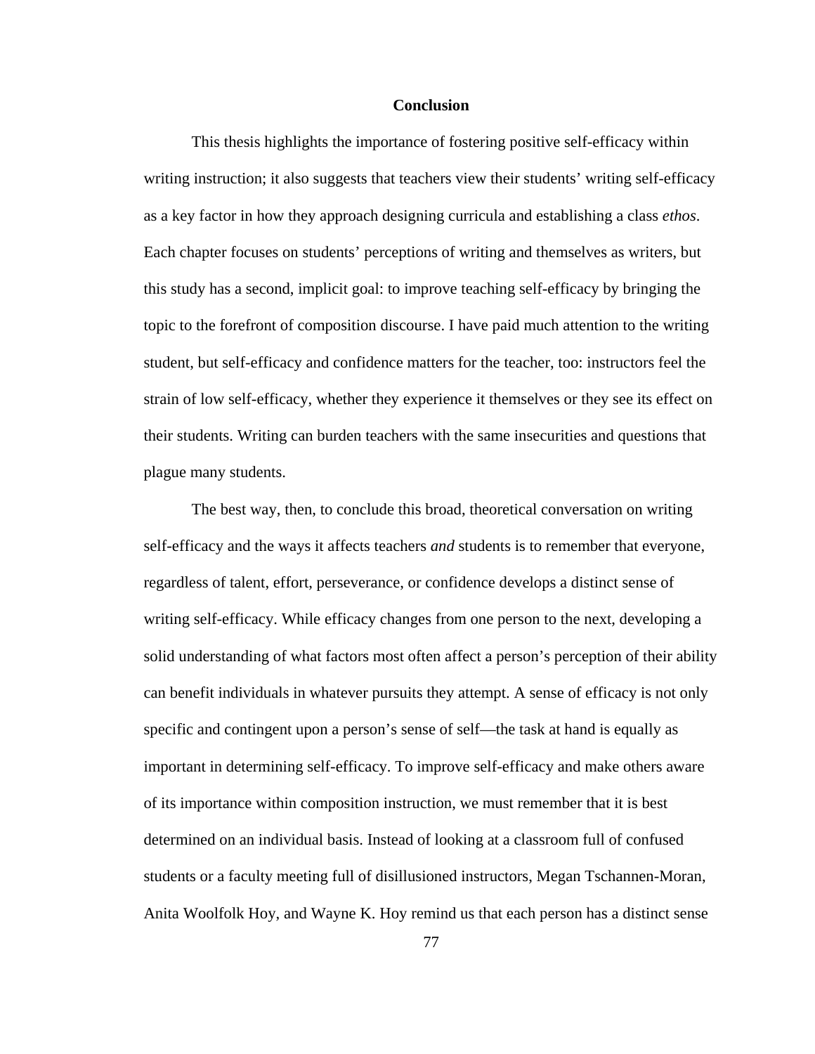# Conclusion

This thesis highlights the importance of fostering positive self-efficacy within writing instruction; it also suggests that teachers view their students' writing self-efficacy as a key factor in how they approach designing curricula and establishing a class *ethos*. Each chapter focuses on students' perceptions of writing and themselves as writers, but this study has a second, implicit goal: to improve teaching self-efficacy by bringing the topic to the forefront of composition discourse. I have paid much attention to the writing student, but self-efficacy and confidence matters for the teacher, too: instructors feel the strain of low self-efficacy, whether they experience it themselves or they see its effect on their students. Writing can burden teachers with the same insecurities and questions that plague many students.

The best way, then, to conclude this broad, theoretical conversation on writing self-efficacy and the ways it affects teachers *and* students is to remember that everyone, regardless of talent, effort, perseverance, or confidence develops a distinct sense of writing self-efficacy. While efficacy changes from one person to the next, developing a solid understanding of what factors most often affect a person's perception of their ability can benefit individuals in whatever pursuits they attempt. A sense of efficacy is not only specific and contingent upon a person's sense of self—the task at hand is equally as important in determining self-efficacy. To improve self-efficacy and make others aware of its importance within composition instruction, we must remember that it is best determined on an individual basis. Instead of looking at a classroom full of confused students or a faculty meeting full of disillusioned instructors, Megan Tschannen-Moran, Anita Woolfolk Hoy, and Wayne K. Hoy remind us that each person has a distinct sense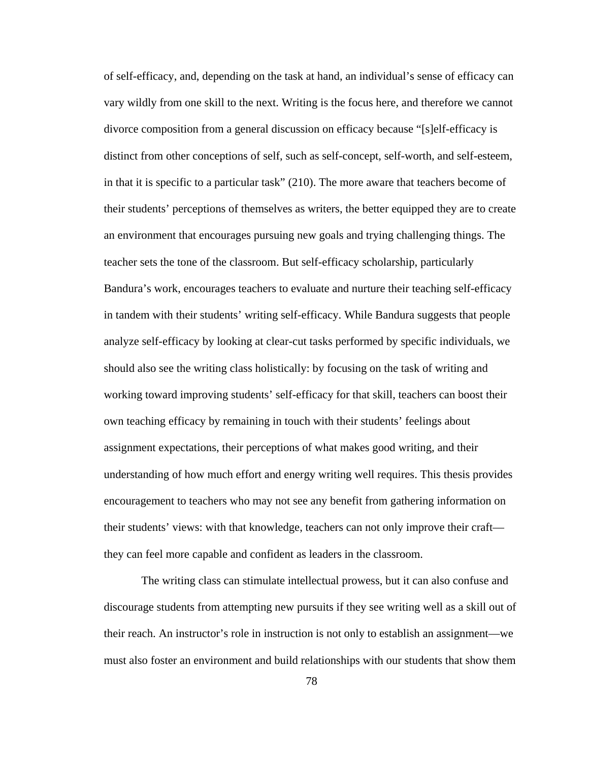of self-efficacy, and, depending on the task at hand, an individual's sense of efficacy can vary wildly from one skill to the next. Writing is the focus here, and therefore we cannot divorce composition from a general discussion on efficacy because "[s]elf-efficacy is distinct from other conceptions of self, such as self-concept, self-worth, and self-esteem, in that it is specific to a particular task" (210). The more aware that teachers become of their students' perceptions of themselves as writers, the better equipped they are to create an environment that encourages pursuing new goals and trying challenging things. The teacher sets the tone of the classroom. But self-efficacy scholarship, particularly Bandura's work, encourages teachers to evaluate and nurture their teaching self-efficacy in tandem with their students' writing self-efficacy. While Bandura suggests that people analyze self-efficacy by looking at clear-cut tasks performed by specific individuals, we should also see the writing class holistically: by focusing on the task of writing and working toward improving students' self-efficacy for that skill, teachers can boost their own teaching efficacy by remaining in touch with their students' feelings about assignment expectations, their perceptions of what makes good writing, and their understanding of how much effort and energy writing well requires. This thesis provides encouragement to teachers who may not see any benefit from gathering information on their students' views: with that knowledge, teachers can not only improve their craft—they can feel more capable and confident as leaders in the classroom.

The writing class can stimulate intellectual prowess, but it can also confuse and discourage students from attempting new pursuits if they see writing well as a skill out of their reach. An instructor's role in instruction is not only to establish an assignment—we must also foster an environment and build relationships with our students that show them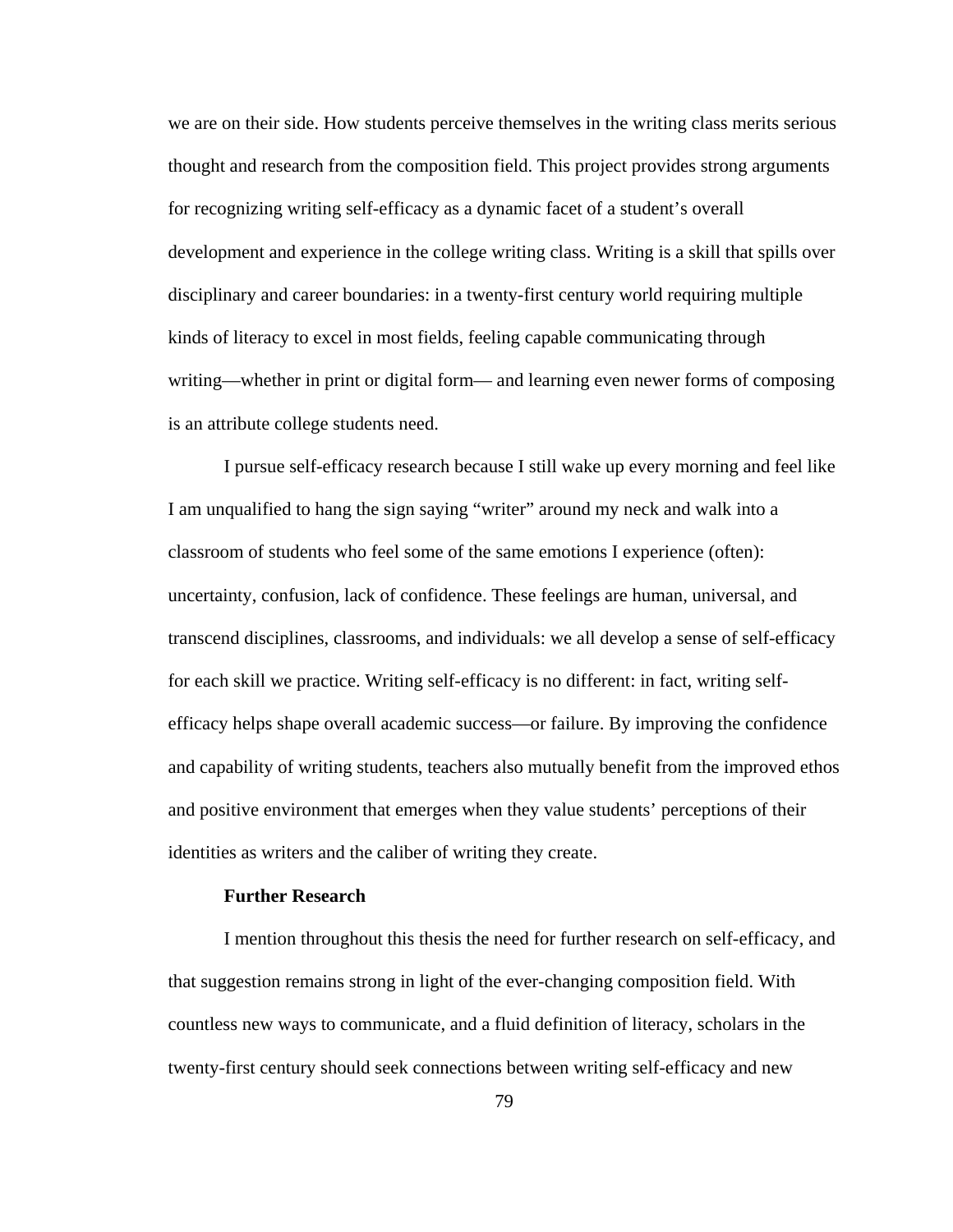we are on their side. How students perceive themselves in the writing class merits serious thought and research from the composition field. This project provides strong arguments for recognizing writing self-efficacy as a dynamic facet of a student's overall development and experience in the college writing class. Writing is a skill that spills over disciplinary and career boundaries: in a twenty-first century world requiring multiple kinds of literacy to excel in most fields, feeling capable communicating through writing—whether in print or digital form— and learning even newer forms of composing is an attribute college students need.

I pursue self-efficacy research because I still wake up every morning and feel like I am unqualified to hang the sign saying "writer" around my neck and walk into a classroom of students who feel some of the same emotions I experience (often): uncertainty, confusion, lack of confidence. These feelings are human, universal, and transcend disciplines, classrooms, and individuals: we all develop a sense of self-efficacy for each skill we practice. Writing self-efficacy is no different: in fact, writing self-efficacy helps shape overall academic success—or failure. By improving the confidence and capability of writing students, teachers also mutually benefit from the improved ethos and positive environment that emerges when they value students' perceptions of their identities as writers and the caliber of writing they create.

**Further Research**

I mention throughout this thesis the need for further research on self-efficacy, and that suggestion remains strong in light of the ever-changing composition field. With countless new ways to communicate, and a fluid definition of literacy, scholars in the twenty-first century should seek connections between writing self-efficacy and new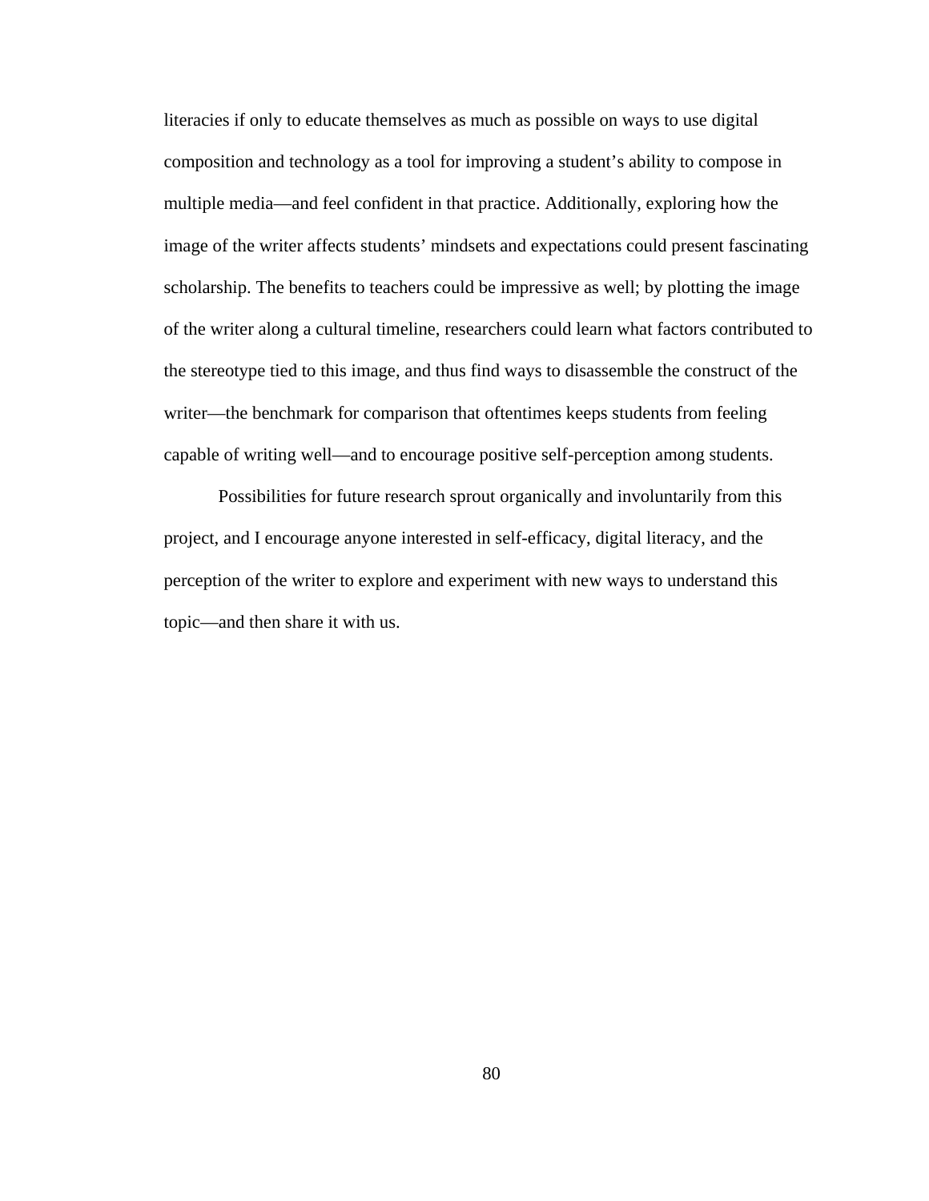literacies if only to educate themselves as much as possible on ways to use digital composition and technology as a tool for improving a student's ability to compose in multiple media—and feel confident in that practice. Additionally, exploring how the image of the writer affects students' mindsets and expectations could present fascinating scholarship. The benefits to teachers could be impressive as well; by plotting the image of the writer along a cultural timeline, researchers could learn what factors contributed to the stereotype tied to this image, and thus find ways to disassemble the construct of the writer—the benchmark for comparison that oftentimes keeps students from feeling capable of writing well—and to encourage positive self-perception among students.

Possibilities for future research sprout organically and involuntarily from this project, and I encourage anyone interested in self-efficacy, digital literacy, and the perception of the writer to explore and experiment with new ways to understand this topic—and then share it with us.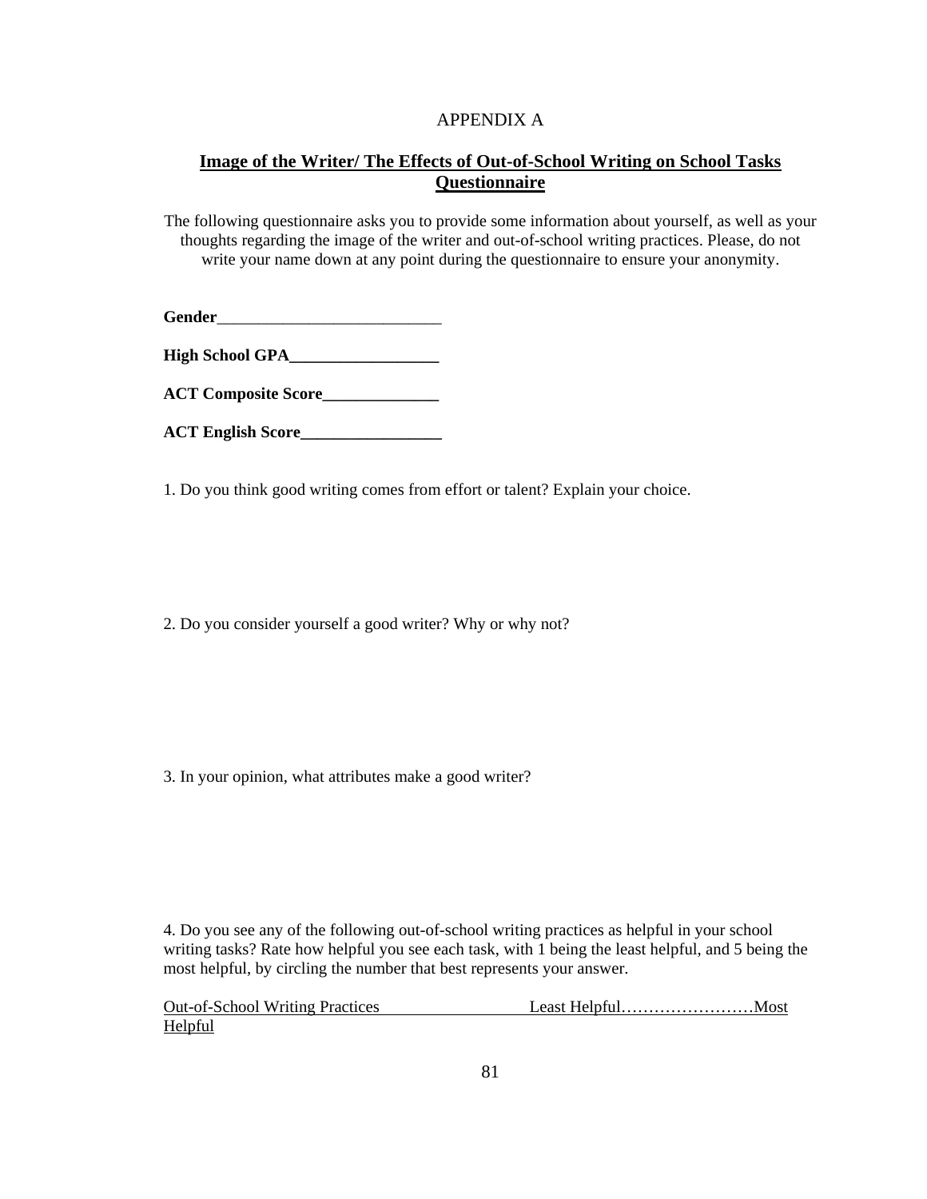APPENDIX A

**Image of the Writer/ The Effects of Out-of-School Writing on School Tasks Questionnaire**

The following questionnaire asks you to provide some information about yourself, as well as your thoughts regarding the image of the writer and out-of-school writing practices. Please, do not write your name down at any point during the questionnaire to ensure your anonymity.

**Gender**___________________________

**High School GPA__________________**

**ACT Composite Score______________**

**ACT English Score_________________**

1. Do you think good writing comes from effort or talent? Explain your choice.

2. Do you consider yourself a good writer? Why or why not?

3. In your opinion, what attributes make a good writer?

4. Do you see any of the following out-of-school writing practices as helpful in your school writing tasks? Rate how helpful you see each task, with 1 being the least helpful, and 5 being the most helpful, by circling the number that best represents your answer.

Out-of-School Writing Practices Least Helpful……………………Most Helpful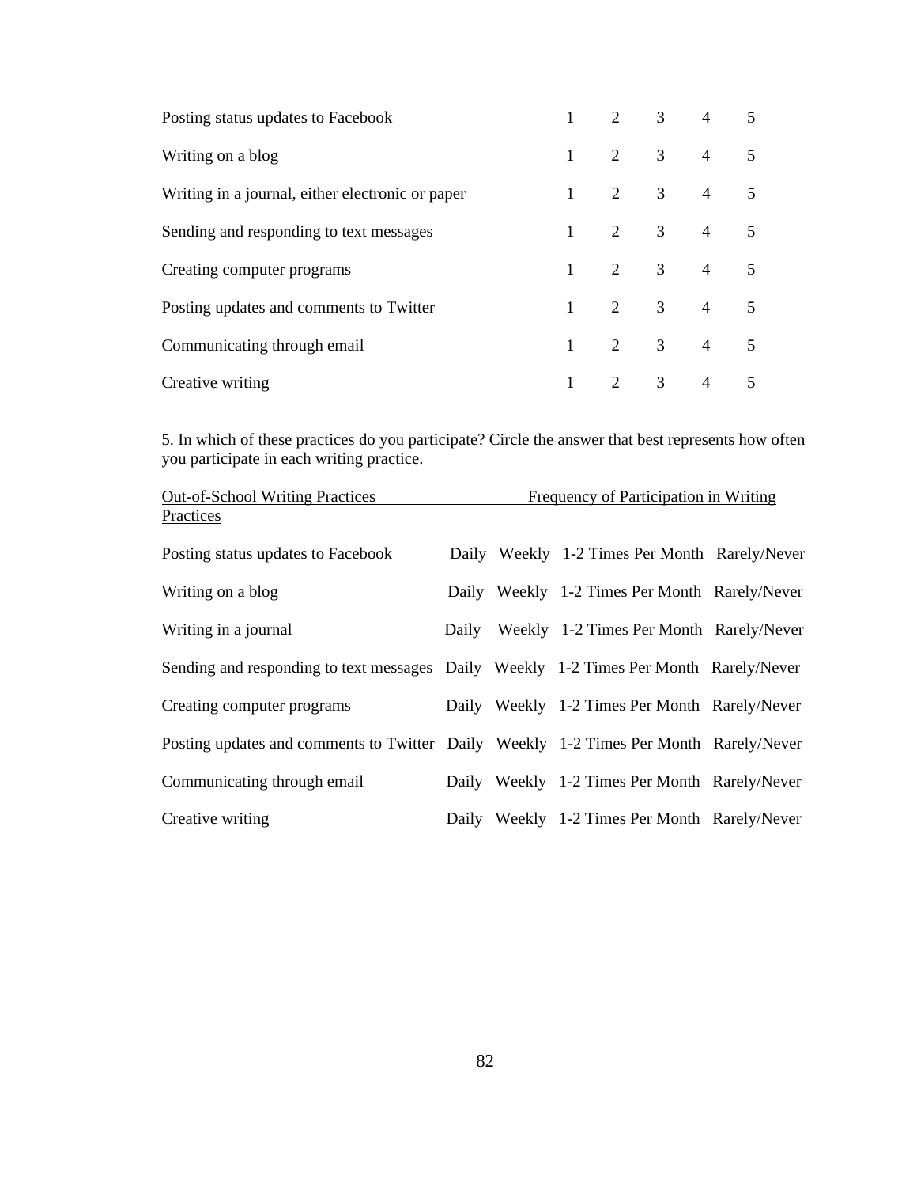| | | | | | |
|---|---|---|---|---|---|
| Posting status updates to Facebook | 1 | 2 | 3 | 4 | 5 |
| Writing on a blog | 1 | 2 | 3 | 4 | 5 |
| Writing in a journal, either electronic or paper | 1 | 2 | 3 | 4 | 5 |
| Sending and responding to text messages | 1 | 2 | 3 | 4 | 5 |
| Creating computer programs | 1 | 2 | 3 | 4 | 5 |
| Posting updates and comments to Twitter | 1 | 2 | 3 | 4 | 5 |
| Communicating through email | 1 | 2 | 3 | 4 | 5 |
| Creative writing | 1 | 2 | 3 | 4 | 5 |

5. In which of these practices do you participate? Circle the answer that best represents how often you participate in each writing practice.

| Out-of-School Writing Practices | Frequency of Participation in Writing Practices | | | |
|---|---|---|---|---|
| Posting status updates to Facebook | Daily | Weekly | 1-2 Times Per Month | Rarely/Never |
| Writing on a blog | Daily | Weekly | 1-2 Times Per Month | Rarely/Never |
| Writing in a journal | Daily | Weekly | 1-2 Times Per Month | Rarely/Never |
| Sending and responding to text messages | Daily | Weekly | 1-2 Times Per Month | Rarely/Never |
| Creating computer programs | Daily | Weekly | 1-2 Times Per Month | Rarely/Never |
| Posting updates and comments to Twitter | Daily | Weekly | 1-2 Times Per Month | Rarely/Never |
| Communicating through email | Daily | Weekly | 1-2 Times Per Month | Rarely/Never |
| Creative writing | Daily | Weekly | 1-2 Times Per Month | Rarely/Never |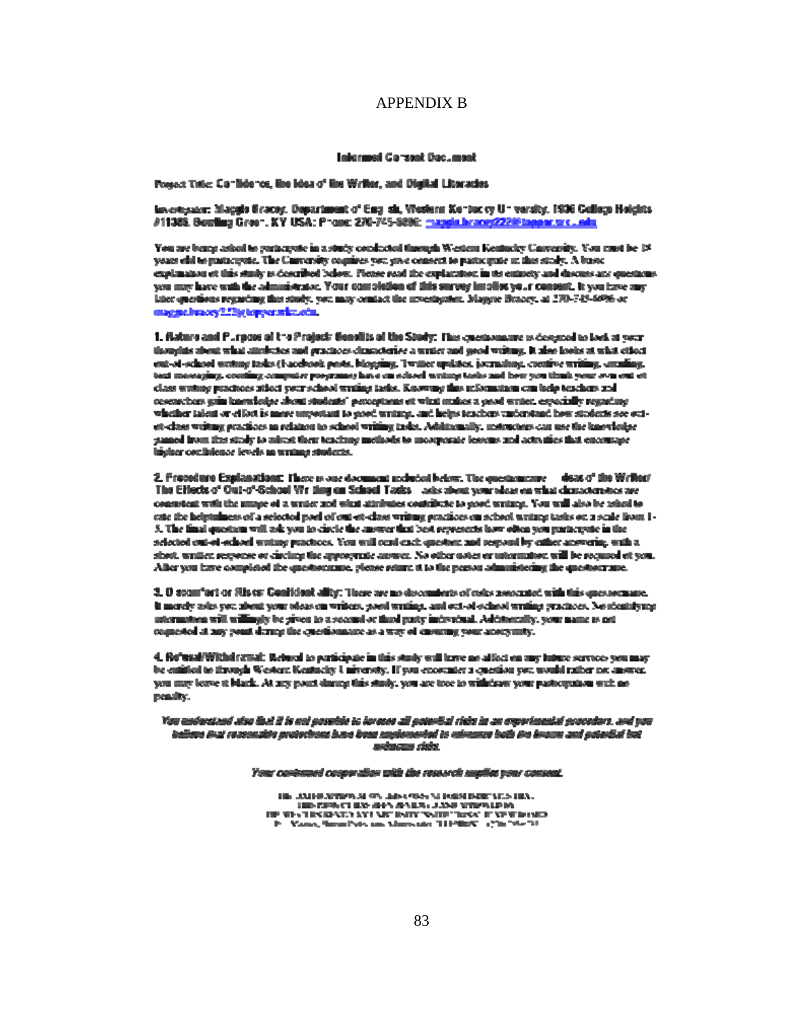# APPENDIX B

**Informed Consent Document**

**Project Title: Confidence, the Idea of the Writer, and Digital Literacies**

**Investigator: Maggie Bracey, Department of English, Western Kentucky University, 1906 College Heights #11386, Bowling Green, KY USA; Phone: 270-745-6096; maggie.bracey222@topper.wku.edu**

You are being asked to participate in a study conducted through Western Kentucky University. You must be 18 years old to participate. The University requires you give consent to participate in this study. A basic explanation of this study is described below. Please read the explanation in its entirety and discuss any questions you may have with the administrator. **Your completion of this survey implies your consent.** If you have any later questions regarding this study, you may contact the investigator, Maggie Bracey, at 270-745-6096 or maggie.bracey222@topper.wku.edu.

**1. Nature and Purpose of the Project/ Benefits of the Study:** This questionnaire is designed to look at your thoughts about what attributes and practices characterize a writer and good writing. It also looks at what effect out-of-school writing tasks (Facebook posts, blogging, Twitter updates, journaling, creative writing, emailing, text messaging, creating computer programs) have on school writing tasks and how you think your own out-of-class writing practices affect your school writing tasks. Knowing this information can help teachers and researchers gain knowledge about students' perceptions of what makes a good writer, especially regarding whether talent or effort is more important to good writing, and helps teachers understand how students see out-of-class writing practices in relation to school writing tasks. Additionally, instructors can use the knowledge gained from this study to adjust their teaching methods to incorporate lessons and activities that encourage higher confidence levels in writing students.

**2. Procedure Explanation:** There is one document included below. The questionnaire — **Ideas of the Writer/ The Effects of Out-of-School Writing on School Tasks** — asks about your ideas on what characteristics are consistent with the image of a writer and what attributes contribute to good writing. You will also be asked to rate the helpfulness of a selected pool of out-of-class writing practices on school writing tasks on a scale from 1-5. The final question will ask you to circle the answer that best represents how often you participate in the selected out-of-school writing practices. You will read each question and respond by either answering with a short, written response or circling the appropriate answer. No other notes or information will be required of you. After you have completed the questionnaire, please return it to the person administering the questionnaire.

**3. Discomfort or Risks/ Confidentiality:** There are no discomforts of risks associated with this questionnaire. It merely asks you about your ideas on writers, good writing, and out-of-school writing practices. No identifying information will willingly be given to a second or third party individual. Additionally, your name is not requested at any point during the questionnaire as a way of ensuring your anonymity.

**4. Refusal/Withdrawal:** Refusal to participate in this study will have no effect on any future services you may be entitled to through Western Kentucky University. If you encounter a question you would rather not answer, you may leave it blank. At any point during this study, you are free to withdraw your participation with no penalty.

***You understand also that it is not possible to identify all potential risks in an experimental procedure, and you believe that reasonable safeguards have been implemented to minimize both the known and potential but unknown risks.***

***Your continued cooperation with the research implies your consent.***

THE DATE OF APPROVAL ON THIS CONSENT FORM INDICATES THE PROJECT HAS BEEN REVIEWED AND APPROVED BY THE WESTERN KENTUCKY UNIVERSITY INSTITUTIONAL REVIEW BOARD
Paul Mooney, Human Protections Administrator TELEPHONE: (270) 745-2129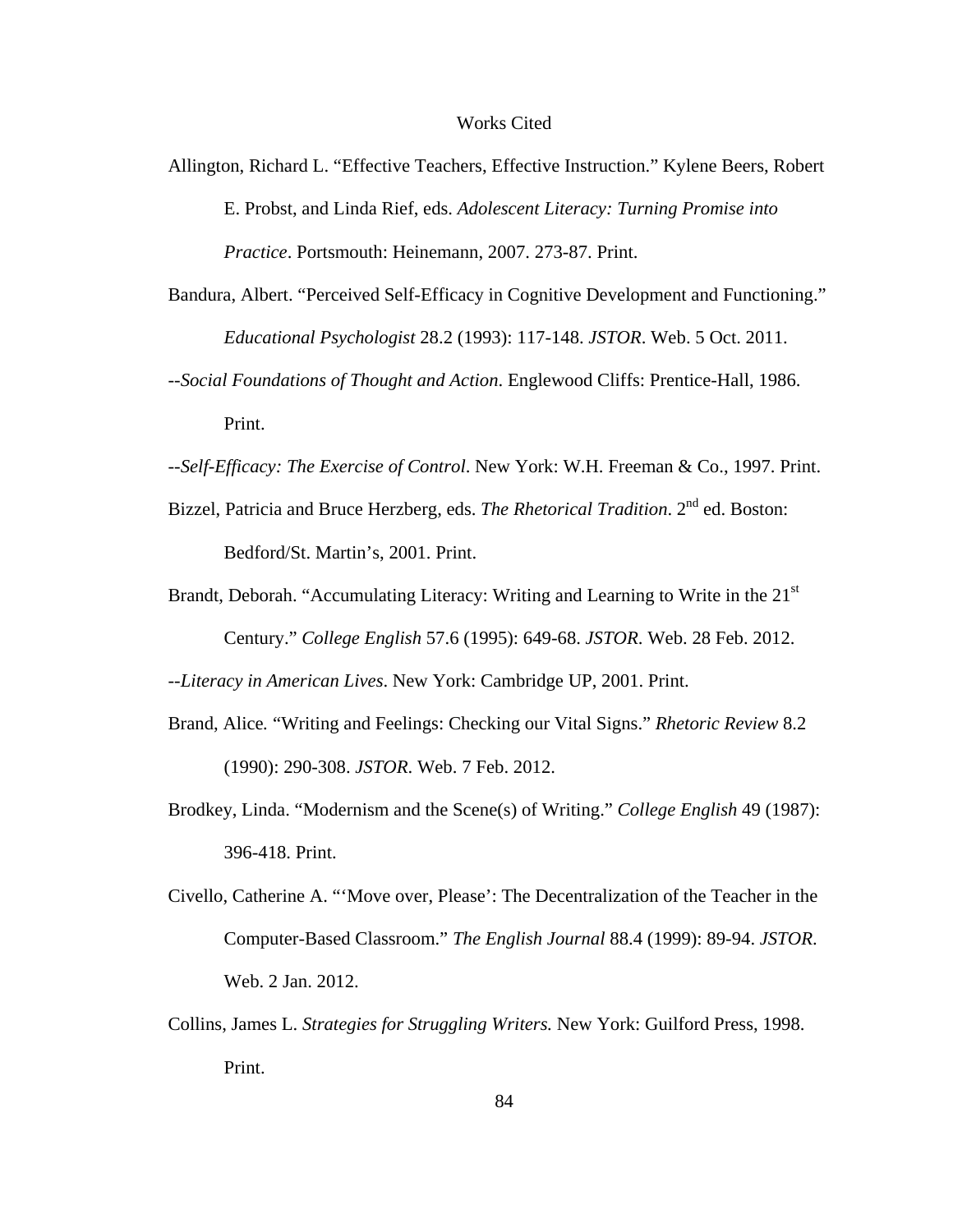# Works Cited

Allington, Richard L. "Effective Teachers, Effective Instruction." Kylene Beers, Robert E. Probst, and Linda Rief, eds. *Adolescent Literacy: Turning Promise into Practice*. Portsmouth: Heinemann, 2007. 273-87. Print.

Bandura, Albert. "Perceived Self-Efficacy in Cognitive Development and Functioning." *Educational Psychologist* 28.2 (1993): 117-148. *JSTOR*. Web. 5 Oct. 2011.

--*Social Foundations of Thought and Action*. Englewood Cliffs: Prentice-Hall, 1986. Print.

--*Self-Efficacy: The Exercise of Control*. New York: W.H. Freeman & Co., 1997. Print.

Bizzel, Patricia and Bruce Herzberg, eds. *The Rhetorical Tradition*. 2nd ed. Boston: Bedford/St. Martin's, 2001. Print.

Brandt, Deborah. "Accumulating Literacy: Writing and Learning to Write in the 21st Century." *College English* 57.6 (1995): 649-68. *JSTOR*. Web. 28 Feb. 2012.

--*Literacy in American Lives*. New York: Cambridge UP, 2001. Print.

Brand, Alice. "Writing and Feelings: Checking our Vital Signs." *Rhetoric Review* 8.2 (1990): 290-308. *JSTOR*. Web. 7 Feb. 2012.

Brodkey, Linda. "Modernism and the Scene(s) of Writing." *College English* 49 (1987): 396-418. Print.

Civello, Catherine A. "'Move over, Please': The Decentralization of the Teacher in the Computer-Based Classroom." *The English Journal* 88.4 (1999): 89-94. *JSTOR*. Web. 2 Jan. 2012.

Collins, James L. *Strategies for Struggling Writers.* New York: Guilford Press, 1998. Print.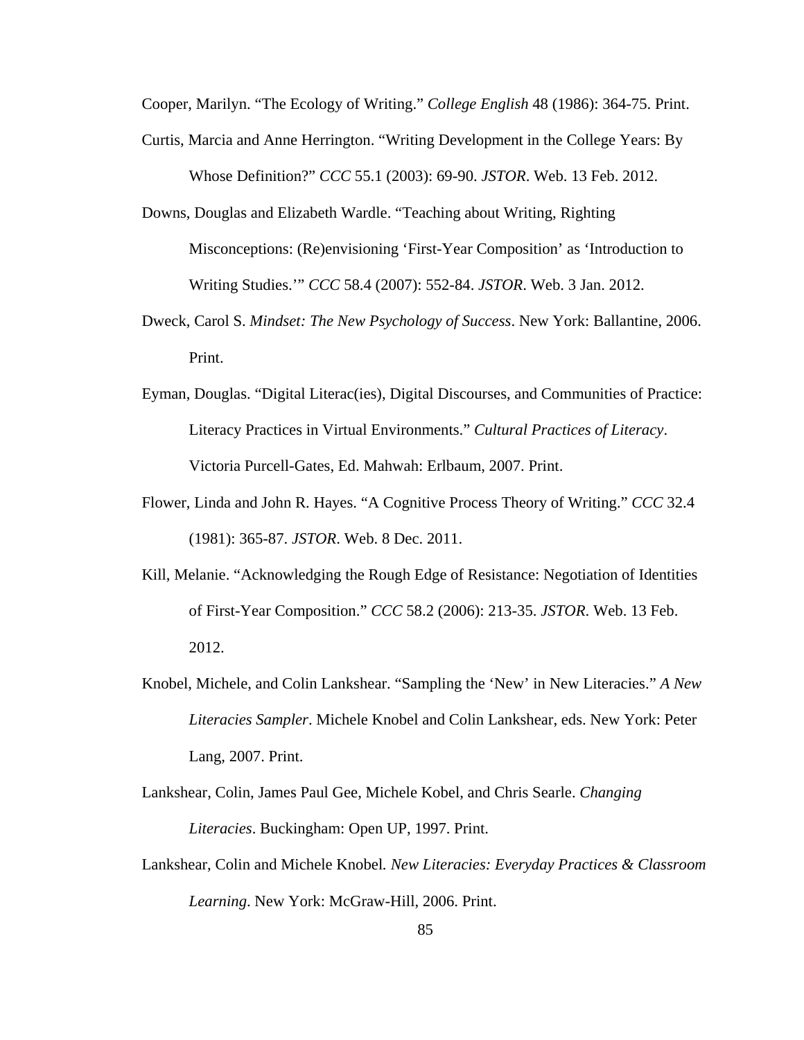Cooper, Marilyn. "The Ecology of Writing." *College English* 48 (1986): 364-75. Print.

Curtis, Marcia and Anne Herrington. "Writing Development in the College Years: By Whose Definition?" *CCC* 55.1 (2003): 69-90. *JSTOR*. Web. 13 Feb. 2012.

Downs, Douglas and Elizabeth Wardle. "Teaching about Writing, Righting Misconceptions: (Re)envisioning 'First-Year Composition' as 'Introduction to Writing Studies.'" *CCC* 58.4 (2007): 552-84. *JSTOR*. Web. 3 Jan. 2012.

Dweck, Carol S. *Mindset: The New Psychology of Success*. New York: Ballantine, 2006. Print.

Eyman, Douglas. "Digital Literac(ies), Digital Discourses, and Communities of Practice: Literacy Practices in Virtual Environments." *Cultural Practices of Literacy*. Victoria Purcell-Gates, Ed. Mahwah: Erlbaum, 2007. Print.

Flower, Linda and John R. Hayes. "A Cognitive Process Theory of Writing." *CCC* 32.4 (1981): 365-87. *JSTOR*. Web. 8 Dec. 2011.

Kill, Melanie. "Acknowledging the Rough Edge of Resistance: Negotiation of Identities of First-Year Composition." *CCC* 58.2 (2006): 213-35. *JSTOR*. Web. 13 Feb. 2012.

Knobel, Michele, and Colin Lankshear. "Sampling the 'New' in New Literacies." *A New Literacies Sampler*. Michele Knobel and Colin Lankshear, eds. New York: Peter Lang, 2007. Print.

Lankshear, Colin, James Paul Gee, Michele Kobel, and Chris Searle. *Changing Literacies*. Buckingham: Open UP, 1997. Print.

Lankshear, Colin and Michele Knobel. *New Literacies: Everyday Practices & Classroom Learning*. New York: McGraw-Hill, 2006. Print.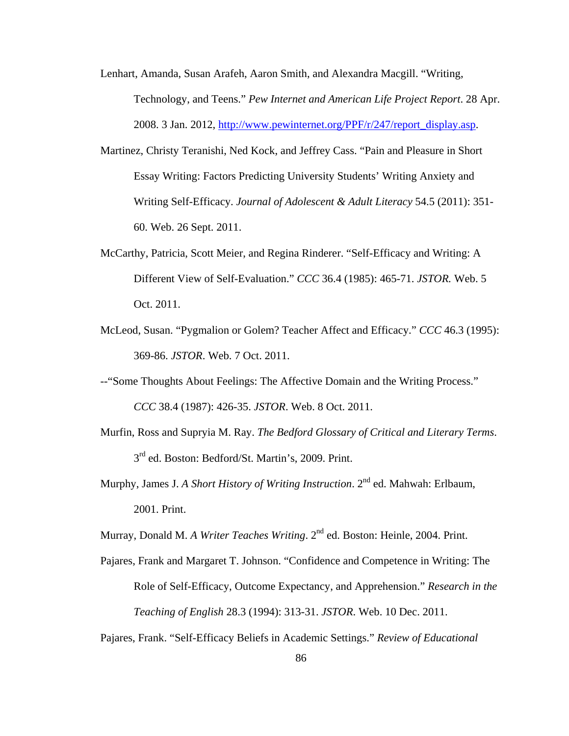Lenhart, Amanda, Susan Arafeh, Aaron Smith, and Alexandra Macgill. "Writing, Technology, and Teens." *Pew Internet and American Life Project Report*. 28 Apr. 2008. 3 Jan. 2012, http://www.pewinternet.org/PPF/r/247/report_display.asp.

Martinez, Christy Teranishi, Ned Kock, and Jeffrey Cass. "Pain and Pleasure in Short Essay Writing: Factors Predicting University Students' Writing Anxiety and Writing Self-Efficacy. *Journal of Adolescent & Adult Literacy* 54.5 (2011): 351-60. Web. 26 Sept. 2011.

McCarthy, Patricia, Scott Meier, and Regina Rinderer. "Self-Efficacy and Writing: A Different View of Self-Evaluation." *CCC* 36.4 (1985): 465-71. *JSTOR.* Web. 5 Oct. 2011.

McLeod, Susan. "Pygmalion or Golem? Teacher Affect and Efficacy." *CCC* 46.3 (1995): 369-86. *JSTOR*. Web. 7 Oct. 2011.

--"Some Thoughts About Feelings: The Affective Domain and the Writing Process." *CCC* 38.4 (1987): 426-35. *JSTOR*. Web. 8 Oct. 2011.

Murfin, Ross and Supryia M. Ray. *The Bedford Glossary of Critical and Literary Terms*. 3rd ed. Boston: Bedford/St. Martin's, 2009. Print.

Murphy, James J. *A Short History of Writing Instruction*. 2nd ed. Mahwah: Erlbaum, 2001. Print.

Murray, Donald M. *A Writer Teaches Writing*. 2nd ed. Boston: Heinle, 2004. Print.

Pajares, Frank and Margaret T. Johnson. "Confidence and Competence in Writing: The Role of Self-Efficacy, Outcome Expectancy, and Apprehension." *Research in the Teaching of English* 28.3 (1994): 313-31. *JSTOR*. Web. 10 Dec. 2011.

Pajares, Frank. "Self-Efficacy Beliefs in Academic Settings." *Review of Educational*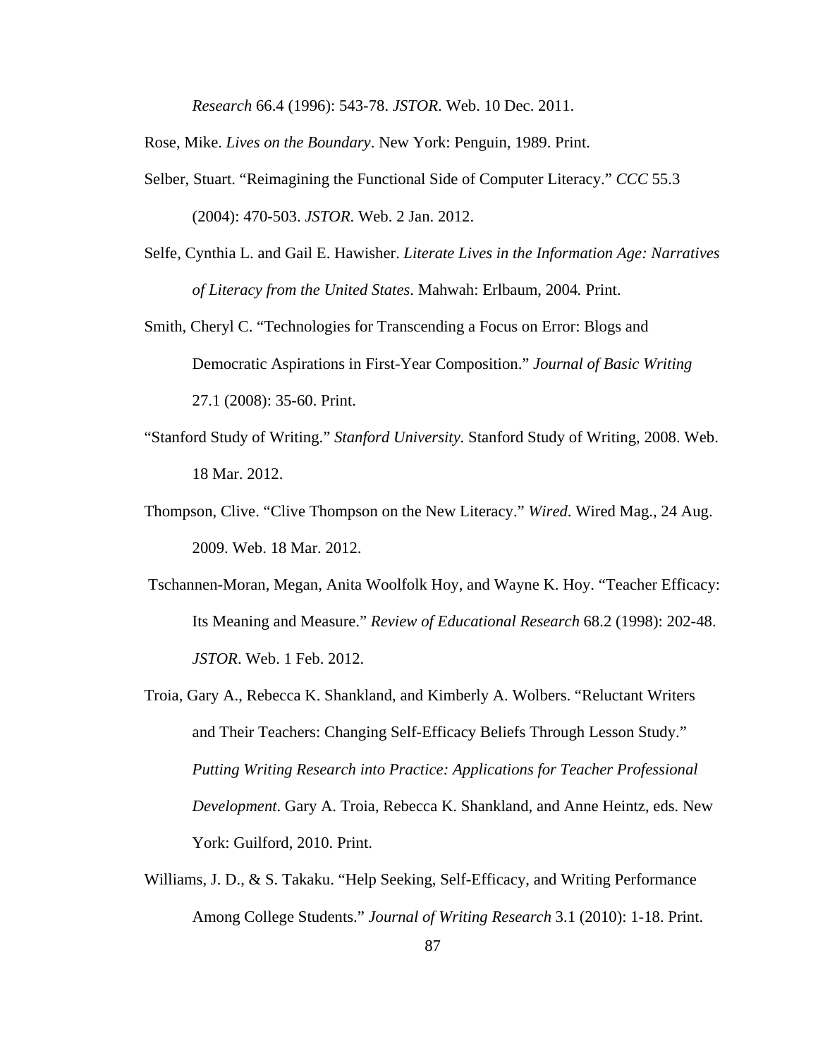*Research* 66.4 (1996): 543-78. *JSTOR*. Web. 10 Dec. 2011.

Rose, Mike. *Lives on the Boundary*. New York: Penguin, 1989. Print.

Selber, Stuart. "Reimagining the Functional Side of Computer Literacy." *CCC* 55.3 (2004): 470-503. *JSTOR*. Web. 2 Jan. 2012.

Selfe, Cynthia L. and Gail E. Hawisher. *Literate Lives in the Information Age: Narratives of Literacy from the United States*. Mahwah: Erlbaum, 2004*.* Print.

Smith, Cheryl C. "Technologies for Transcending a Focus on Error: Blogs and Democratic Aspirations in First-Year Composition." *Journal of Basic Writing* 27.1 (2008): 35-60. Print.

"Stanford Study of Writing." *Stanford University*. Stanford Study of Writing, 2008. Web. 18 Mar. 2012.

Thompson, Clive. "Clive Thompson on the New Literacy." *Wired*. Wired Mag., 24 Aug. 2009. Web. 18 Mar. 2012.

Tschannen-Moran, Megan, Anita Woolfolk Hoy, and Wayne K. Hoy. "Teacher Efficacy: Its Meaning and Measure." *Review of Educational Research* 68.2 (1998): 202-48. *JSTOR*. Web. 1 Feb. 2012.

Troia, Gary A., Rebecca K. Shankland, and Kimberly A. Wolbers. "Reluctant Writers and Their Teachers: Changing Self-Efficacy Beliefs Through Lesson Study." *Putting Writing Research into Practice: Applications for Teacher Professional Development*. Gary A. Troia, Rebecca K. Shankland, and Anne Heintz, eds. New York: Guilford, 2010. Print.

Williams, J. D., & S. Takaku. "Help Seeking, Self-Efficacy, and Writing Performance Among College Students." *Journal of Writing Research* 3.1 (2010): 1-18. Print.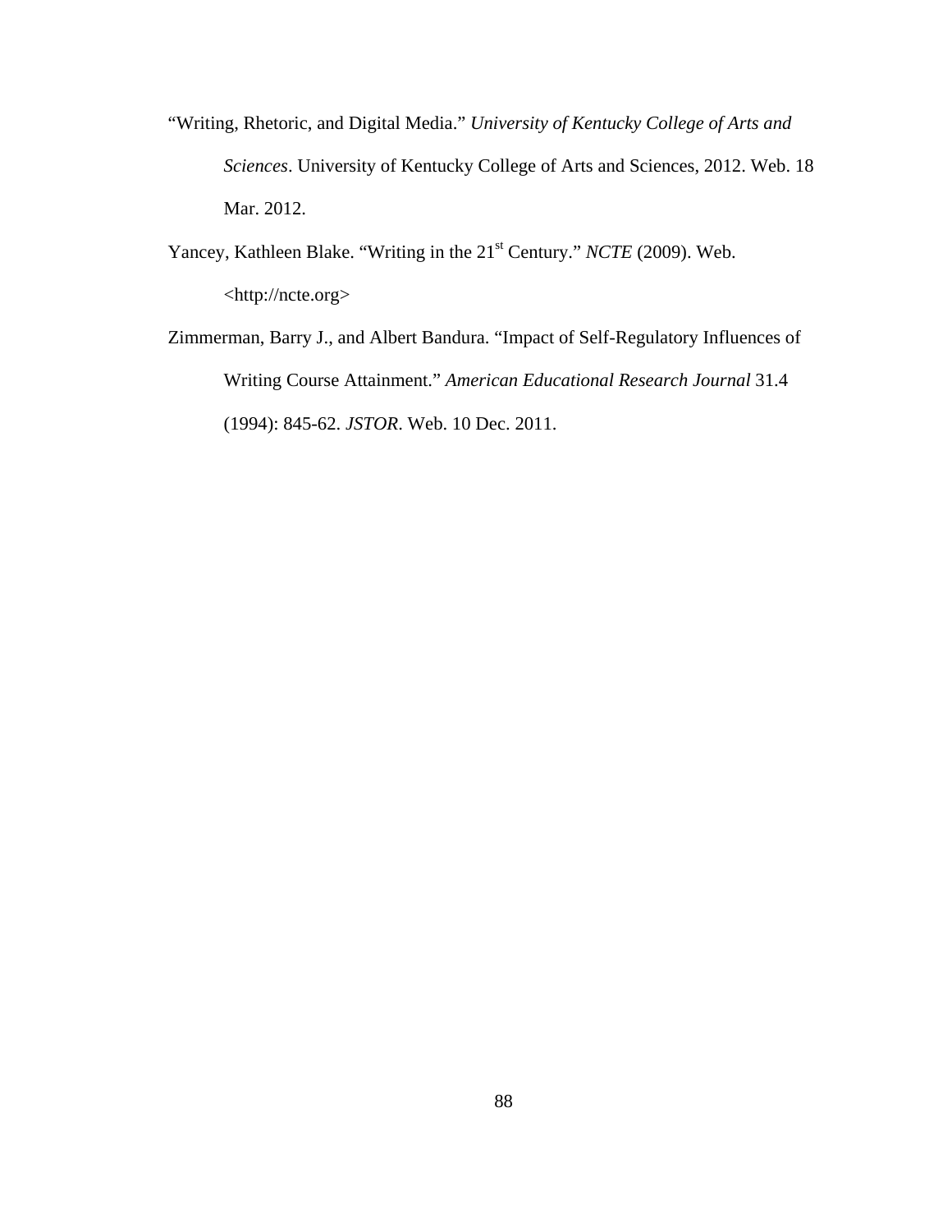"Writing, Rhetoric, and Digital Media." *University of Kentucky College of Arts and Sciences*. University of Kentucky College of Arts and Sciences, 2012. Web. 18 Mar. 2012.

Yancey, Kathleen Blake. "Writing in the 21st Century." *NCTE* (2009). Web. <http://ncte.org>

Zimmerman, Barry J., and Albert Bandura. "Impact of Self-Regulatory Influences of Writing Course Attainment." *American Educational Research Journal* 31.4 (1994): 845-62. *JSTOR*. Web. 10 Dec. 2011.